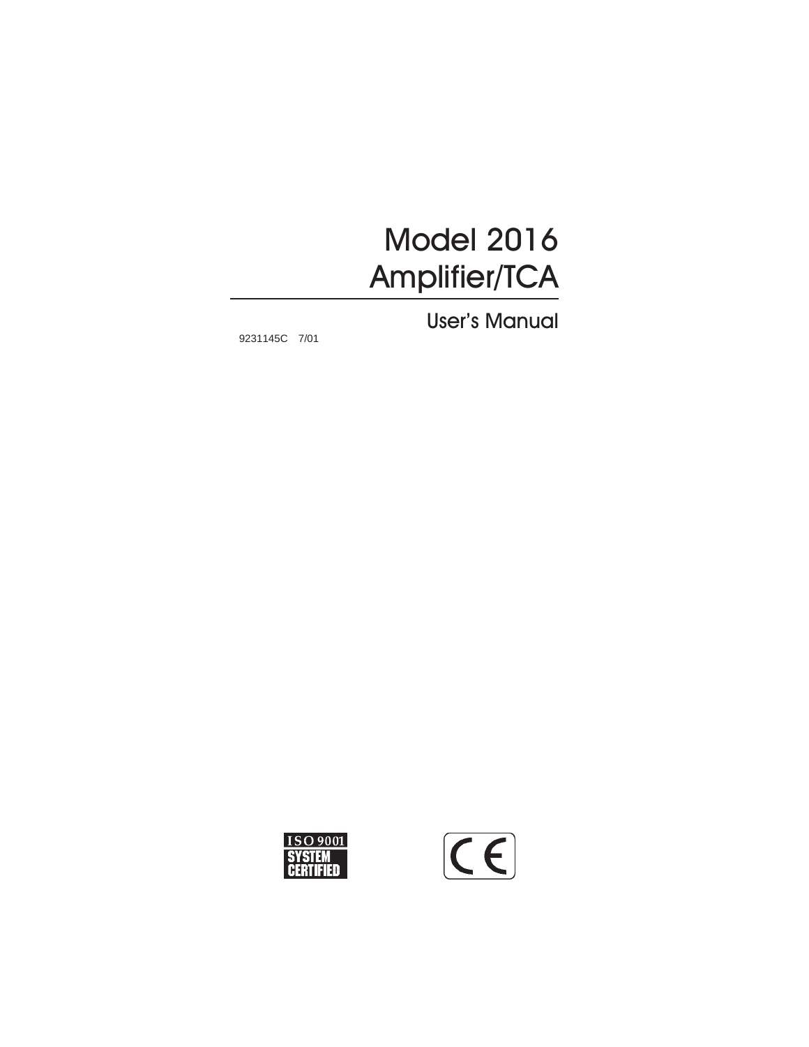# Model 2016 Amplifier/TCA

## User's Manual

9231145C 7/01

ISO 9001 SYSTEM CERTIFIED

CE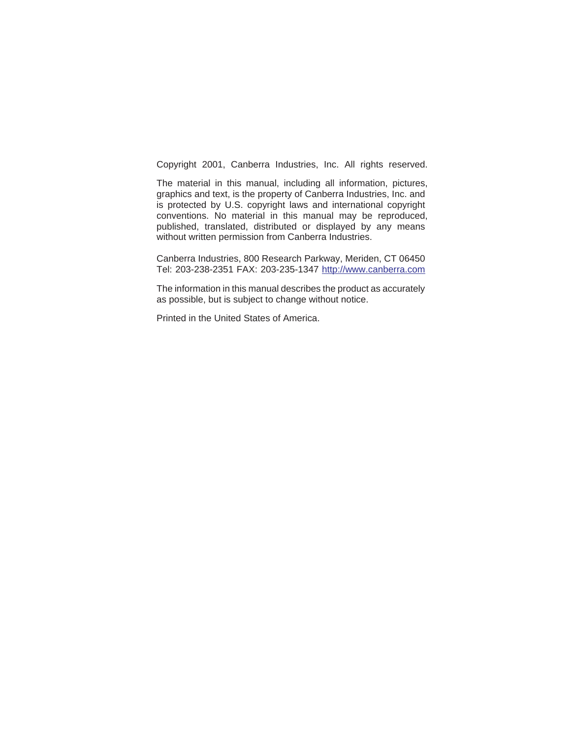Copyright 2001, Canberra Industries, Inc. All rights reserved.

The material in this manual, including all information, pictures, graphics and text, is the property of Canberra Industries, Inc. and is protected by U.S. copyright laws and international copyright conventions. No material in this manual may be reproduced, published, translated, distributed or displayed by any means without written permission from Canberra Industries.

Canberra Industries, 800 Research Parkway, Meriden, CT 06450
Tel: 203-238-2351 FAX: 203-235-1347 [http://www.canberra.com](http://www.canberra.com)

The information in this manual describes the product as accurately as possible, but is subject to change without notice.

Printed in the United States of America.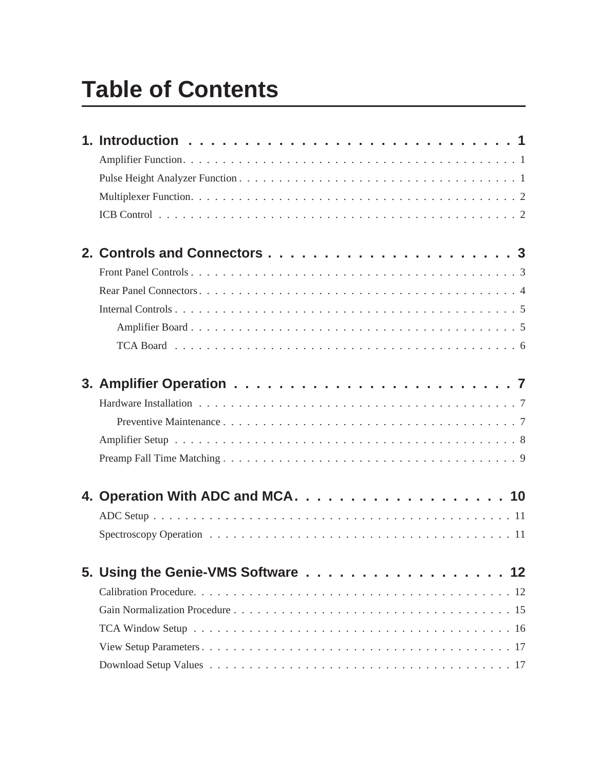# Table of Contents

**1. Introduction . . . . . . . . . . . . . . . . . . . . . . . . . . . . . 1**

Amplifier Function. . . . . . . . . . . . . . . . . . . . . . . . . . . . . . . . . . . . . . . . . . 1

Pulse Height Analyzer Function . . . . . . . . . . . . . . . . . . . . . . . . . . . . . . . . . . . 1

Multiplexer Function. . . . . . . . . . . . . . . . . . . . . . . . . . . . . . . . . . . . . . . . . . 2

ICB Control . . . . . . . . . . . . . . . . . . . . . . . . . . . . . . . . . . . . . . . . . . . . . 2

**2. Controls and Connectors . . . . . . . . . . . . . . . . . . . . . . 3**

Front Panel Controls . . . . . . . . . . . . . . . . . . . . . . . . . . . . . . . . . . . . . . . . . 3

Rear Panel Connectors . . . . . . . . . . . . . . . . . . . . . . . . . . . . . . . . . . . . . . . . 4

Internal Controls . . . . . . . . . . . . . . . . . . . . . . . . . . . . . . . . . . . . . . . . . . . 5

- Amplifier Board . . . . . . . . . . . . . . . . . . . . . . . . . . . . . . . . . . . . . . . . . 5
- TCA Board . . . . . . . . . . . . . . . . . . . . . . . . . . . . . . . . . . . . . . . . . . . . 6

**3. Amplifier Operation . . . . . . . . . . . . . . . . . . . . . . . . . 7**

Hardware Installation . . . . . . . . . . . . . . . . . . . . . . . . . . . . . . . . . . . . . . . . . 7

- Preventive Maintenance . . . . . . . . . . . . . . . . . . . . . . . . . . . . . . . . . . . . 7

Amplifier Setup . . . . . . . . . . . . . . . . . . . . . . . . . . . . . . . . . . . . . . . . . . . . 8

Preamp Fall Time Matching . . . . . . . . . . . . . . . . . . . . . . . . . . . . . . . . . . . . . . 9

**4. Operation With ADC and MCA. . . . . . . . . . . . . . . . . . . 10**

ADC Setup . . . . . . . . . . . . . . . . . . . . . . . . . . . . . . . . . . . . . . . . . . . . . . 11

Spectroscopy Operation . . . . . . . . . . . . . . . . . . . . . . . . . . . . . . . . . . . . . . . 11

**5. Using the Genie-VMS Software . . . . . . . . . . . . . . . . . . 12**

Calibration Procedure. . . . . . . . . . . . . . . . . . . . . . . . . . . . . . . . . . . . . . . . . 12

Gain Normalization Procedure . . . . . . . . . . . . . . . . . . . . . . . . . . . . . . . . . . . . 15

TCA Window Setup . . . . . . . . . . . . . . . . . . . . . . . . . . . . . . . . . . . . . . . . . . 16

View Setup Parameters . . . . . . . . . . . . . . . . . . . . . . . . . . . . . . . . . . . . . . . . 17

Download Setup Values . . . . . . . . . . . . . . . . . . . . . . . . . . . . . . . . . . . . . . . 17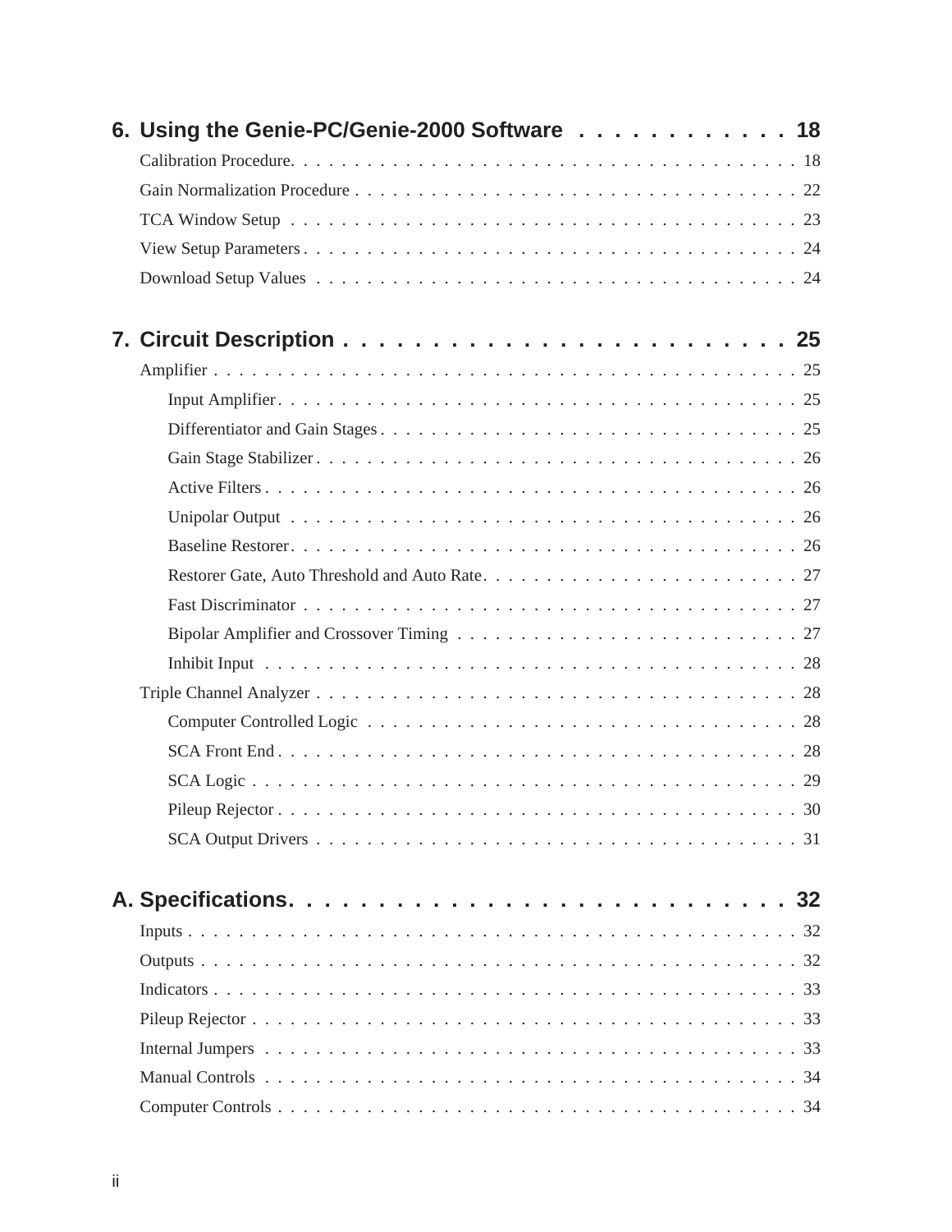## 6. Using the Genie-PC/Genie-2000 Software . . . . . . . . . . . . 18

Calibration Procedure. . . . . . . . . . . . . . . . . . . . . . . . . . . . . . . . . . . . . . . . 18

Gain Normalization Procedure . . . . . . . . . . . . . . . . . . . . . . . . . . . . . . . . . . . 22

TCA Window Setup . . . . . . . . . . . . . . . . . . . . . . . . . . . . . . . . . . . . . . . . 23

View Setup Parameters . . . . . . . . . . . . . . . . . . . . . . . . . . . . . . . . . . . . . . 24

Download Setup Values . . . . . . . . . . . . . . . . . . . . . . . . . . . . . . . . . . . . . . 24

## 7. Circuit Description . . . . . . . . . . . . . . . . . . . . . . . . 25

Amplifier . . . . . . . . . . . . . . . . . . . . . . . . . . . . . . . . . . . . . . . . . . . . . 25

- Input Amplifier. . . . . . . . . . . . . . . . . . . . . . . . . . . . . . . . . . . . . . . . 25
- Differentiator and Gain Stages . . . . . . . . . . . . . . . . . . . . . . . . . . . . . . . . 25
- Gain Stage Stabilizer. . . . . . . . . . . . . . . . . . . . . . . . . . . . . . . . . . . . . 26
- Active Filters . . . . . . . . . . . . . . . . . . . . . . . . . . . . . . . . . . . . . . . . . 26
- Unipolar Output . . . . . . . . . . . . . . . . . . . . . . . . . . . . . . . . . . . . . . . 26
- Baseline Restorer. . . . . . . . . . . . . . . . . . . . . . . . . . . . . . . . . . . . . . . 26
- Restorer Gate, Auto Threshold and Auto Rate. . . . . . . . . . . . . . . . . . . . . . . . 27
- Fast Discriminator . . . . . . . . . . . . . . . . . . . . . . . . . . . . . . . . . . . . . . 27
- Bipolar Amplifier and Crossover Timing . . . . . . . . . . . . . . . . . . . . . . . . . . . 27
- Inhibit Input . . . . . . . . . . . . . . . . . . . . . . . . . . . . . . . . . . . . . . . . . 28

Triple Channel Analyzer . . . . . . . . . . . . . . . . . . . . . . . . . . . . . . . . . . . . . 28

- Computer Controlled Logic . . . . . . . . . . . . . . . . . . . . . . . . . . . . . . . . . . 28
- SCA Front End . . . . . . . . . . . . . . . . . . . . . . . . . . . . . . . . . . . . . . . . 28
- SCA Logic . . . . . . . . . . . . . . . . . . . . . . . . . . . . . . . . . . . . . . . . . . 29
- Pileup Rejector . . . . . . . . . . . . . . . . . . . . . . . . . . . . . . . . . . . . . . . . 30
- SCA Output Drivers . . . . . . . . . . . . . . . . . . . . . . . . . . . . . . . . . . . . . 31

## A. Specifications. . . . . . . . . . . . . . . . . . . . . . . . . . . 32

Inputs . . . . . . . . . . . . . . . . . . . . . . . . . . . . . . . . . . . . . . . . . . . . . . 32

Outputs . . . . . . . . . . . . . . . . . . . . . . . . . . . . . . . . . . . . . . . . . . . . . 32

Indicators . . . . . . . . . . . . . . . . . . . . . . . . . . . . . . . . . . . . . . . . . . . . 33

Pileup Rejector . . . . . . . . . . . . . . . . . . . . . . . . . . . . . . . . . . . . . . . . . 33

Internal Jumpers . . . . . . . . . . . . . . . . . . . . . . . . . . . . . . . . . . . . . . . . 33

Manual Controls . . . . . . . . . . . . . . . . . . . . . . . . . . . . . . . . . . . . . . . . 34

Computer Controls . . . . . . . . . . . . . . . . . . . . . . . . . . . . . . . . . . . . . . . 34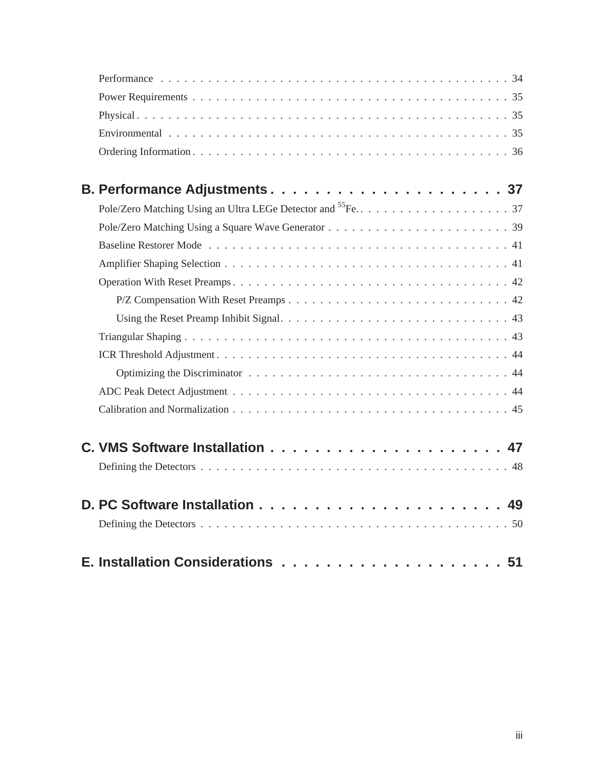Performance . . . . . . . . . . . . . . . . . . . . . . . . . . . . . . . . . . . . . . . . . . . . 34

Power Requirements . . . . . . . . . . . . . . . . . . . . . . . . . . . . . . . . . . . . . . . . . 35

Physical . . . . . . . . . . . . . . . . . . . . . . . . . . . . . . . . . . . . . . . . . . . . . . . . 35

Environmental . . . . . . . . . . . . . . . . . . . . . . . . . . . . . . . . . . . . . . . . . . . . 35

Ordering Information . . . . . . . . . . . . . . . . . . . . . . . . . . . . . . . . . . . . . . . . 36

## B. Performance Adjustments . . . . . . . . . . . . . . . . . . . . . . 37

Pole/Zero Matching Using an Ultra LEGe Detector and $^{55}Fe$. . . . . . . . . . . . . . . . . . . . 37

Pole/Zero Matching Using a Square Wave Generator . . . . . . . . . . . . . . . . . . . . . . . . 39

Baseline Restorer Mode . . . . . . . . . . . . . . . . . . . . . . . . . . . . . . . . . . . . . . 41

Amplifier Shaping Selection . . . . . . . . . . . . . . . . . . . . . . . . . . . . . . . . . . . . 41

Operation With Reset Preamps . . . . . . . . . . . . . . . . . . . . . . . . . . . . . . . . . . . 42

- P/Z Compensation With Reset Preamps . . . . . . . . . . . . . . . . . . . . . . . . . . . . . 42
- Using the Reset Preamp Inhibit Signal. . . . . . . . . . . . . . . . . . . . . . . . . . . . . 43

Triangular Shaping . . . . . . . . . . . . . . . . . . . . . . . . . . . . . . . . . . . . . . . . . 43

ICR Threshold Adjustment . . . . . . . . . . . . . . . . . . . . . . . . . . . . . . . . . . . . . 44

- Optimizing the Discriminator . . . . . . . . . . . . . . . . . . . . . . . . . . . . . . . . . . 44

ADC Peak Detect Adjustment . . . . . . . . . . . . . . . . . . . . . . . . . . . . . . . . . . . . 44

Calibration and Normalization . . . . . . . . . . . . . . . . . . . . . . . . . . . . . . . . . . . 45

## C. VMS Software Installation . . . . . . . . . . . . . . . . . . . . . . 47

Defining the Detectors . . . . . . . . . . . . . . . . . . . . . . . . . . . . . . . . . . . . . . . 48

## D. PC Software Installation . . . . . . . . . . . . . . . . . . . . . . . 49

Defining the Detectors . . . . . . . . . . . . . . . . . . . . . . . . . . . . . . . . . . . . . . . 50

## E. Installation Considerations . . . . . . . . . . . . . . . . . . . . . 51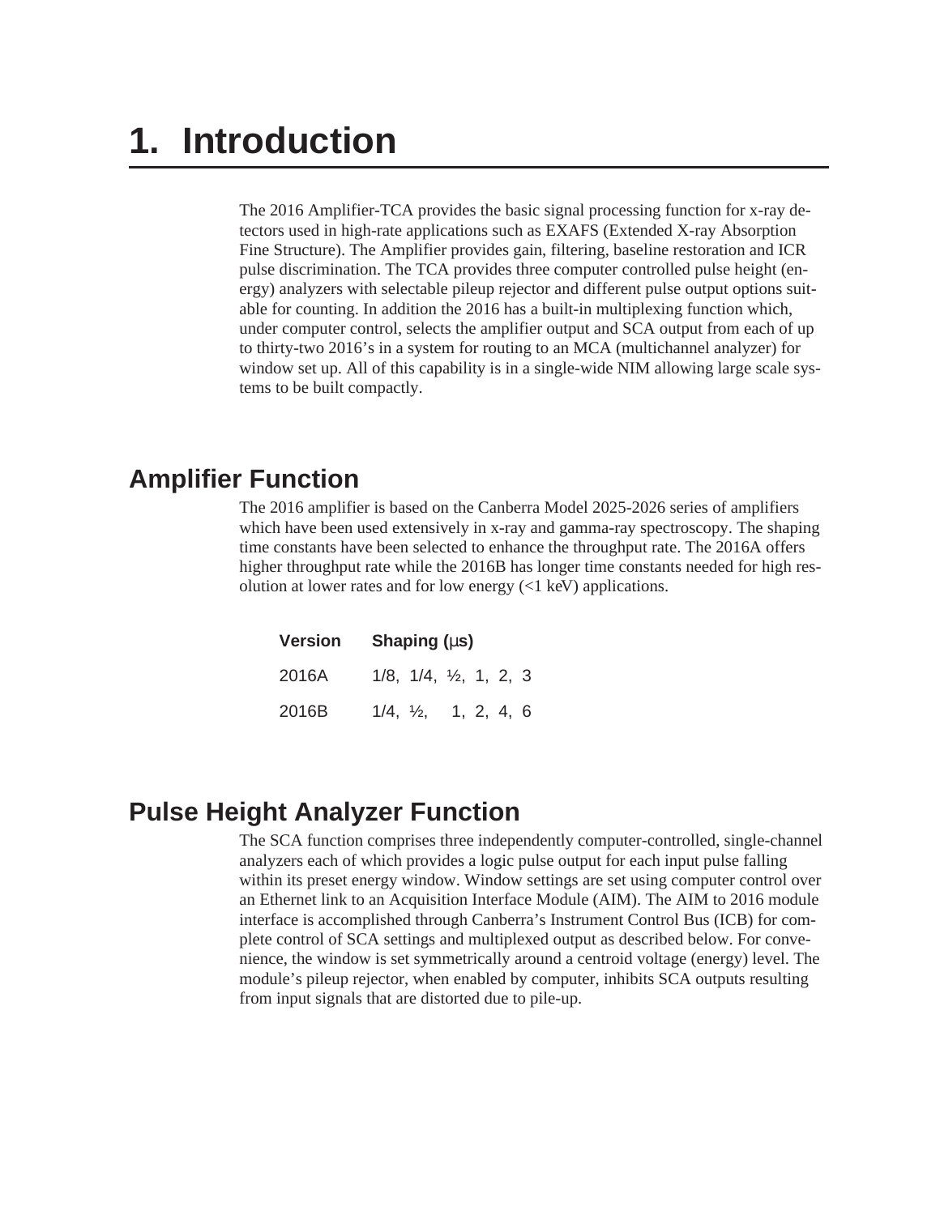# 1. Introduction

The 2016 Amplifier-TCA provides the basic signal processing function for x-ray detectors used in high-rate applications such as EXAFS (Extended X-ray Absorption Fine Structure). The Amplifier provides gain, filtering, baseline restoration and ICR pulse discrimination. The TCA provides three computer controlled pulse height (energy) analyzers with selectable pileup rejector and different pulse output options suitable for counting. In addition the 2016 has a built-in multiplexing function which, under computer control, selects the amplifier output and SCA output from each of up to thirty-two 2016's in a system for routing to an MCA (multichannel analyzer) for window set up. All of this capability is in a single-wide NIM allowing large scale systems to be built compactly.

## Amplifier Function

The 2016 amplifier is based on the Canberra Model 2025-2026 series of amplifiers which have been used extensively in x-ray and gamma-ray spectroscopy. The shaping time constants have been selected to enhance the throughput rate. The 2016A offers higher throughput rate while the 2016B has longer time constants needed for high resolution at lower rates and for low energy (<1 keV) applications.

| Version | Shaping (µs) |
|---|---|
| 2016A | 1/8, 1/4, ½, 1, 2, 3 |
| 2016B | 1/4, ½, 1, 2, 4, 6 |

## Pulse Height Analyzer Function

The SCA function comprises three independently computer-controlled, single-channel analyzers each of which provides a logic pulse output for each input pulse falling within its preset energy window. Window settings are set using computer control over an Ethernet link to an Acquisition Interface Module (AIM). The AIM to 2016 module interface is accomplished through Canberra's Instrument Control Bus (ICB) for complete control of SCA settings and multiplexed output as described below. For convenience, the window is set symmetrically around a centroid voltage (energy) level. The module's pileup rejector, when enabled by computer, inhibits SCA outputs resulting from input signals that are distorted due to pile-up.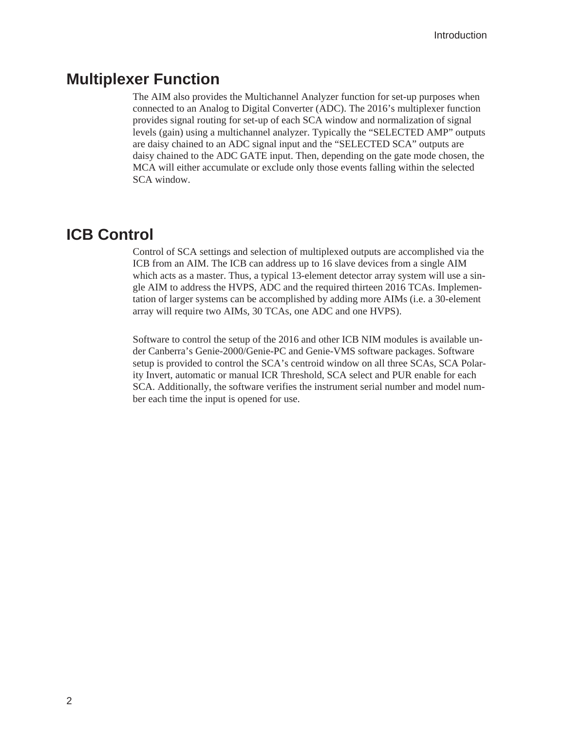## Multiplexer Function

The AIM also provides the Multichannel Analyzer function for set-up purposes when connected to an Analog to Digital Converter (ADC). The 2016's multiplexer function provides signal routing for set-up of each SCA window and normalization of signal levels (gain) using a multichannel analyzer. Typically the "SELECTED AMP" outputs are daisy chained to an ADC signal input and the "SELECTED SCA" outputs are daisy chained to the ADC GATE input. Then, depending on the gate mode chosen, the MCA will either accumulate or exclude only those events falling within the selected SCA window.

## ICB Control

Control of SCA settings and selection of multiplexed outputs are accomplished via the ICB from an AIM. The ICB can address up to 16 slave devices from a single AIM which acts as a master. Thus, a typical 13-element detector array system will use a single AIM to address the HVPS, ADC and the required thirteen 2016 TCAs. Implementation of larger systems can be accomplished by adding more AIMs (i.e. a 30-element array will require two AIMs, 30 TCAs, one ADC and one HVPS).

Software to control the setup of the 2016 and other ICB NIM modules is available under Canberra's Genie-2000/Genie-PC and Genie-VMS software packages. Software setup is provided to control the SCA's centroid window on all three SCAs, SCA Polarity Invert, automatic or manual ICR Threshold, SCA select and PUR enable for each SCA. Additionally, the software verifies the instrument serial number and model number each time the input is opened for use.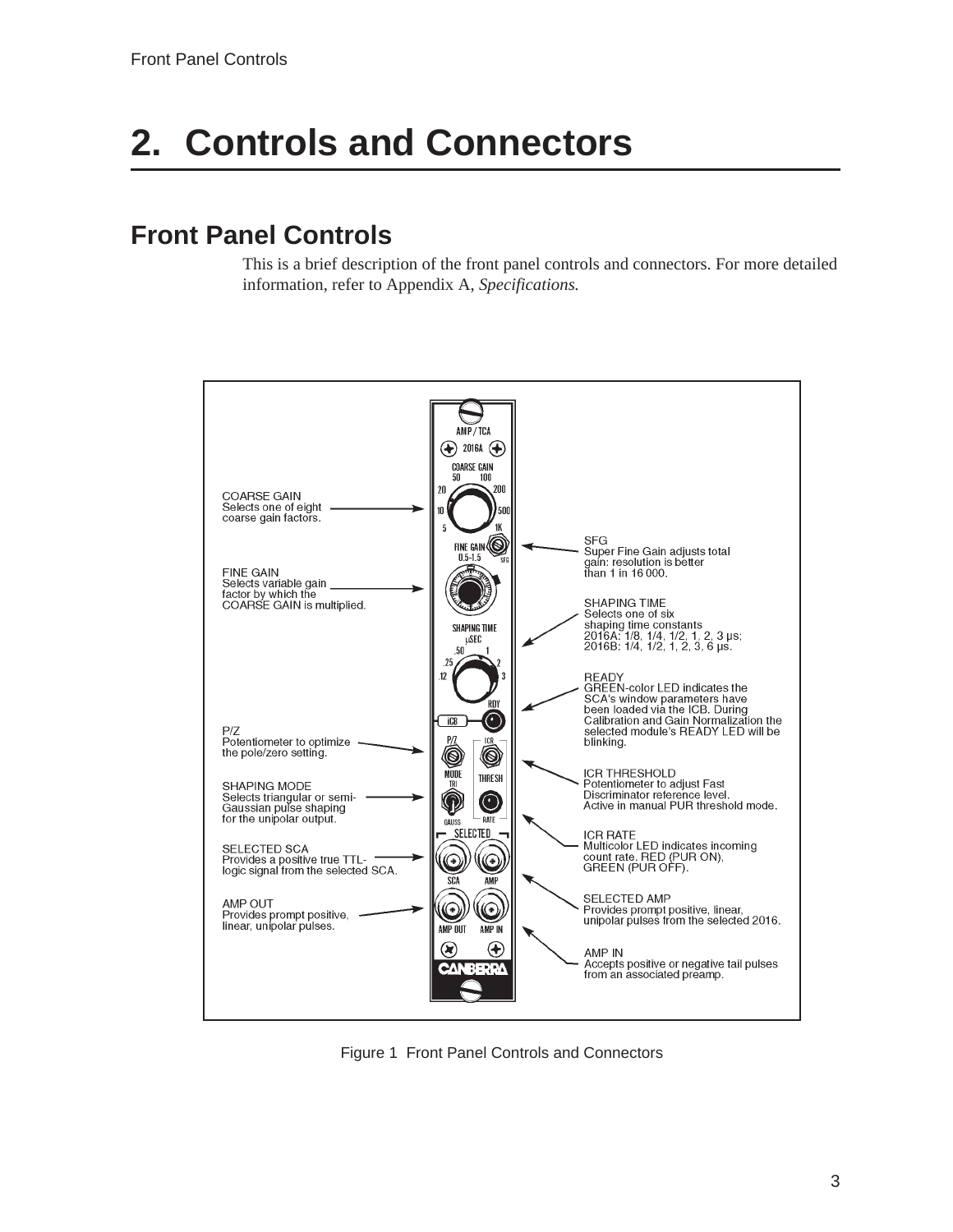# 2. Controls and Connectors

## Front Panel Controls

This is a brief description of the front panel controls and connectors. For more detailed information, refer to Appendix A, *Specifications.*

COARSE GAIN
Selects one of eight coarse gain factors.

FINE GAIN
Selects variable gain factor by which the COARSE GAIN is multiplied.

P/Z
Potentiometer to optimize the pole/zero setting.

SHAPING MODE
Selects triangular or semi-Gaussian pulse shaping for the unipolar output.

SELECTED SCA
Provides a positive true TTL-logic signal from the selected SCA.

AMP OUT
Provides prompt positive, linear, unipolar pulses.

SFG
Super Fine Gain adjusts total gain: resolution is better than 1 in 16 000.

SHAPING TIME
Selects one of six shaping time constants
2016A: 1/8, 1/4, 1/2, 1, 2, 3 µs;
2016B: 1/4, 1/2, 1, 2, 3, 6 µs.

READY
GREEN-color LED indicates the SCA's window parameters have been loaded via the ICB. During Calibration and Gain Normalization the selected module's READY LED will be blinking.

ICR THRESHOLD
Potentiometer to adjust Fast Discriminator reference level. Active in manual PUR threshold mode.

ICR RATE
Multicolor LED indicates incoming count rate. RED (PUR ON), GREEN (PUR OFF).

SELECTED AMP
Provides prompt positive, linear, unipolar pulses from the selected 2016.

AMP IN
Accepts positive or negative tail pulses from an associated preamp.

Figure 1 Front Panel Controls and Connectors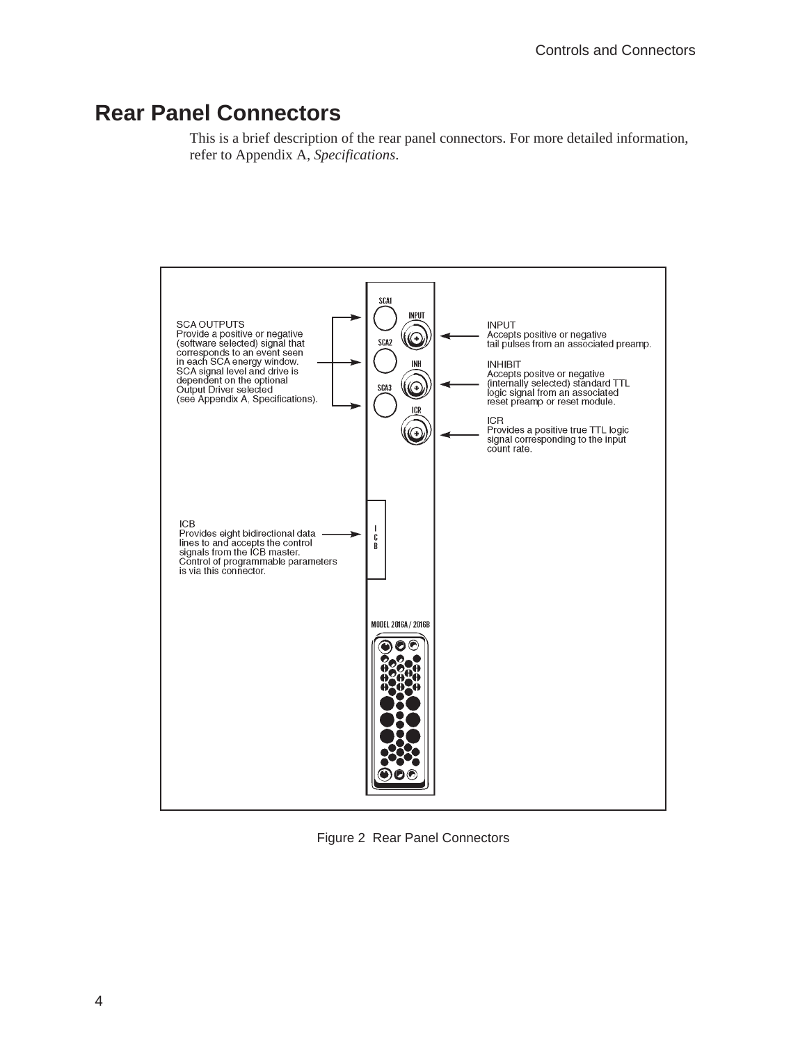# Rear Panel Connectors

This is a brief description of the rear panel connectors. For more detailed information, refer to Appendix A, *Specifications*.

SCA OUTPUTS
Provide a positive or negative (software selected) signal that corresponds to an event seen in each SCA energy window. SCA signal level and drive is dependent on the optional Output Driver selected (see Appendix A, Specifications).

INPUT
Accepts positive or negative tail pulses from an associated preamp.

INHIBIT
Accepts positve or negative (internally selected) standard TTL logic signal from an associated reset preamp or reset module.

ICR
Provides a positive true TTL logic signal corresponding to the input count rate.

ICB
Provides eight bidirectional data lines to and accepts the control signals from the ICB master. Control of programmable parameters is via this connector.

SCA1 INPUT SCA2 INH SCA3 ICR ICB MODEL 2016A / 2016B

Figure 2 Rear Panel Connectors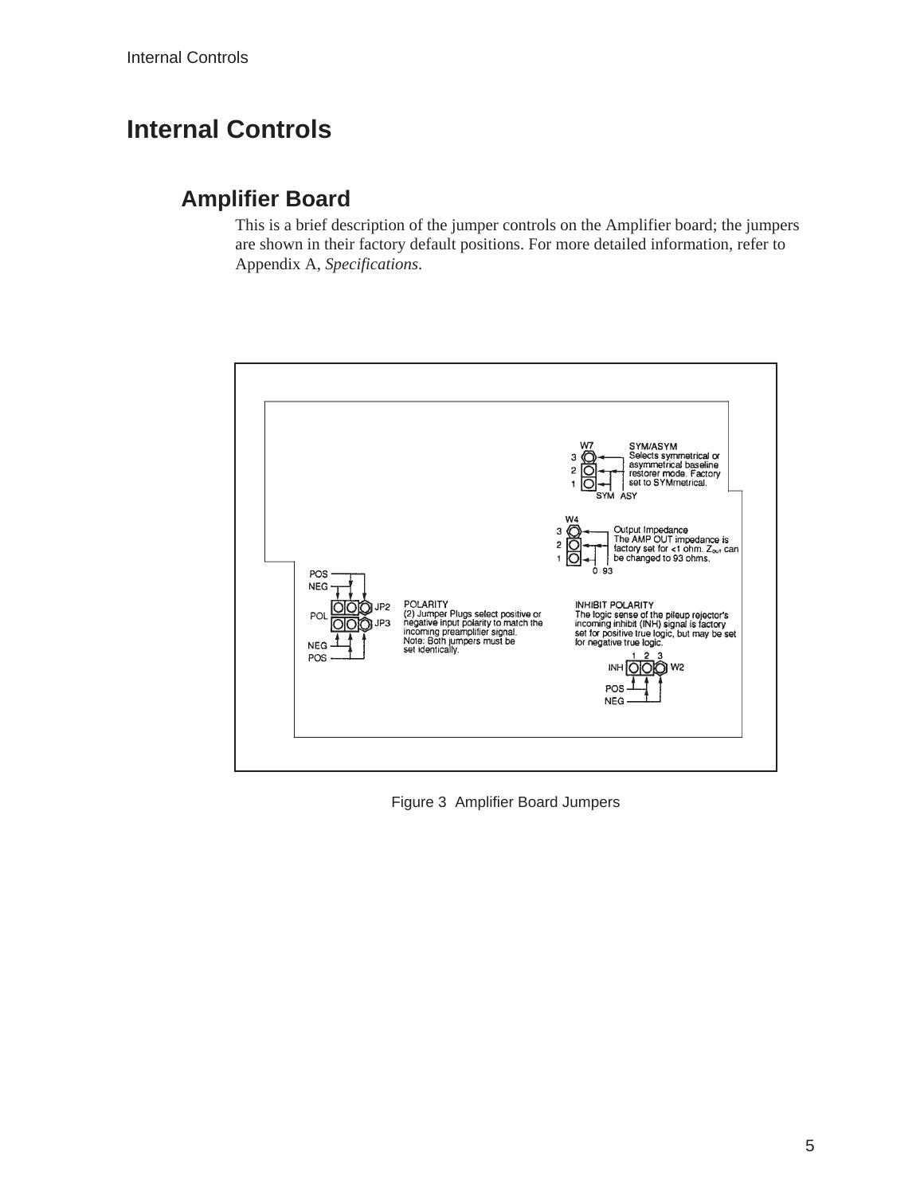# Internal Controls

## Amplifier Board

This is a brief description of the jumper controls on the Amplifier board; the jumpers are shown in their factory default positions. For more detailed information, refer to Appendix A, *Specifications*.

W7

3

2

1

SYM ASY

SYM/ASYM
Selects symmetrical or asymmetrical baseline restorer mode. Factory set to SYMmetrical.

W4

3

2

1

0 93

Output Impedance
The AMP OUT impedance is factory set for <1 ohm. $Z_{out}$ can be changed to 93 ohms.

POS

NEG

POL

JP2

JP3

NEG

POS

POLARITY
(2) Jumper Plugs select positive or negative input polarity to match the incoming preamplifier signal.
Note: Both jumpers must be set identically.

INHIBIT POLARITY
The logic sense of the pileup rejector's incoming inhibit (INH) signal is factory set for positive true logic, but may be set for negative true logic.

1 2 3

INH

W2

POS

NEG

Figure 3 Amplifier Board Jumpers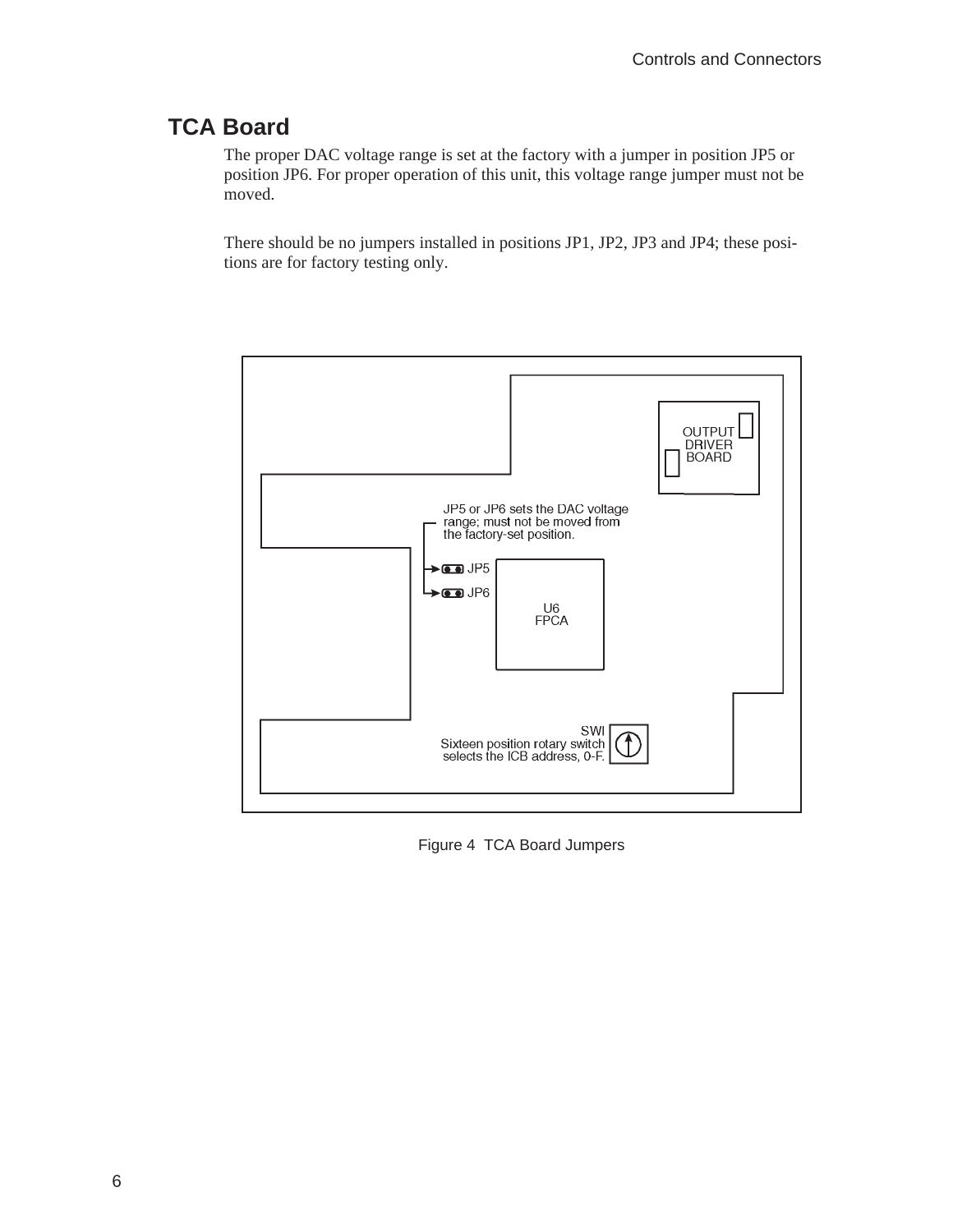## TCA Board

The proper DAC voltage range is set at the factory with a jumper in position JP5 or position JP6. For proper operation of this unit, this voltage range jumper must not be moved.

There should be no jumpers installed in positions JP1, JP2, JP3 and JP4; these positions are for factory testing only.

OUTPUT DRIVER BOARD

JP5 or JP6 sets the DAC voltage range; must not be moved from the factory-set position.

JP5

JP6

U6 FPCA

SWI Sixteen position rotary switch selects the ICB address, 0-F.

Figure 4 TCA Board Jumpers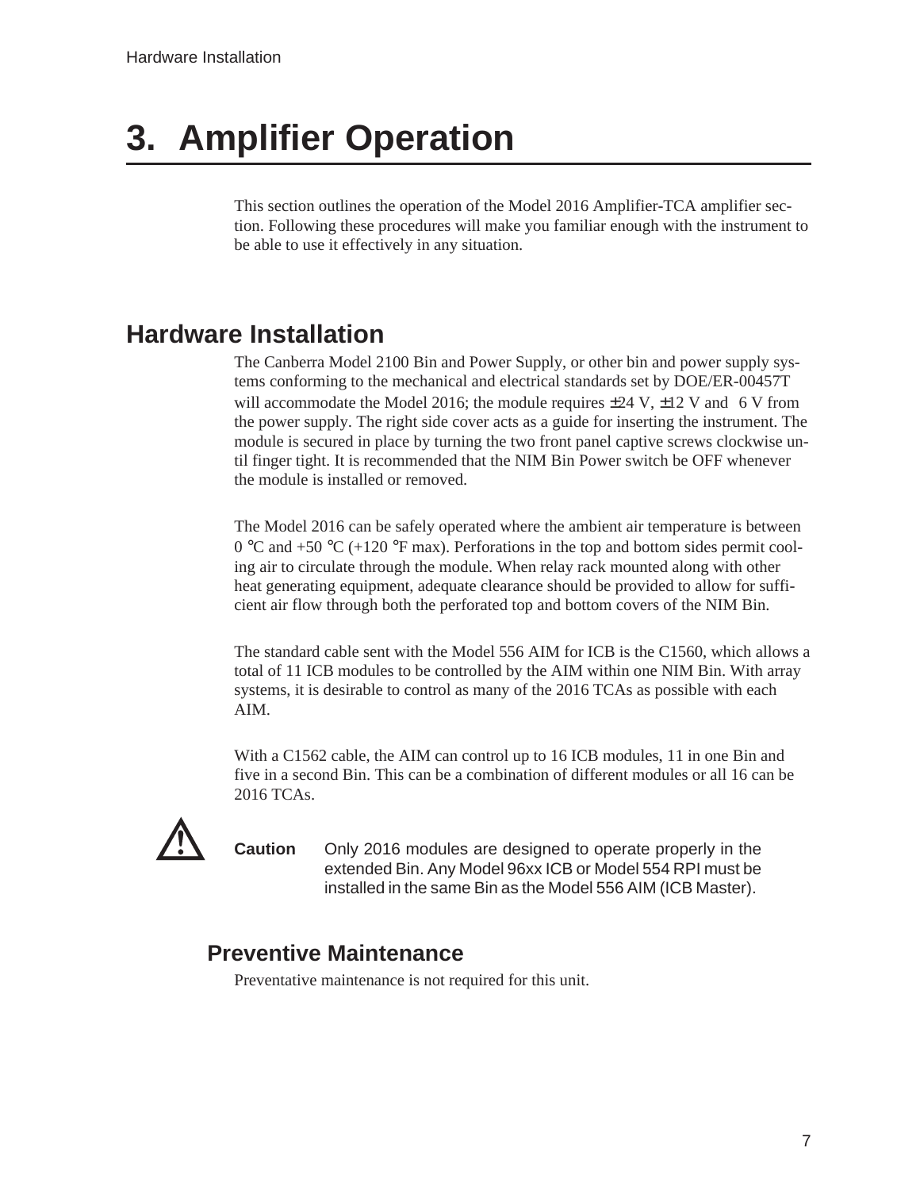# 3. Amplifier Operation

This section outlines the operation of the Model 2016 Amplifier-TCA amplifier section. Following these procedures will make you familiar enough with the instrument to be able to use it effectively in any situation.

## Hardware Installation

The Canberra Model 2100 Bin and Power Supply, or other bin and power supply systems conforming to the mechanical and electrical standards set by DOE/ER-00457T will accommodate the Model 2016; the module requires ±24 V, ±12 V and 6 V from the power supply. The right side cover acts as a guide for inserting the instrument. The module is secured in place by turning the two front panel captive screws clockwise until finger tight. It is recommended that the NIM Bin Power switch be OFF whenever the module is installed or removed.

The Model 2016 can be safely operated where the ambient air temperature is between 0 °C and +50 °C (+120 °F max). Perforations in the top and bottom sides permit cooling air to circulate through the module. When relay rack mounted along with other heat generating equipment, adequate clearance should be provided to allow for sufficient air flow through both the perforated top and bottom covers of the NIM Bin.

The standard cable sent with the Model 556 AIM for ICB is the C1560, which allows a total of 11 ICB modules to be controlled by the AIM within one NIM Bin. With array systems, it is desirable to control as many of the 2016 TCAs as possible with each AIM.

With a C1562 cable, the AIM can control up to 16 ICB modules, 11 in one Bin and five in a second Bin. This can be a combination of different modules or all 16 can be 2016 TCAs.

**Caution** Only 2016 modules are designed to operate properly in the extended Bin. Any Model 96xx ICB or Model 554 RPI must be installed in the same Bin as the Model 556 AIM (ICB Master).

### Preventive Maintenance

Preventative maintenance is not required for this unit.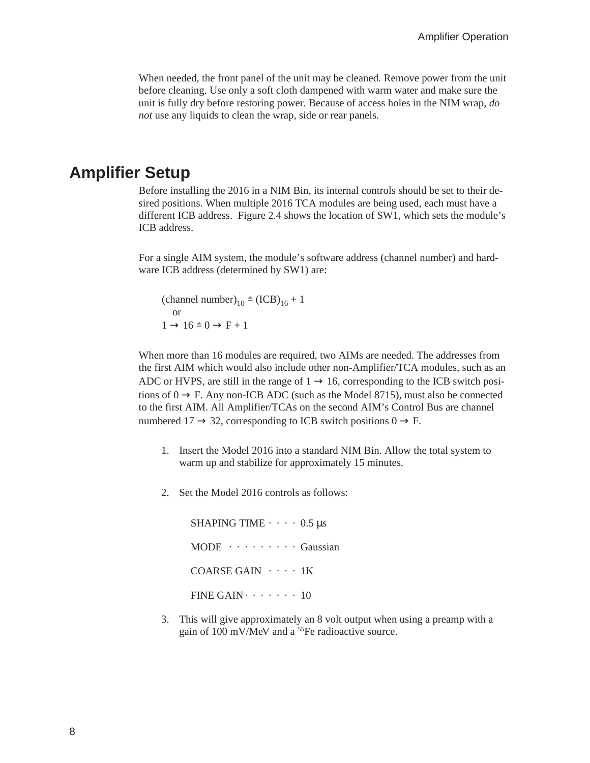When needed, the front panel of the unit may be cleaned. Remove power from the unit before cleaning. Use only a soft cloth dampened with warm water and make sure the unit is fully dry before restoring power. Because of access holes in the NIM wrap, *do not* use any liquids to clean the wrap, side or rear panels.

## Amplifier Setup

Before installing the 2016 in a NIM Bin, its internal controls should be set to their desired positions. When multiple 2016 TCA modules are being used, each must have a different ICB address. Figure 2.4 shows the location of SW1, which sets the module's ICB address.

For a single AIM system, the module's software address (channel number) and hardware ICB address (determined by SW1) are:

$$(\text{channel number})_{10} \doteq (\text{ICB})_{16} + 1$$

or

$$1 \rightarrow 16 \doteq 0 \rightarrow F + 1$$

When more than 16 modules are required, two AIMs are needed. The addresses from the first AIM which would also include other non-Amplifier/TCA modules, such as an ADC or HVPS, are still in the range of 1 → 16, corresponding to the ICB switch positions of 0 → F. Any non-ICB ADC (such as the Model 8715), must also be connected to the first AIM. All Amplifier/TCAs on the second AIM's Control Bus are channel numbered 17 → 32, corresponding to ICB switch positions 0 → F.

1. Insert the Model 2016 into a standard NIM Bin. Allow the total system to warm up and stabilize for approximately 15 minutes.

2. Set the Model 2016 controls as follows:

   SHAPING TIME · · · · 0.5 µs

   MODE · · · · · · · · · Gaussian

   COARSE GAIN · · · · 1K

   FINE GAIN · · · · · · · 10

3. This will give approximately an 8 volt output when using a preamp with a gain of 100 mV/MeV and a $^{55}Fe$ radioactive source.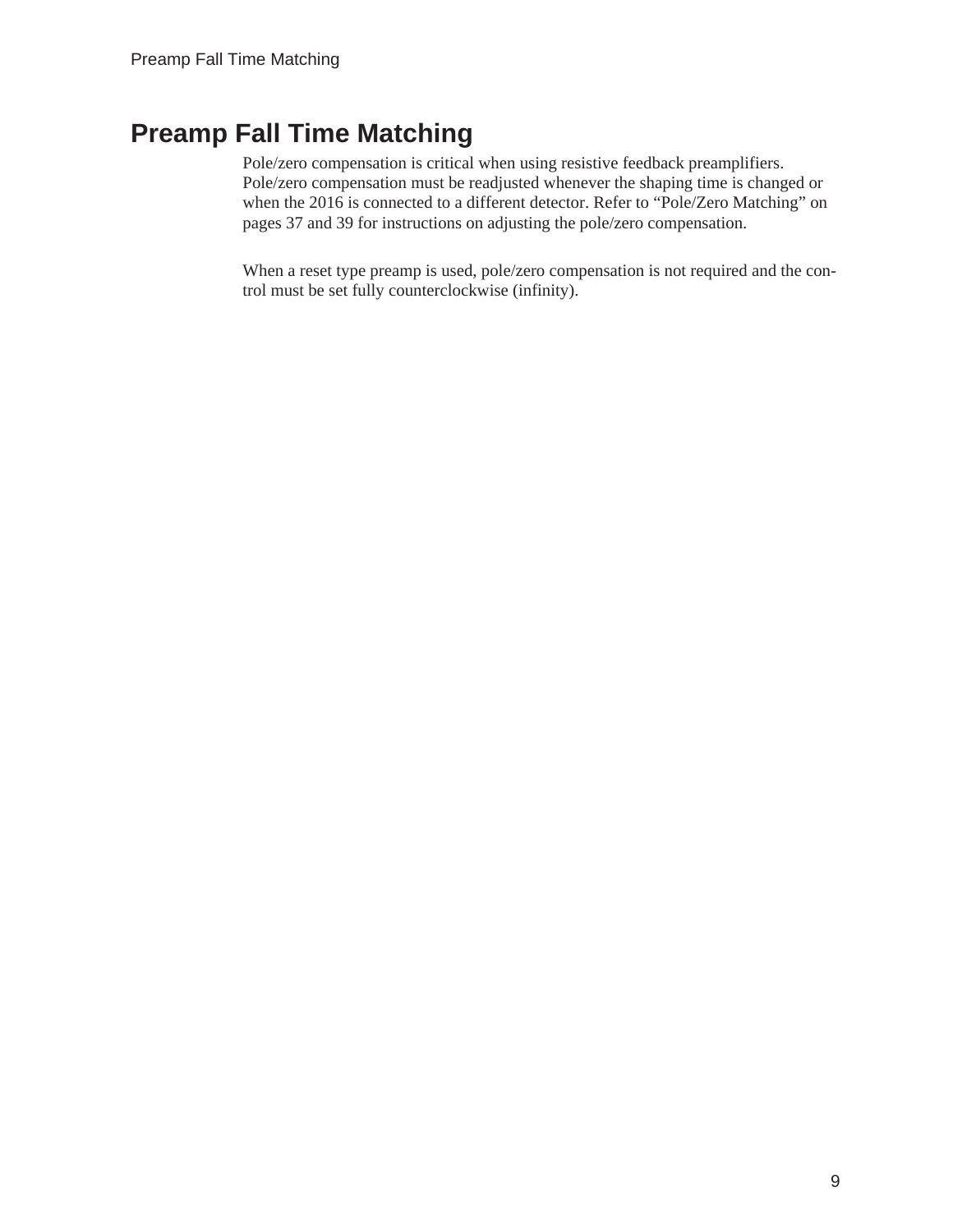# Preamp Fall Time Matching

Pole/zero compensation is critical when using resistive feedback preamplifiers. Pole/zero compensation must be readjusted whenever the shaping time is changed or when the 2016 is connected to a different detector. Refer to "Pole/Zero Matching" on pages 37 and 39 for instructions on adjusting the pole/zero compensation.

When a reset type preamp is used, pole/zero compensation is not required and the control must be set fully counterclockwise (infinity).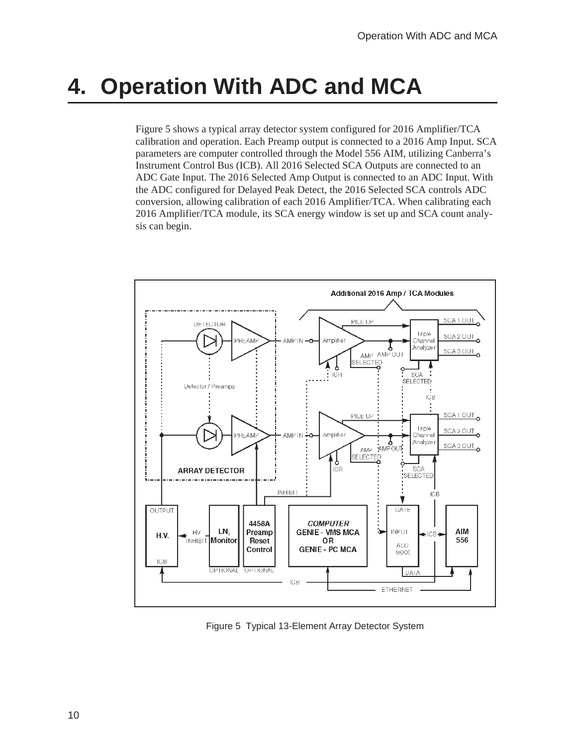# 4. Operation With ADC and MCA

Figure 5 shows a typical array detector system configured for 2016 Amplifier/TCA calibration and operation. Each Preamp output is connected to a 2016 Amp Input. SCA parameters are computer controlled through the Model 556 AIM, utilizing Canberra's Instrument Control Bus (ICB). All 2016 Selected SCA Outputs are connected to an ADC Gate Input. The 2016 Selected Amp Output is connected to an ADC Input. With the ADC configured for Delayed Peak Detect, the 2016 Selected SCA controls ADC conversion, allowing calibration of each 2016 Amplifier/TCA. When calibrating each 2016 Amplifier/TCA module, its SCA energy window is set up and SCA count analysis can begin.

Figure 5 Typical 13-Element Array Detector System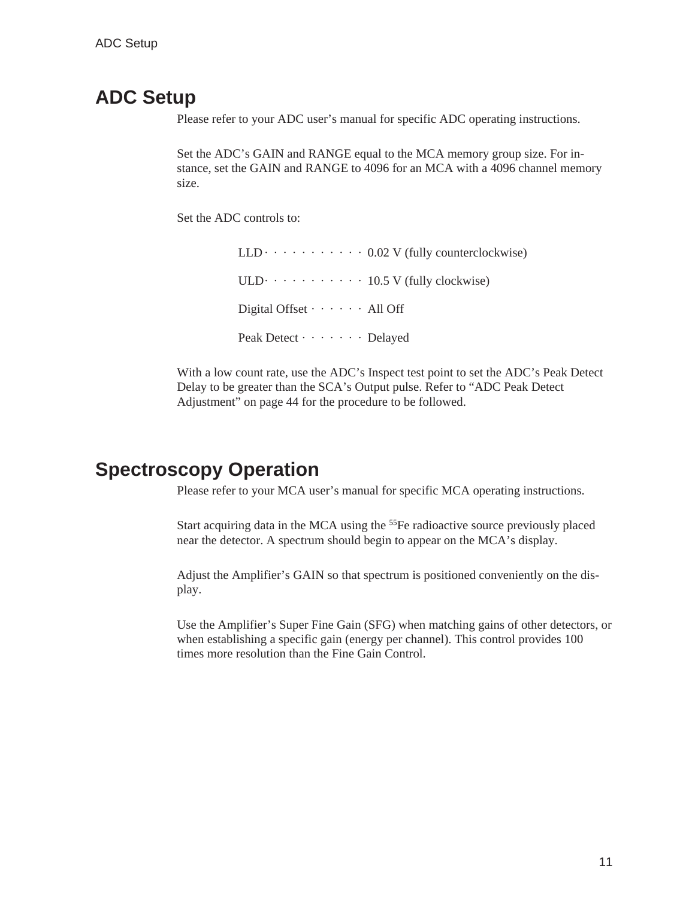## ADC Setup

Please refer to your ADC user's manual for specific ADC operating instructions.

Set the ADC's GAIN and RANGE equal to the MCA memory group size. For instance, set the GAIN and RANGE to 4096 for an MCA with a 4096 channel memory size.

Set the ADC controls to:

LLD · · · · · · · · · · · 0.02 V (fully counterclockwise)

ULD · · · · · · · · · · · 10.5 V (fully clockwise)

Digital Offset · · · · · · All Off

Peak Detect · · · · · · · Delayed

With a low count rate, use the ADC's Inspect test point to set the ADC's Peak Detect Delay to be greater than the SCA's Output pulse. Refer to "ADC Peak Detect Adjustment" on page 44 for the procedure to be followed.

## Spectroscopy Operation

Please refer to your MCA user's manual for specific MCA operating instructions.

Start acquiring data in the MCA using the $^{55}$Fe radioactive source previously placed near the detector. A spectrum should begin to appear on the MCA's display.

Adjust the Amplifier's GAIN so that spectrum is positioned conveniently on the display.

Use the Amplifier's Super Fine Gain (SFG) when matching gains of other detectors, or when establishing a specific gain (energy per channel). This control provides 100 times more resolution than the Fine Gain Control.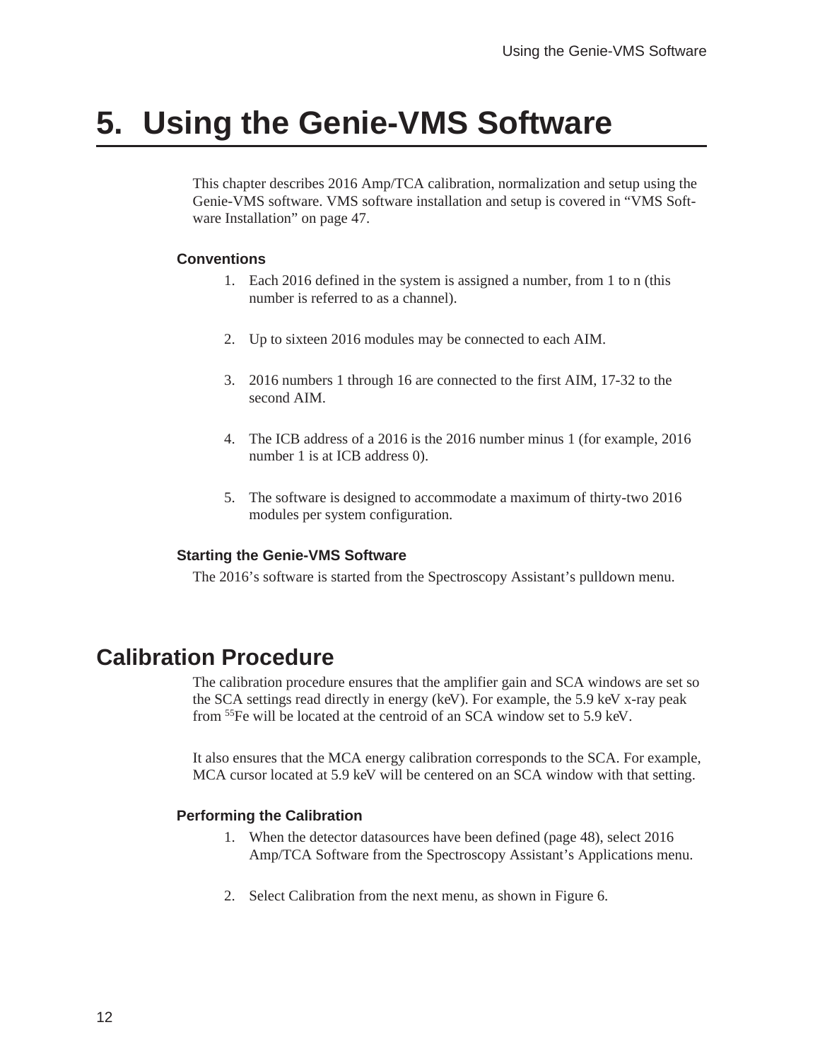# 5. Using the Genie-VMS Software

This chapter describes 2016 Amp/TCA calibration, normalization and setup using the Genie-VMS software. VMS software installation and setup is covered in "VMS Software Installation" on page 47.

### Conventions

1. Each 2016 defined in the system is assigned a number, from 1 to n (this number is referred to as a channel).
2. Up to sixteen 2016 modules may be connected to each AIM.
3. 2016 numbers 1 through 16 are connected to the first AIM, 17-32 to the second AIM.
4. The ICB address of a 2016 is the 2016 number minus 1 (for example, 2016 number 1 is at ICB address 0).
5. The software is designed to accommodate a maximum of thirty-two 2016 modules per system configuration.

### Starting the Genie-VMS Software

The 2016's software is started from the Spectroscopy Assistant's pulldown menu.

## Calibration Procedure

The calibration procedure ensures that the amplifier gain and SCA windows are set so the SCA settings read directly in energy (keV). For example, the 5.9 keV x-ray peak from $^{55}$Fe will be located at the centroid of an SCA window set to 5.9 keV.

It also ensures that the MCA energy calibration corresponds to the SCA. For example, MCA cursor located at 5.9 keV will be centered on an SCA window with that setting.

### Performing the Calibration

1. When the detector datasources have been defined (page 48), select 2016 Amp/TCA Software from the Spectroscopy Assistant's Applications menu.
2. Select Calibration from the next menu, as shown in Figure 6.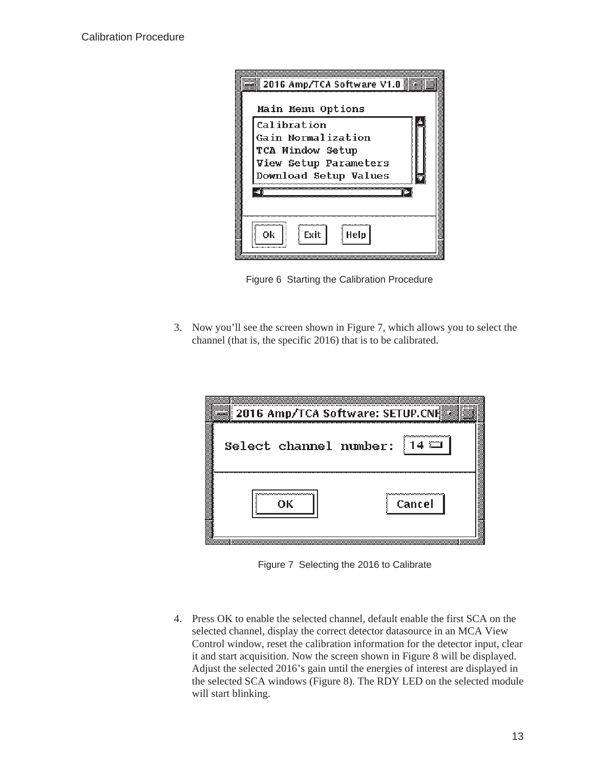Figure 6 Starting the Calibration Procedure

3. Now you'll see the screen shown in Figure 7, which allows you to select the channel (that is, the specific 2016) that is to be calibrated.

Figure 7 Selecting the 2016 to Calibrate

4. Press OK to enable the selected channel, default enable the first SCA on the selected channel, display the correct detector datasource in an MCA View Control window, reset the calibration information for the detector input, clear it and start acquisition. Now the screen shown in Figure 8 will be displayed. Adjust the selected 2016's gain until the energies of interest are displayed in the selected SCA windows (Figure 8). The RDY LED on the selected module will start blinking.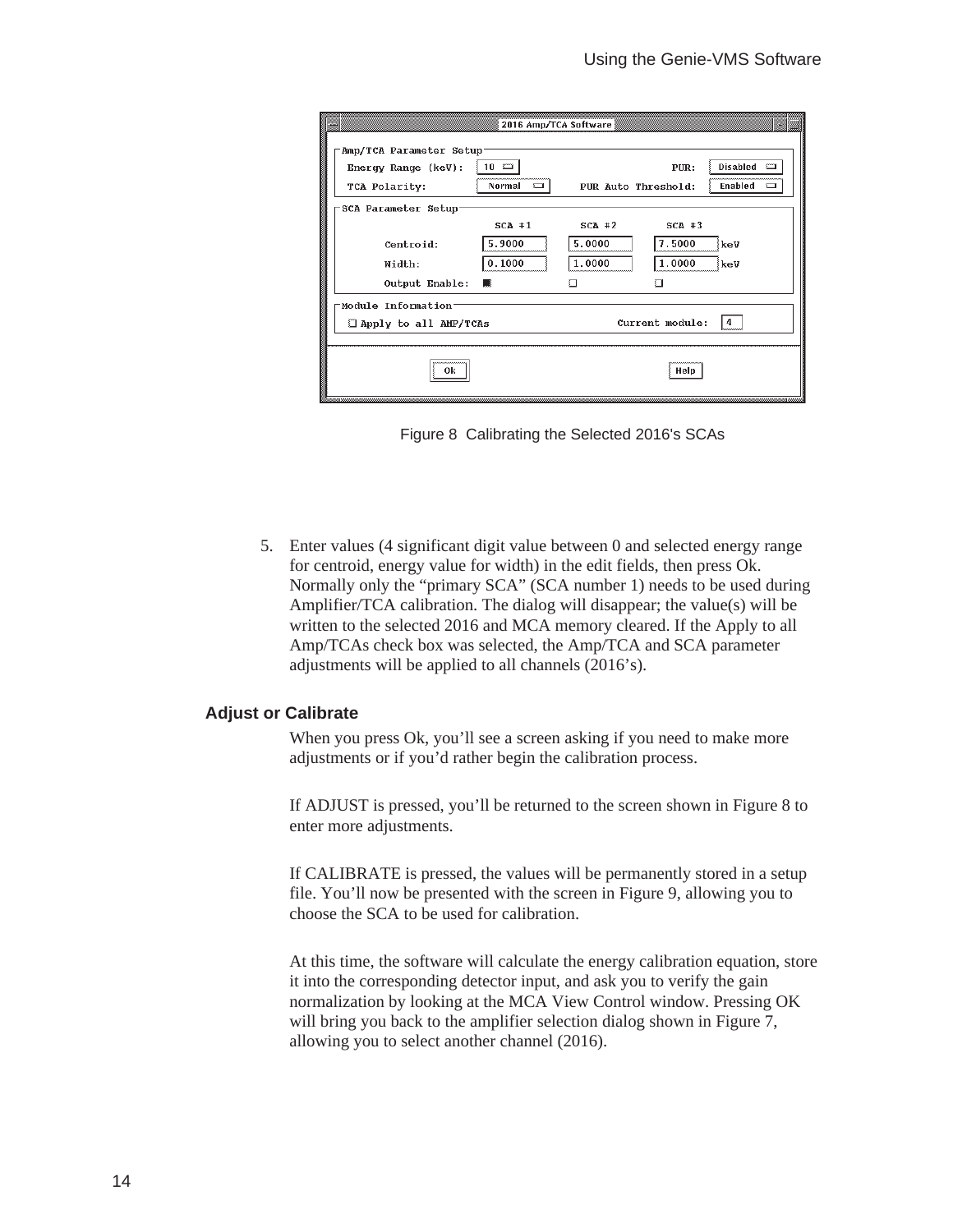Figure 8 Calibrating the Selected 2016's SCAs

5. Enter values (4 significant digit value between 0 and selected energy range for centroid, energy value for width) in the edit fields, then press Ok. Normally only the “primary SCA” (SCA number 1) needs to be used during Amplifier/TCA calibration. The dialog will disappear; the value(s) will be written to the selected 2016 and MCA memory cleared. If the Apply to all Amp/TCAs check box was selected, the Amp/TCA and SCA parameter adjustments will be applied to all channels (2016’s).

### Adjust or Calibrate

When you press Ok, you’ll see a screen asking if you need to make more adjustments or if you’d rather begin the calibration process.

If ADJUST is pressed, you’ll be returned to the screen shown in Figure 8 to enter more adjustments.

If CALIBRATE is pressed, the values will be permanently stored in a setup file. You’ll now be presented with the screen in Figure 9, allowing you to choose the SCA to be used for calibration.

At this time, the software will calculate the energy calibration equation, store it into the corresponding detector input, and ask you to verify the gain normalization by looking at the MCA View Control window. Pressing OK will bring you back to the amplifier selection dialog shown in Figure 7, allowing you to select another channel (2016).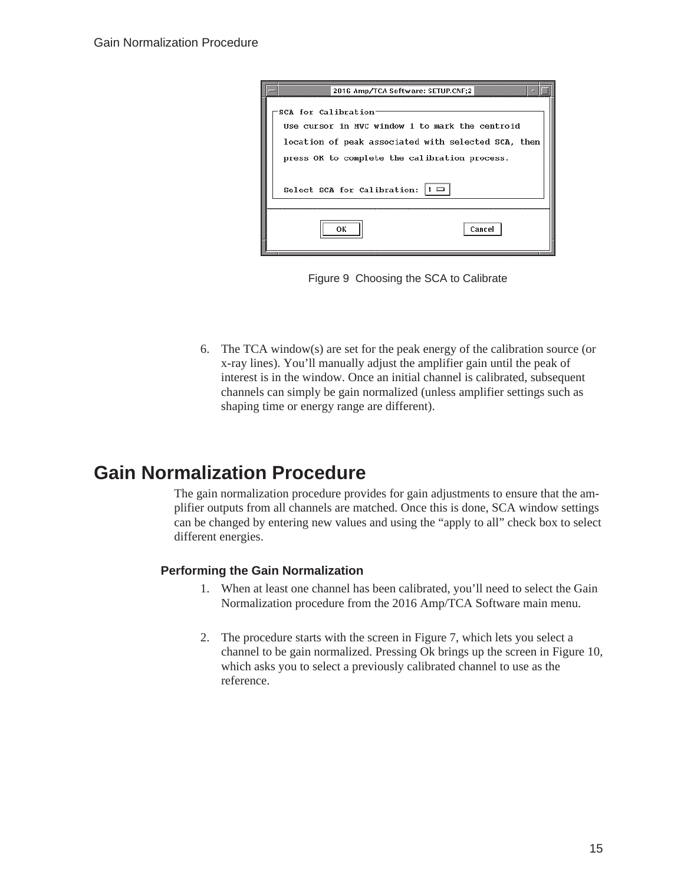Figure 9 Choosing the SCA to Calibrate

6. The TCA window(s) are set for the peak energy of the calibration source (or x-ray lines). You'll manually adjust the amplifier gain until the peak of interest is in the window. Once an initial channel is calibrated, subsequent channels can simply be gain normalized (unless amplifier settings such as shaping time or energy range are different).

## Gain Normalization Procedure

The gain normalization procedure provides for gain adjustments to ensure that the amplifier outputs from all channels are matched. Once this is done, SCA window settings can be changed by entering new values and using the "apply to all" check box to select different energies.

### Performing the Gain Normalization

1. When at least one channel has been calibrated, you'll need to select the Gain Normalization procedure from the 2016 Amp/TCA Software main menu.

2. The procedure starts with the screen in Figure 7, which lets you select a channel to be gain normalized. Pressing Ok brings up the screen in Figure 10, which asks you to select a previously calibrated channel to use as the reference.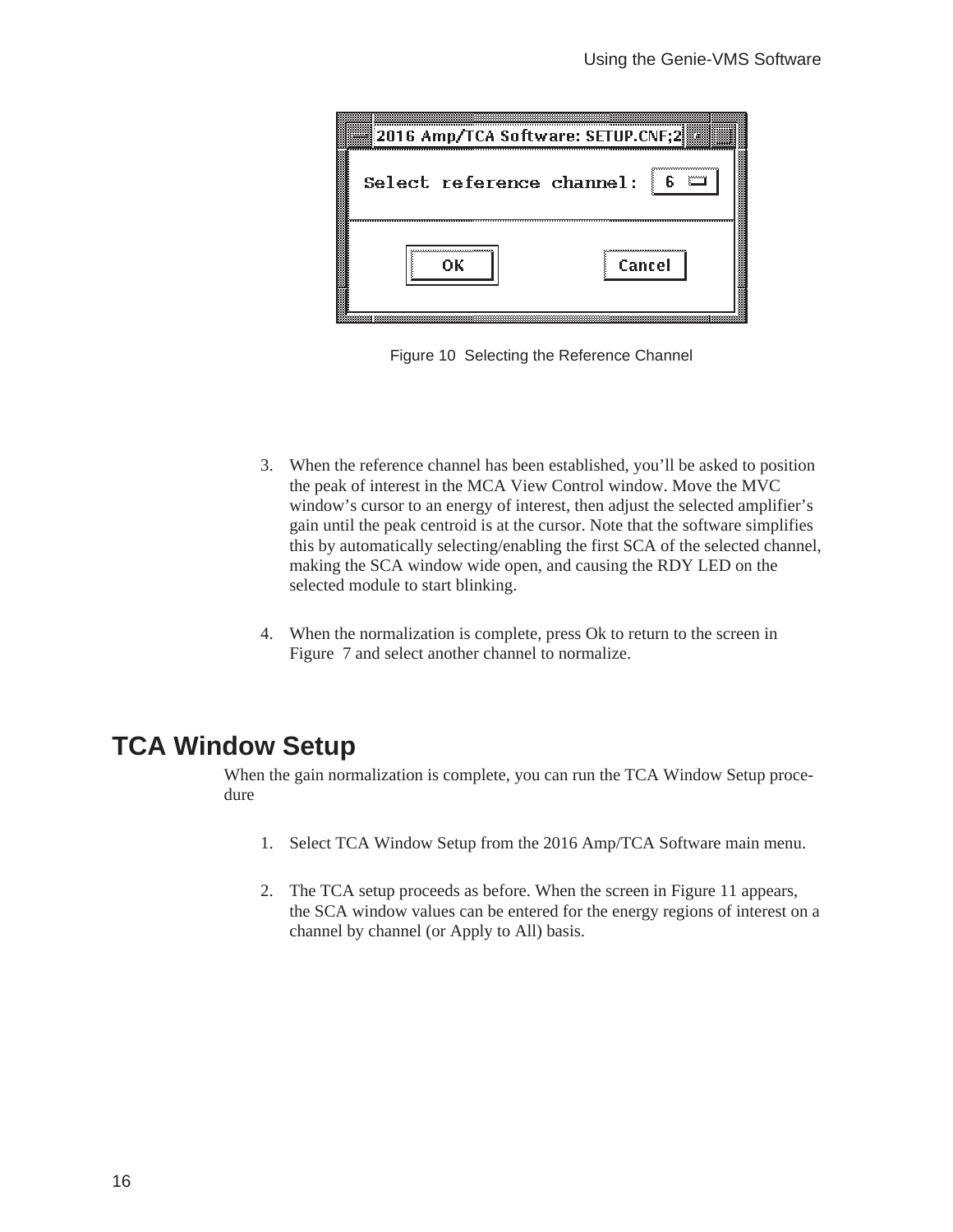Figure 10 Selecting the Reference Channel

3. When the reference channel has been established, you'll be asked to position the peak of interest in the MCA View Control window. Move the MVC window's cursor to an energy of interest, then adjust the selected amplifier's gain until the peak centroid is at the cursor. Note that the software simplifies this by automatically selecting/enabling the first SCA of the selected channel, making the SCA window wide open, and causing the RDY LED on the selected module to start blinking.

4. When the normalization is complete, press Ok to return to the screen in Figure 7 and select another channel to normalize.

## TCA Window Setup

When the gain normalization is complete, you can run the TCA Window Setup procedure

1. Select TCA Window Setup from the 2016 Amp/TCA Software main menu.

2. The TCA setup proceeds as before. When the screen in Figure 11 appears, the SCA window values can be entered for the energy regions of interest on a channel by channel (or Apply to All) basis.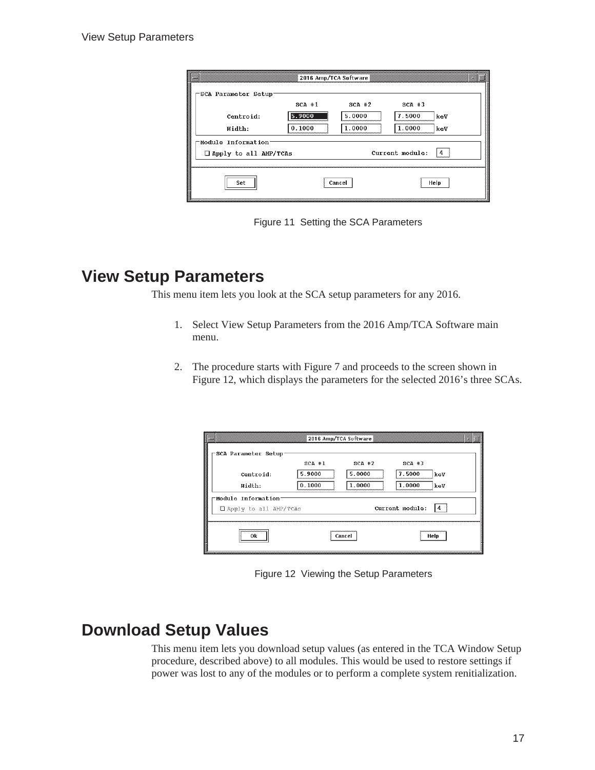Figure 11  Setting the SCA Parameters

## View Setup Parameters

This menu item lets you look at the SCA setup parameters for any 2016.

1. Select View Setup Parameters from the 2016 Amp/TCA Software main menu.

2. The procedure starts with Figure 7 and proceeds to the screen shown in Figure 12, which displays the parameters for the selected 2016's three SCAs.

Figure 12  Viewing the Setup Parameters

## Download Setup Values

This menu item lets you download setup values (as entered in the TCA Window Setup procedure, described above) to all modules. This would be used to restore settings if power was lost to any of the modules or to perform a complete system renitialization.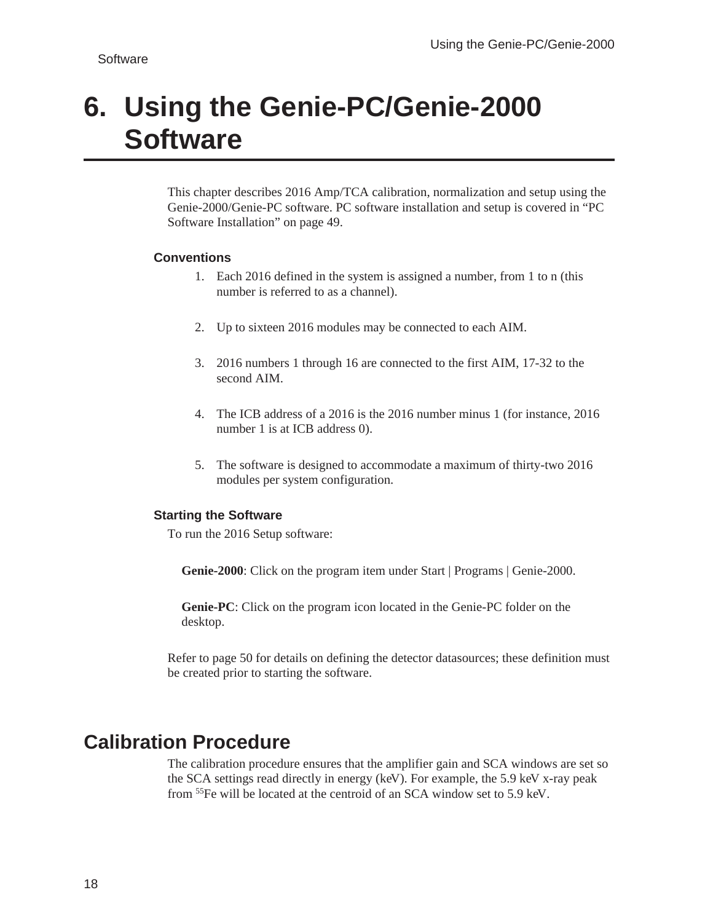# 6. Using the Genie-PC/Genie-2000 Software

This chapter describes 2016 Amp/TCA calibration, normalization and setup using the Genie-2000/Genie-PC software. PC software installation and setup is covered in “PC Software Installation” on page 49.

### Conventions

1. Each 2016 defined in the system is assigned a number, from 1 to n (this number is referred to as a channel).
2. Up to sixteen 2016 modules may be connected to each AIM.
3. 2016 numbers 1 through 16 are connected to the first AIM, 17-32 to the second AIM.
4. The ICB address of a 2016 is the 2016 number minus 1 (for instance, 2016 number 1 is at ICB address 0).
5. The software is designed to accommodate a maximum of thirty-two 2016 modules per system configuration.

### Starting the Software

To run the 2016 Setup software:

**Genie-2000**: Click on the program item under Start | Programs | Genie-2000.

**Genie-PC**: Click on the program icon located in the Genie-PC folder on the desktop.

Refer to page 50 for details on defining the detector datasources; these definition must be created prior to starting the software.

## Calibration Procedure

The calibration procedure ensures that the amplifier gain and SCA windows are set so the SCA settings read directly in energy (keV). For example, the 5.9 keV x-ray peak from $^{55}$Fe will be located at the centroid of an SCA window set to 5.9 keV.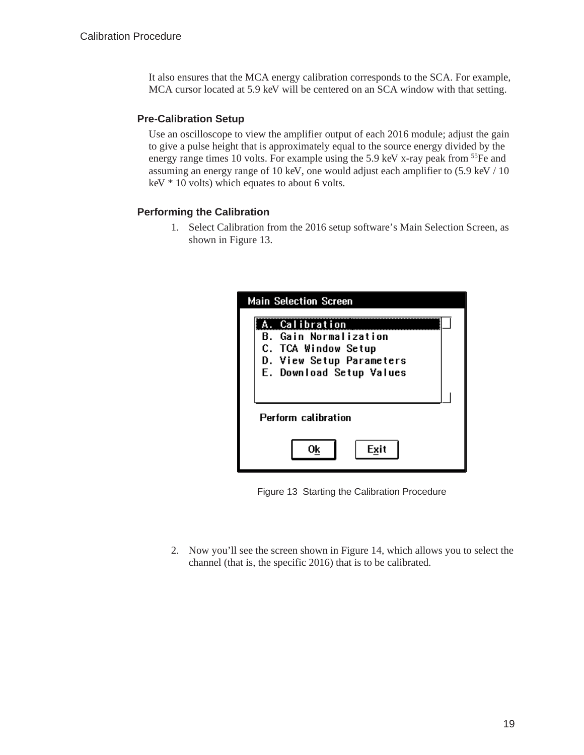It also ensures that the MCA energy calibration corresponds to the SCA. For example, MCA cursor located at 5.9 keV will be centered on an SCA window with that setting.

### Pre-Calibration Setup

Use an oscilloscope to view the amplifier output of each 2016 module; adjust the gain to give a pulse height that is approximately equal to the source energy divided by the energy range times 10 volts. For example using the 5.9 keV x-ray peak from $^{55}Fe$ and assuming an energy range of 10 keV, one would adjust each amplifier to (5.9 keV / 10 keV * 10 volts) which equates to about 6 volts.

### Performing the Calibration

1. Select Calibration from the 2016 setup software's Main Selection Screen, as shown in Figure 13.

```
Main Selection Screen

A. Calibration
B. Gain Normalization
C. TCA Window Setup
D. View Setup Parameters
E. Download Setup Values

Perform calibration

Ok    Exit
```

Figure 13 Starting the Calibration Procedure

2. Now you'll see the screen shown in Figure 14, which allows you to select the channel (that is, the specific 2016) that is to be calibrated.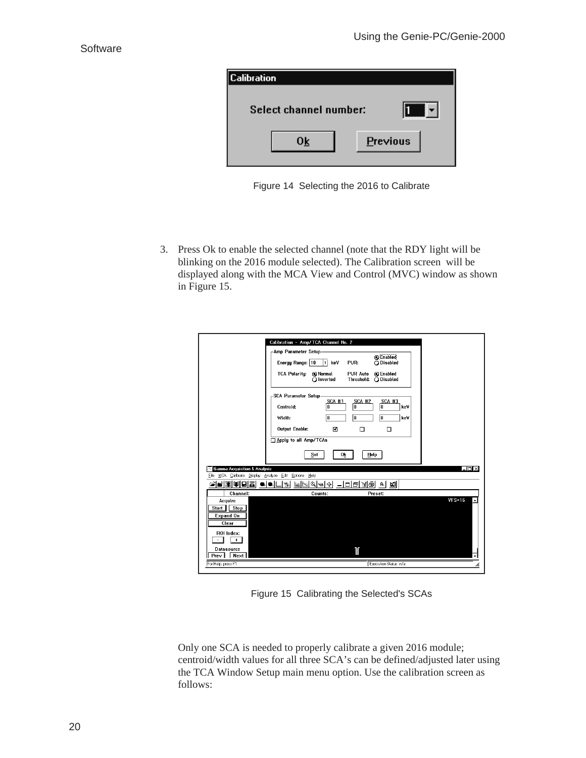Figure 14  Selecting the 2016 to Calibrate

3. Press Ok to enable the selected channel (note that the RDY light will be blinking on the 2016 module selected). The Calibration screen  will be displayed along with the MCA View and Control (MVC) window as shown in Figure 15.

Figure 15  Calibrating the Selected's SCAs

Only one SCA is needed to properly calibrate a given 2016 module; centroid/width values for all three SCA's can be defined/adjusted later using the TCA Window Setup main menu option. Use the calibration screen as follows: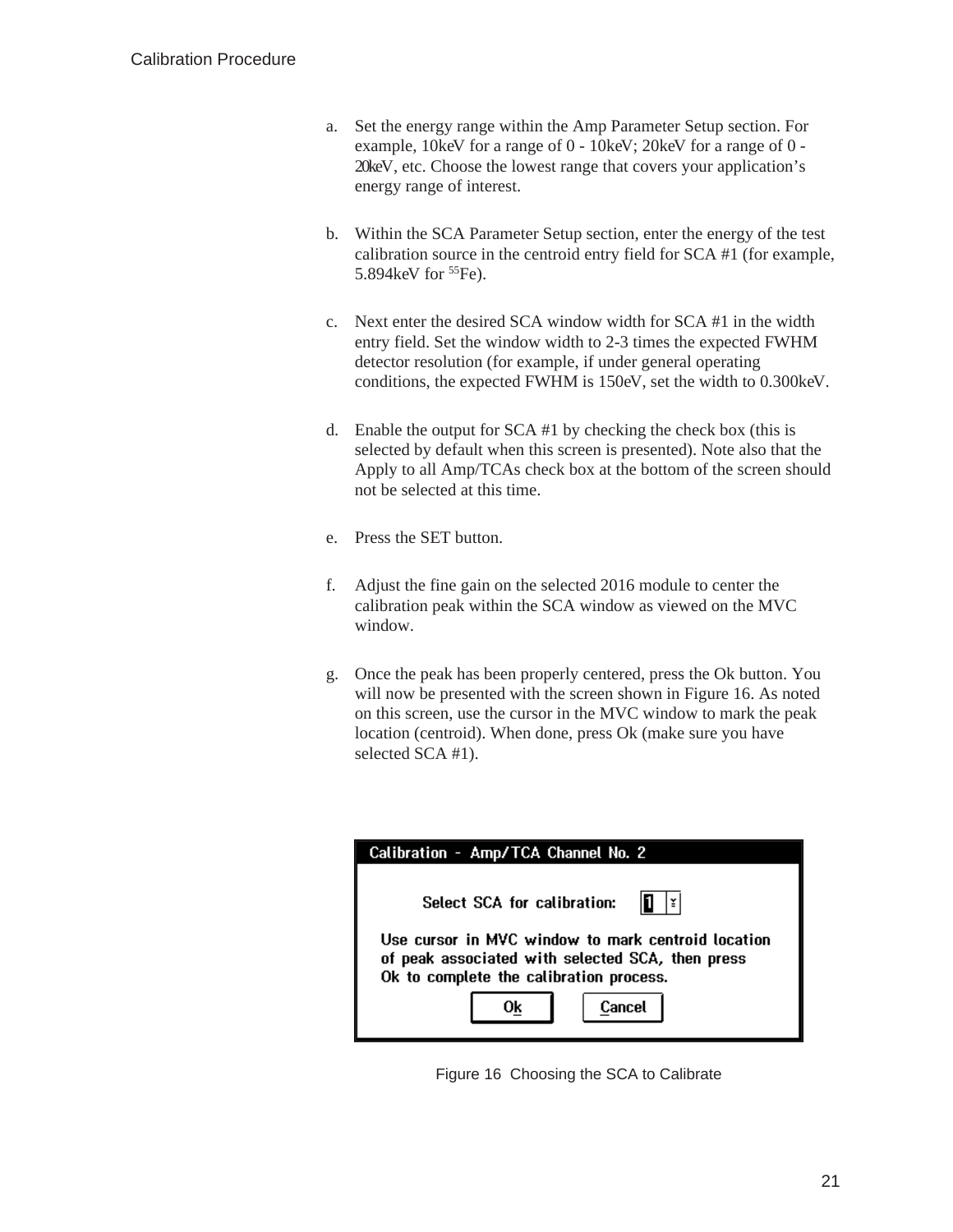a. Set the energy range within the Amp Parameter Setup section. For example, 10keV for a range of 0 - 10keV; 20keV for a range of 0 - 20keV, etc. Choose the lowest range that covers your application's energy range of interest.

b. Within the SCA Parameter Setup section, enter the energy of the test calibration source in the centroid entry field for SCA #1 (for example, 5.894keV for $^{55}Fe$).

c. Next enter the desired SCA window width for SCA #1 in the width entry field. Set the window width to 2-3 times the expected FWHM detector resolution (for example, if under general operating conditions, the expected FWHM is 150eV, set the width to 0.300keV.

d. Enable the output for SCA #1 by checking the check box (this is selected by default when this screen is presented). Note also that the Apply to all Amp/TCAs check box at the bottom of the screen should not be selected at this time.

e. Press the SET button.

f. Adjust the fine gain on the selected 2016 module to center the calibration peak within the SCA window as viewed on the MVC window.

g. Once the peak has been properly centered, press the Ok button. You will now be presented with the screen shown in Figure 16. As noted on this screen, use the cursor in the MVC window to mark the peak location (centroid). When done, press Ok (make sure you have selected SCA #1).

Figure 16 Choosing the SCA to Calibrate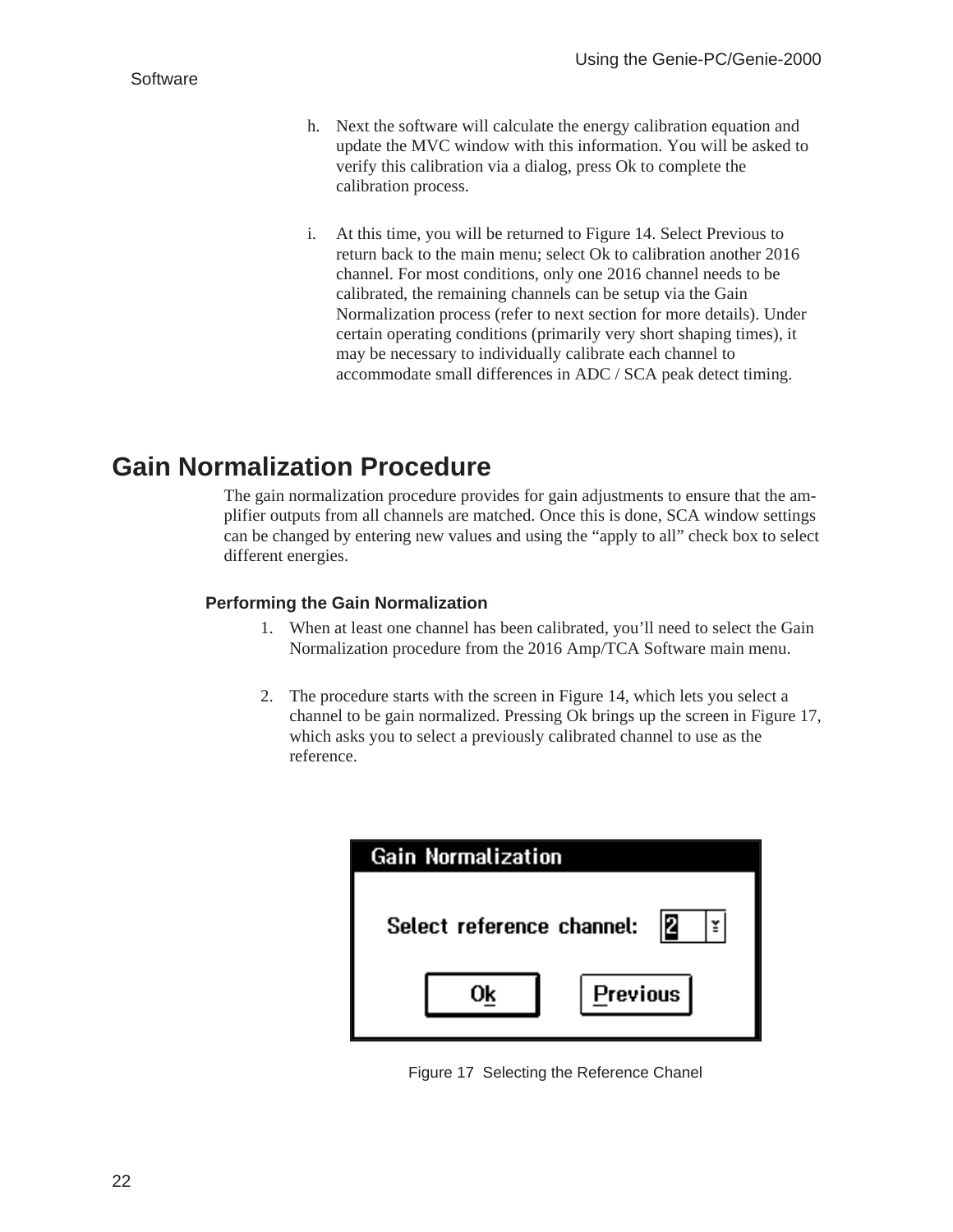h. Next the software will calculate the energy calibration equation and update the MVC window with this information. You will be asked to verify this calibration via a dialog, press Ok to complete the calibration process.

i. At this time, you will be returned to Figure 14. Select Previous to return back to the main menu; select Ok to calibration another 2016 channel. For most conditions, only one 2016 channel needs to be calibrated, the remaining channels can be setup via the Gain Normalization process (refer to next section for more details). Under certain operating conditions (primarily very short shaping times), it may be necessary to individually calibrate each channel to accommodate small differences in ADC / SCA peak detect timing.

## Gain Normalization Procedure

The gain normalization procedure provides for gain adjustments to ensure that the amplifier outputs from all channels are matched. Once this is done, SCA window settings can be changed by entering new values and using the “apply to all” check box to select different energies.

### Performing the Gain Normalization

1. When at least one channel has been calibrated, you’ll need to select the Gain Normalization procedure from the 2016 Amp/TCA Software main menu.

2. The procedure starts with the screen in Figure 14, which lets you select a channel to be gain normalized. Pressing Ok brings up the screen in Figure 17, which asks you to select a previously calibrated channel to use as the reference.

Gain Normalization

Select reference channel: 2

Ok Previous

Figure 17 Selecting the Reference Chanel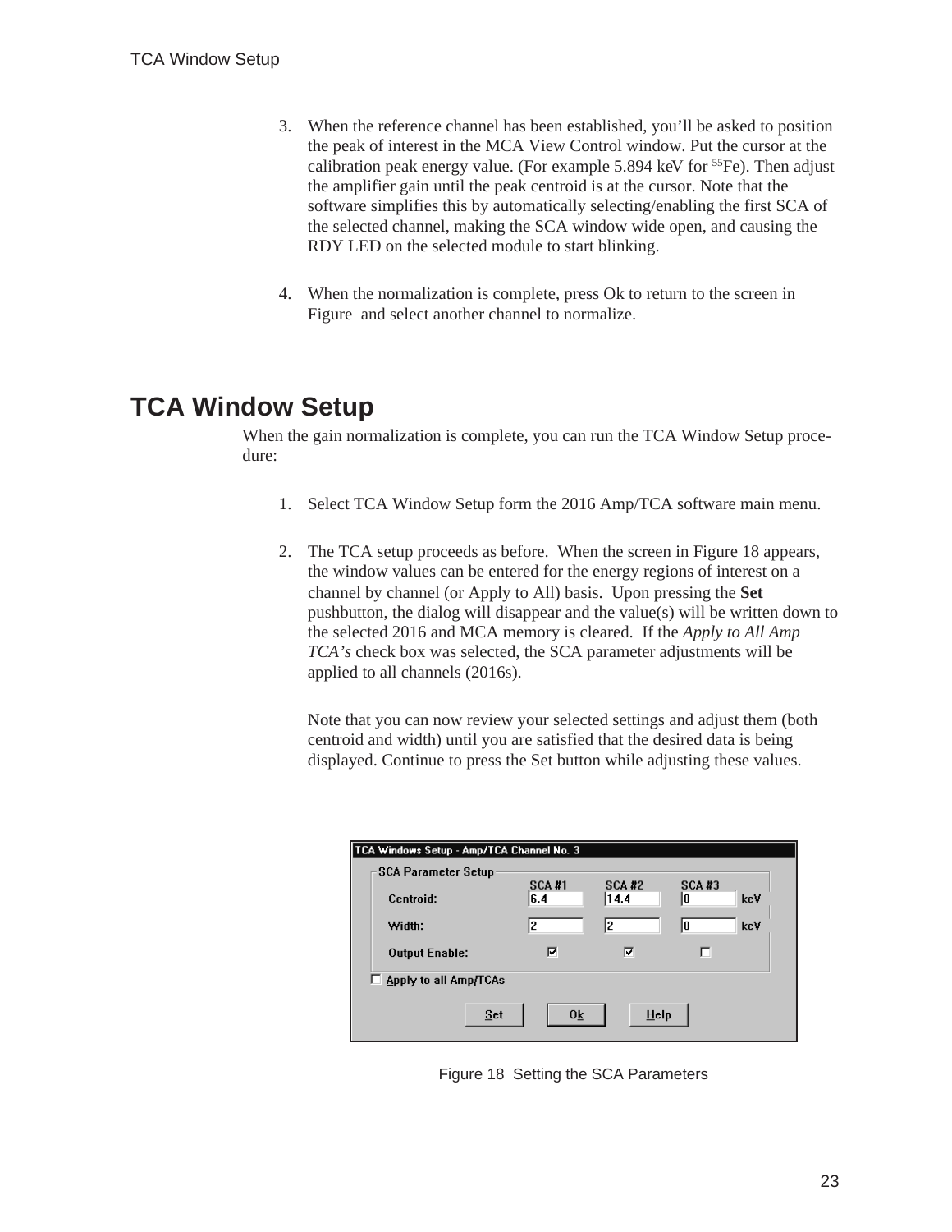3. When the reference channel has been established, you'll be asked to position the peak of interest in the MCA View Control window. Put the cursor at the calibration peak energy value. (For example 5.894 keV for $^{55}$Fe). Then adjust the amplifier gain until the peak centroid is at the cursor. Note that the software simplifies this by automatically selecting/enabling the first SCA of the selected channel, making the SCA window wide open, and causing the RDY LED on the selected module to start blinking.

4. When the normalization is complete, press Ok to return to the screen in Figure  and select another channel to normalize.

# TCA Window Setup

When the gain normalization is complete, you can run the TCA Window Setup procedure:

1. Select TCA Window Setup form the 2016 Amp/TCA software main menu.

2. The TCA setup proceeds as before.  When the screen in Figure 18 appears, the window values can be entered for the energy regions of interest on a channel by channel (or Apply to All) basis.  Upon pressing the **Set** pushbutton, the dialog will disappear and the value(s) will be written down to the selected 2016 and MCA memory is cleared.  If the *Apply to All Amp TCA's* check box was selected, the SCA parameter adjustments will be applied to all channels (2016s).

   Note that you can now review your selected settings and adjust them (both centroid and width) until you are satisfied that the desired data is being displayed. Continue to press the Set button while adjusting these values.

TCA Windows Setup - Amp/TCA Channel No. 3

SCA Parameter Setup

| | SCA #1 | SCA #2 | SCA #3 | |
|---|---|---|---|---|
| Centroid: | 6.4 | 14.4 | 0 | keV |
| Width: | 2 | 2 | 0 | keV |
| Output Enable: | ☑ | ☑ | ☐ | |

☐ Apply to all Amp/TCAs

Set  Ok  Help

Figure 18  Setting the SCA Parameters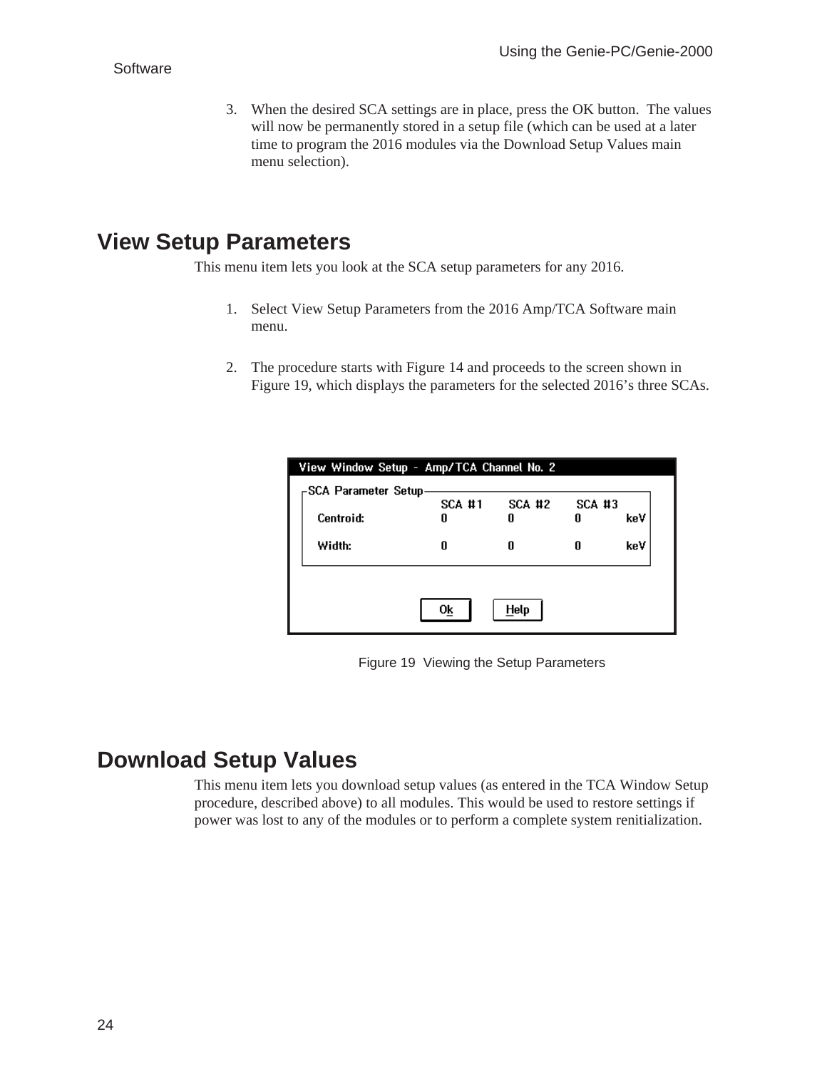3. When the desired SCA settings are in place, press the OK button. The values will now be permanently stored in a setup file (which can be used at a later time to program the 2016 modules via the Download Setup Values main menu selection).

## View Setup Parameters

This menu item lets you look at the SCA setup parameters for any 2016.

1. Select View Setup Parameters from the 2016 Amp/TCA Software main menu.

2. The procedure starts with Figure 14 and proceeds to the screen shown in Figure 19, which displays the parameters for the selected 2016's three SCAs.

Figure 19 Viewing the Setup Parameters

## Download Setup Values

This menu item lets you download setup values (as entered in the TCA Window Setup procedure, described above) to all modules. This would be used to restore settings if power was lost to any of the modules or to perform a complete system renitialization.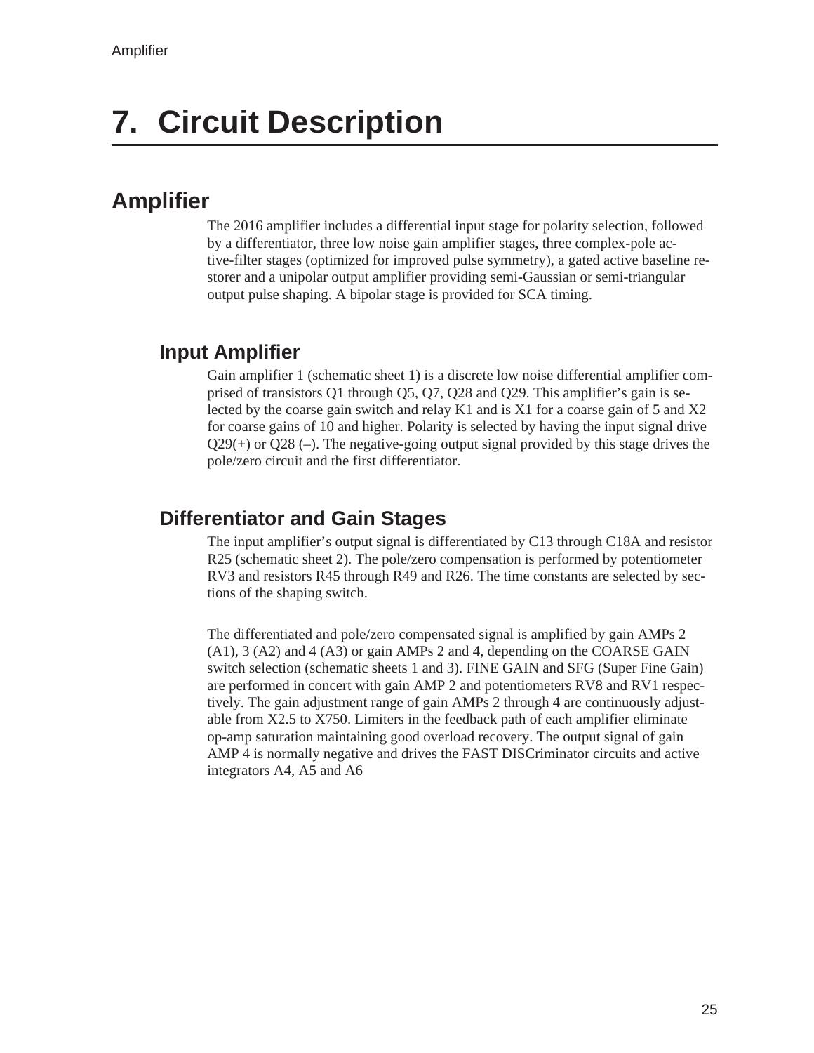# 7. Circuit Description

## Amplifier

The 2016 amplifier includes a differential input stage for polarity selection, followed by a differentiator, three low noise gain amplifier stages, three complex-pole active-filter stages (optimized for improved pulse symmetry), a gated active baseline restorer and a unipolar output amplifier providing semi-Gaussian or semi-triangular output pulse shaping. A bipolar stage is provided for SCA timing.

### Input Amplifier

Gain amplifier 1 (schematic sheet 1) is a discrete low noise differential amplifier comprised of transistors Q1 through Q5, Q7, Q28 and Q29. This amplifier's gain is selected by the coarse gain switch and relay K1 and is X1 for a coarse gain of 5 and X2 for coarse gains of 10 and higher. Polarity is selected by having the input signal drive Q29(+) or Q28 (–). The negative-going output signal provided by this stage drives the pole/zero circuit and the first differentiator.

### Differentiator and Gain Stages

The input amplifier's output signal is differentiated by C13 through C18A and resistor R25 (schematic sheet 2). The pole/zero compensation is performed by potentiometer RV3 and resistors R45 through R49 and R26. The time constants are selected by sections of the shaping switch.

The differentiated and pole/zero compensated signal is amplified by gain AMPs 2 (A1), 3 (A2) and 4 (A3) or gain AMPs 2 and 4, depending on the COARSE GAIN switch selection (schematic sheets 1 and 3). FINE GAIN and SFG (Super Fine Gain) are performed in concert with gain AMP 2 and potentiometers RV8 and RV1 respectively. The gain adjustment range of gain AMPs 2 through 4 are continuously adjustable from X2.5 to X750. Limiters in the feedback path of each amplifier eliminate op-amp saturation maintaining good overload recovery. The output signal of gain AMP 4 is normally negative and drives the FAST DISCriminator circuits and active integrators A4, A5 and A6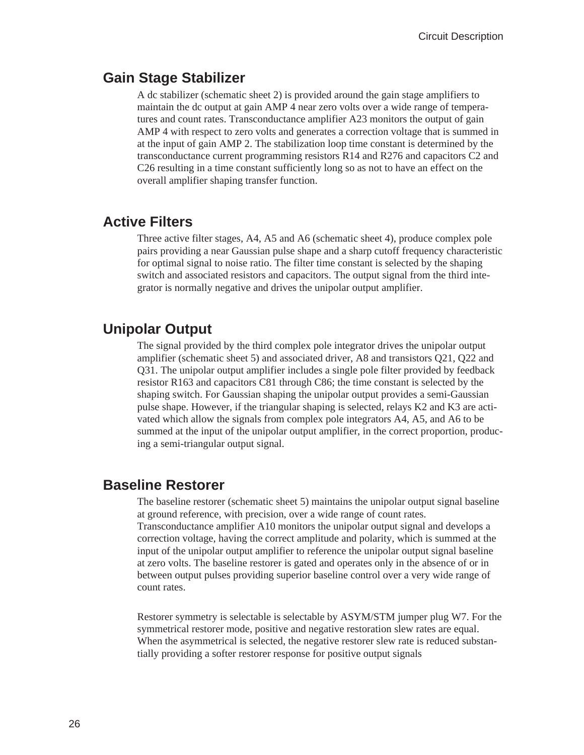## Gain Stage Stabilizer

A dc stabilizer (schematic sheet 2) is provided around the gain stage amplifiers to maintain the dc output at gain AMP 4 near zero volts over a wide range of temperatures and count rates. Transconductance amplifier A23 monitors the output of gain AMP 4 with respect to zero volts and generates a correction voltage that is summed in at the input of gain AMP 2. The stabilization loop time constant is determined by the transconductance current programming resistors R14 and R276 and capacitors C2 and C26 resulting in a time constant sufficiently long so as not to have an effect on the overall amplifier shaping transfer function.

## Active Filters

Three active filter stages, A4, A5 and A6 (schematic sheet 4), produce complex pole pairs providing a near Gaussian pulse shape and a sharp cutoff frequency characteristic for optimal signal to noise ratio. The filter time constant is selected by the shaping switch and associated resistors and capacitors. The output signal from the third integrator is normally negative and drives the unipolar output amplifier.

## Unipolar Output

The signal provided by the third complex pole integrator drives the unipolar output amplifier (schematic sheet 5) and associated driver, A8 and transistors Q21, Q22 and Q31. The unipolar output amplifier includes a single pole filter provided by feedback resistor R163 and capacitors C81 through C86; the time constant is selected by the shaping switch. For Gaussian shaping the unipolar output provides a semi-Gaussian pulse shape. However, if the triangular shaping is selected, relays K2 and K3 are activated which allow the signals from complex pole integrators A4, A5, and A6 to be summed at the input of the unipolar output amplifier, in the correct proportion, producing a semi-triangular output signal.

## Baseline Restorer

The baseline restorer (schematic sheet 5) maintains the unipolar output signal baseline at ground reference, with precision, over a wide range of count rates. Transconductance amplifier A10 monitors the unipolar output signal and develops a correction voltage, having the correct amplitude and polarity, which is summed at the input of the unipolar output amplifier to reference the unipolar output signal baseline at zero volts. The baseline restorer is gated and operates only in the absence of or in between output pulses providing superior baseline control over a very wide range of count rates.

Restorer symmetry is selectable is selectable by ASYM/STM jumper plug W7. For the symmetrical restorer mode, positive and negative restoration slew rates are equal. When the asymmetrical is selected, the negative restorer slew rate is reduced substantially providing a softer restorer response for positive output signals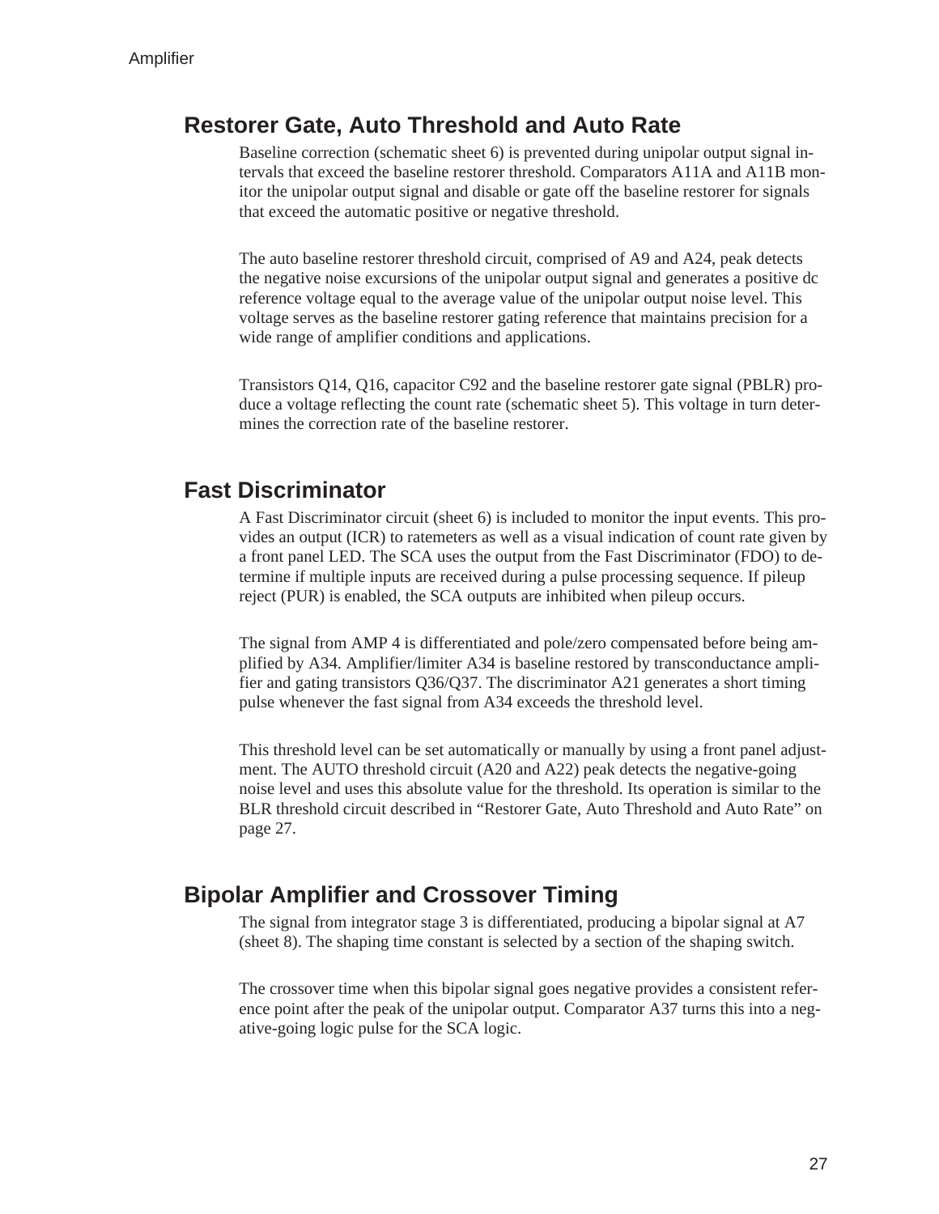## Restorer Gate, Auto Threshold and Auto Rate

Baseline correction (schematic sheet 6) is prevented during unipolar output signal intervals that exceed the baseline restorer threshold. Comparators A11A and A11B monitor the unipolar output signal and disable or gate off the baseline restorer for signals that exceed the automatic positive or negative threshold.

The auto baseline restorer threshold circuit, comprised of A9 and A24, peak detects the negative noise excursions of the unipolar output signal and generates a positive dc reference voltage equal to the average value of the unipolar output noise level. This voltage serves as the baseline restorer gating reference that maintains precision for a wide range of amplifier conditions and applications.

Transistors Q14, Q16, capacitor C92 and the baseline restorer gate signal (PBLR) produce a voltage reflecting the count rate (schematic sheet 5). This voltage in turn determines the correction rate of the baseline restorer.

## Fast Discriminator

A Fast Discriminator circuit (sheet 6) is included to monitor the input events. This provides an output (ICR) to ratemeters as well as a visual indication of count rate given by a front panel LED. The SCA uses the output from the Fast Discriminator (FDO) to determine if multiple inputs are received during a pulse processing sequence. If pileup reject (PUR) is enabled, the SCA outputs are inhibited when pileup occurs.

The signal from AMP 4 is differentiated and pole/zero compensated before being amplified by A34. Amplifier/limiter A34 is baseline restored by transconductance amplifier and gating transistors Q36/Q37. The discriminator A21 generates a short timing pulse whenever the fast signal from A34 exceeds the threshold level.

This threshold level can be set automatically or manually by using a front panel adjustment. The AUTO threshold circuit (A20 and A22) peak detects the negative-going noise level and uses this absolute value for the threshold. Its operation is similar to the BLR threshold circuit described in “Restorer Gate, Auto Threshold and Auto Rate” on page 27.

## Bipolar Amplifier and Crossover Timing

The signal from integrator stage 3 is differentiated, producing a bipolar signal at A7 (sheet 8). The shaping time constant is selected by a section of the shaping switch.

The crossover time when this bipolar signal goes negative provides a consistent reference point after the peak of the unipolar output. Comparator A37 turns this into a negative-going logic pulse for the SCA logic.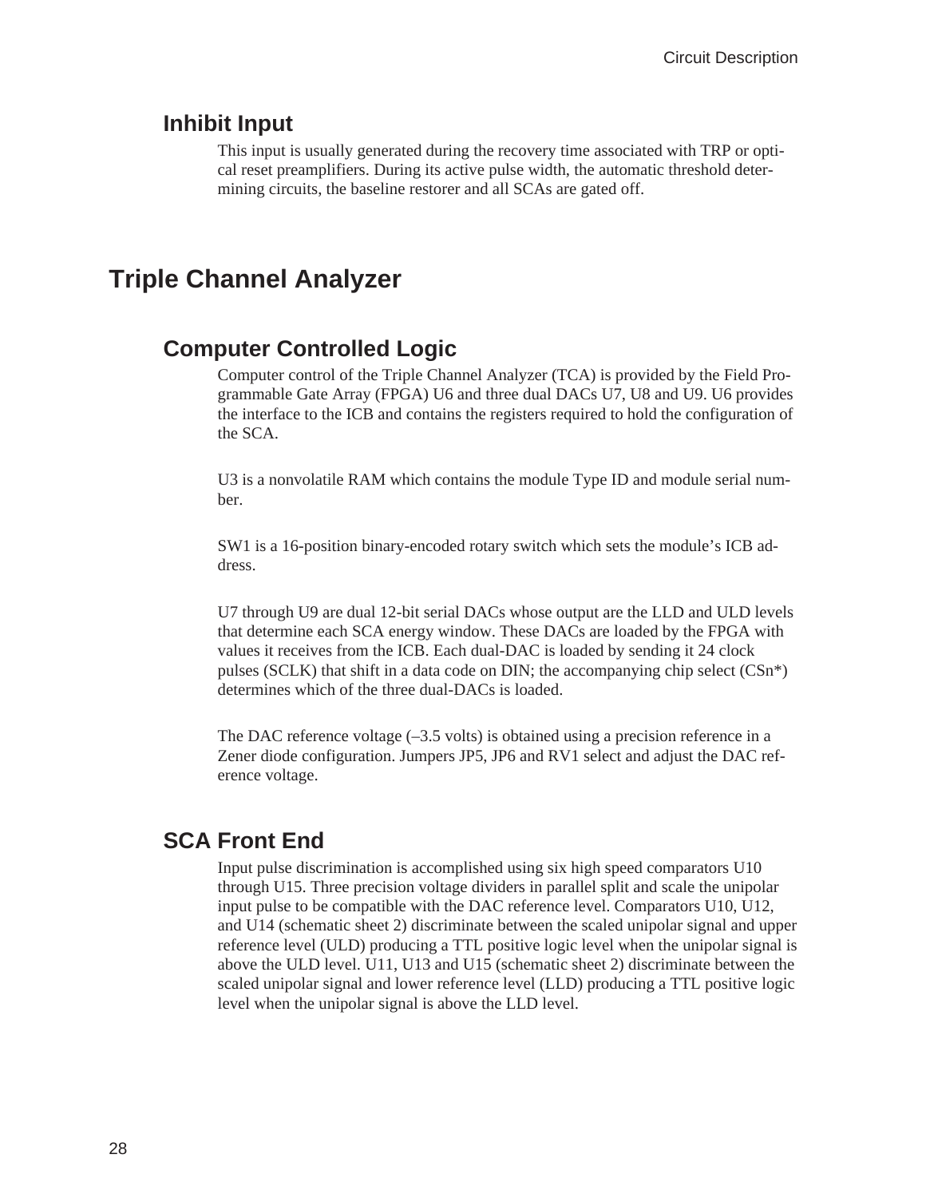## Inhibit Input

This input is usually generated during the recovery time associated with TRP or optical reset preamplifiers. During its active pulse width, the automatic threshold determining circuits, the baseline restorer and all SCAs are gated off.

# Triple Channel Analyzer

## Computer Controlled Logic

Computer control of the Triple Channel Analyzer (TCA) is provided by the Field Programmable Gate Array (FPGA) U6 and three dual DACs U7, U8 and U9. U6 provides the interface to the ICB and contains the registers required to hold the configuration of the SCA.

U3 is a nonvolatile RAM which contains the module Type ID and module serial number.

SW1 is a 16-position binary-encoded rotary switch which sets the module's ICB address.

U7 through U9 are dual 12-bit serial DACs whose output are the LLD and ULD levels that determine each SCA energy window. These DACs are loaded by the FPGA with values it receives from the ICB. Each dual-DAC is loaded by sending it 24 clock pulses (SCLK) that shift in a data code on DIN; the accompanying chip select (CSn*) determines which of the three dual-DACs is loaded.

The DAC reference voltage (–3.5 volts) is obtained using a precision reference in a Zener diode configuration. Jumpers JP5, JP6 and RV1 select and adjust the DAC reference voltage.

## SCA Front End

Input pulse discrimination is accomplished using six high speed comparators U10 through U15. Three precision voltage dividers in parallel split and scale the unipolar input pulse to be compatible with the DAC reference level. Comparators U10, U12, and U14 (schematic sheet 2) discriminate between the scaled unipolar signal and upper reference level (ULD) producing a TTL positive logic level when the unipolar signal is above the ULD level. U11, U13 and U15 (schematic sheet 2) discriminate between the scaled unipolar signal and lower reference level (LLD) producing a TTL positive logic level when the unipolar signal is above the LLD level.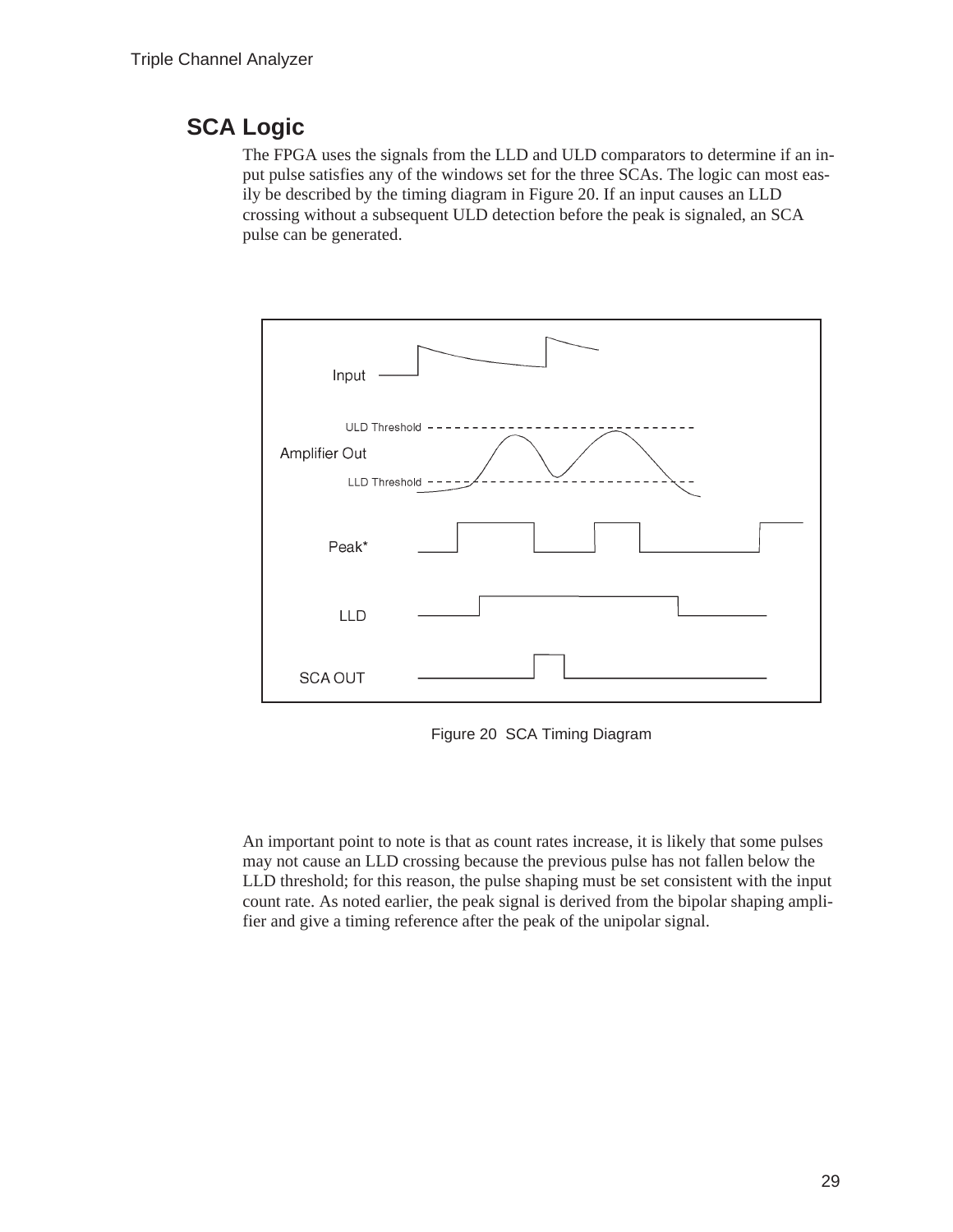## SCA Logic

The FPGA uses the signals from the LLD and ULD comparators to determine if an input pulse satisfies any of the windows set for the three SCAs. The logic can most easily be described by the timing diagram in Figure 20. If an input causes an LLD crossing without a subsequent ULD detection before the peak is signaled, an SCA pulse can be generated.

Figure 20 SCA Timing Diagram

An important point to note is that as count rates increase, it is likely that some pulses may not cause an LLD crossing because the previous pulse has not fallen below the LLD threshold; for this reason, the pulse shaping must be set consistent with the input count rate. As noted earlier, the peak signal is derived from the bipolar shaping amplifier and give a timing reference after the peak of the unipolar signal.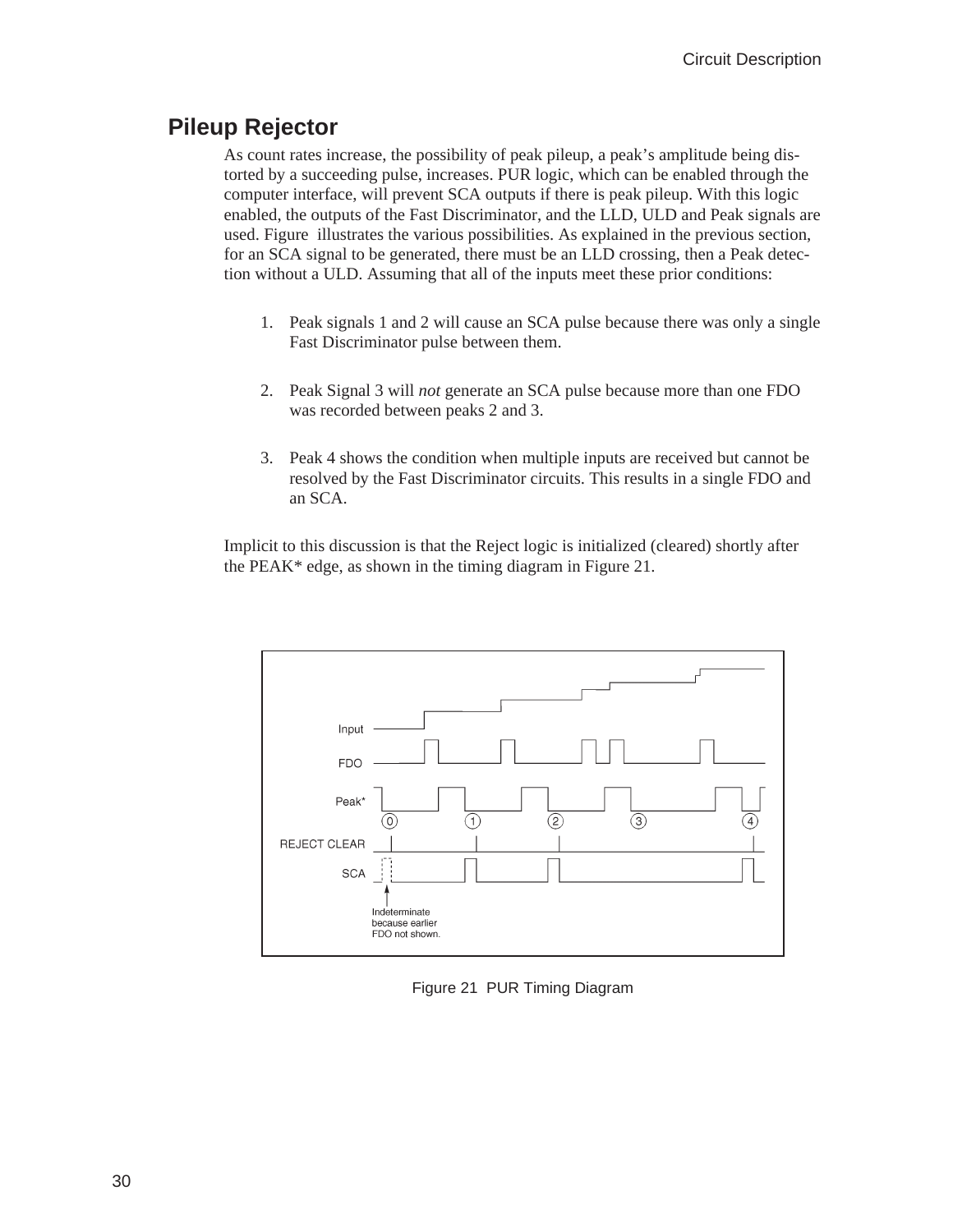## Pileup Rejector

As count rates increase, the possibility of peak pileup, a peak's amplitude being distorted by a succeeding pulse, increases. PUR logic, which can be enabled through the computer interface, will prevent SCA outputs if there is peak pileup. With this logic enabled, the outputs of the Fast Discriminator, and the LLD, ULD and Peak signals are used. Figure  illustrates the various possibilities. As explained in the previous section, for an SCA signal to be generated, there must be an LLD crossing, then a Peak detection without a ULD. Assuming that all of the inputs meet these prior conditions:

1. Peak signals 1 and 2 will cause an SCA pulse because there was only a single Fast Discriminator pulse between them.

2. Peak Signal 3 will *not* generate an SCA pulse because more than one FDO was recorded between peaks 2 and 3.

3. Peak 4 shows the condition when multiple inputs are received but cannot be resolved by the Fast Discriminator circuits. This results in a single FDO and an SCA.

Implicit to this discussion is that the Reject logic is initialized (cleared) shortly after the PEAK* edge, as shown in the timing diagram in Figure 21.

Figure 21  PUR Timing Diagram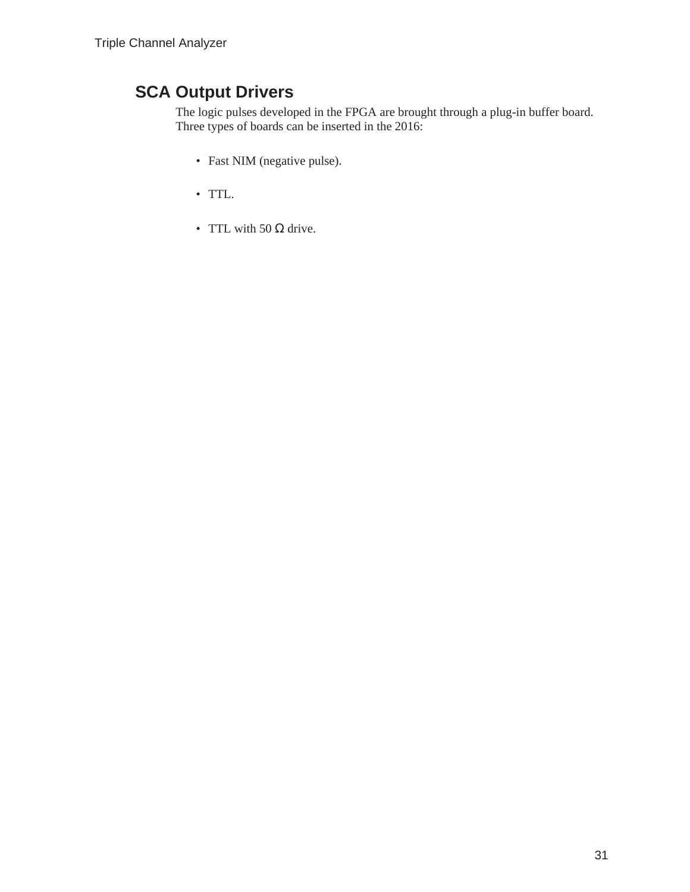## SCA Output Drivers

The logic pulses developed in the FPGA are brought through a plug-in buffer board. Three types of boards can be inserted in the 2016:

- Fast NIM (negative pulse).
- TTL.
- TTL with 50 Ω drive.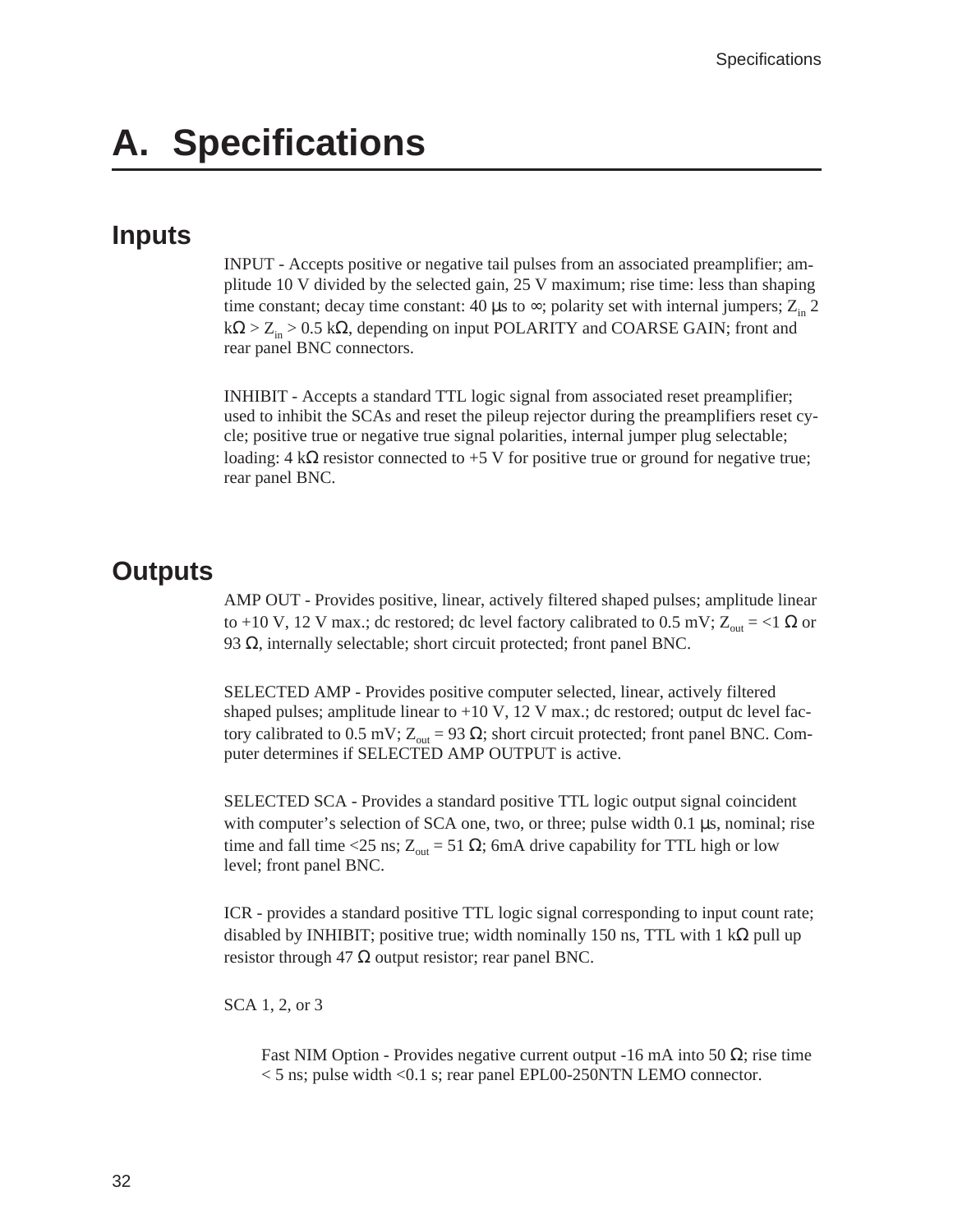# A. Specifications

## Inputs

INPUT - Accepts positive or negative tail pulses from an associated preamplifier; amplitude 10 V divided by the selected gain, 25 V maximum; rise time: less than shaping time constant; decay time constant: 40 μs to ∞; polarity set with internal jumpers; $Z_{in}$ 2 kΩ > $Z_{in}$ > 0.5 kΩ, depending on input POLARITY and COARSE GAIN; front and rear panel BNC connectors.

INHIBIT - Accepts a standard TTL logic signal from associated reset preamplifier; used to inhibit the SCAs and reset the pileup rejector during the preamplifiers reset cycle; positive true or negative true signal polarities, internal jumper plug selectable; loading: 4 kΩ resistor connected to +5 V for positive true or ground for negative true; rear panel BNC.

## Outputs

AMP OUT - Provides positive, linear, actively filtered shaped pulses; amplitude linear to +10 V, 12 V max.; dc restored; dc level factory calibrated to 0.5 mV; $Z_{out}$ = <1 Ω or 93 Ω, internally selectable; short circuit protected; front panel BNC.

SELECTED AMP - Provides positive computer selected, linear, actively filtered shaped pulses; amplitude linear to +10 V, 12 V max.; dc restored; output dc level factory calibrated to 0.5 mV; $Z_{out}$ = 93 Ω; short circuit protected; front panel BNC. Computer determines if SELECTED AMP OUTPUT is active.

SELECTED SCA - Provides a standard positive TTL logic output signal coincident with computer's selection of SCA one, two, or three; pulse width 0.1 μs, nominal; rise time and fall time <25 ns; $Z_{out}$ = 51 Ω; 6mA drive capability for TTL high or low level; front panel BNC.

ICR - provides a standard positive TTL logic signal corresponding to input count rate; disabled by INHIBIT; positive true; width nominally 150 ns, TTL with 1 kΩ pull up resistor through 47 Ω output resistor; rear panel BNC.

SCA 1, 2, or 3

Fast NIM Option - Provides negative current output -16 mA into 50 Ω; rise time < 5 ns; pulse width <0.1 s; rear panel EPL00-250NTN LEMO connector.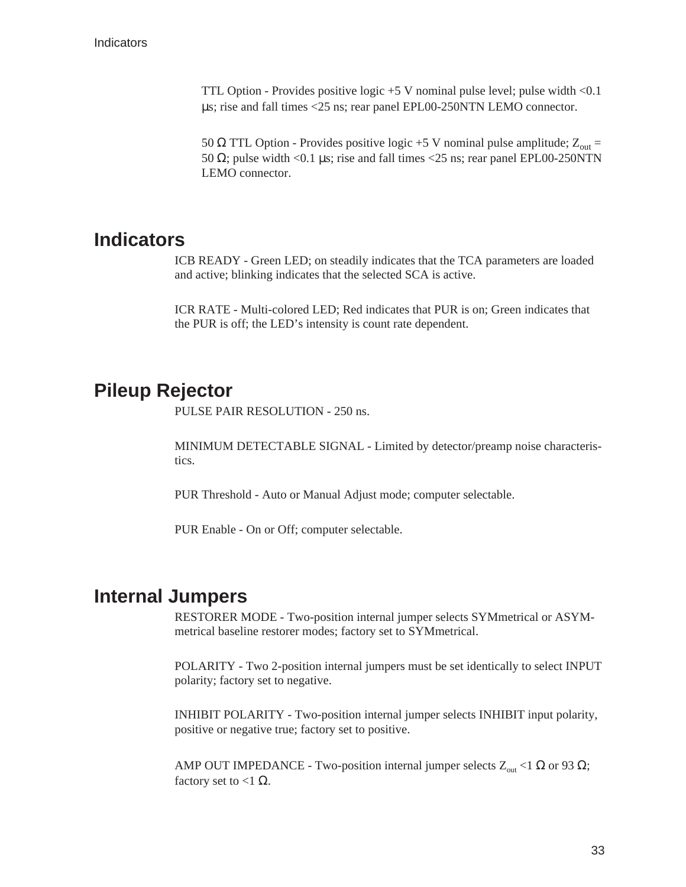TTL Option - Provides positive logic +5 V nominal pulse level; pulse width <0.1 μs; rise and fall times <25 ns; rear panel EPL00-250NTN LEMO connector.

50 Ω TTL Option - Provides positive logic +5 V nominal pulse amplitude; $Z_{out}$ = 50 Ω; pulse width <0.1 μs; rise and fall times <25 ns; rear panel EPL00-250NTN LEMO connector.

## Indicators

ICB READY - Green LED; on steadily indicates that the TCA parameters are loaded and active; blinking indicates that the selected SCA is active.

ICR RATE - Multi-colored LED; Red indicates that PUR is on; Green indicates that the PUR is off; the LED's intensity is count rate dependent.

## Pileup Rejector

PULSE PAIR RESOLUTION - 250 ns.

MINIMUM DETECTABLE SIGNAL - Limited by detector/preamp noise characteristics.

PUR Threshold - Auto or Manual Adjust mode; computer selectable.

PUR Enable - On or Off; computer selectable.

## Internal Jumpers

RESTORER MODE - Two-position internal jumper selects SYMmetrical or ASYMmetrical baseline restorer modes; factory set to SYMmetrical.

POLARITY - Two 2-position internal jumpers must be set identically to select INPUT polarity; factory set to negative.

INHIBIT POLARITY - Two-position internal jumper selects INHIBIT input polarity, positive or negative true; factory set to positive.

AMP OUT IMPEDANCE - Two-position internal jumper selects $Z_{out}$ <1 Ω or 93 Ω; factory set to <1 Ω.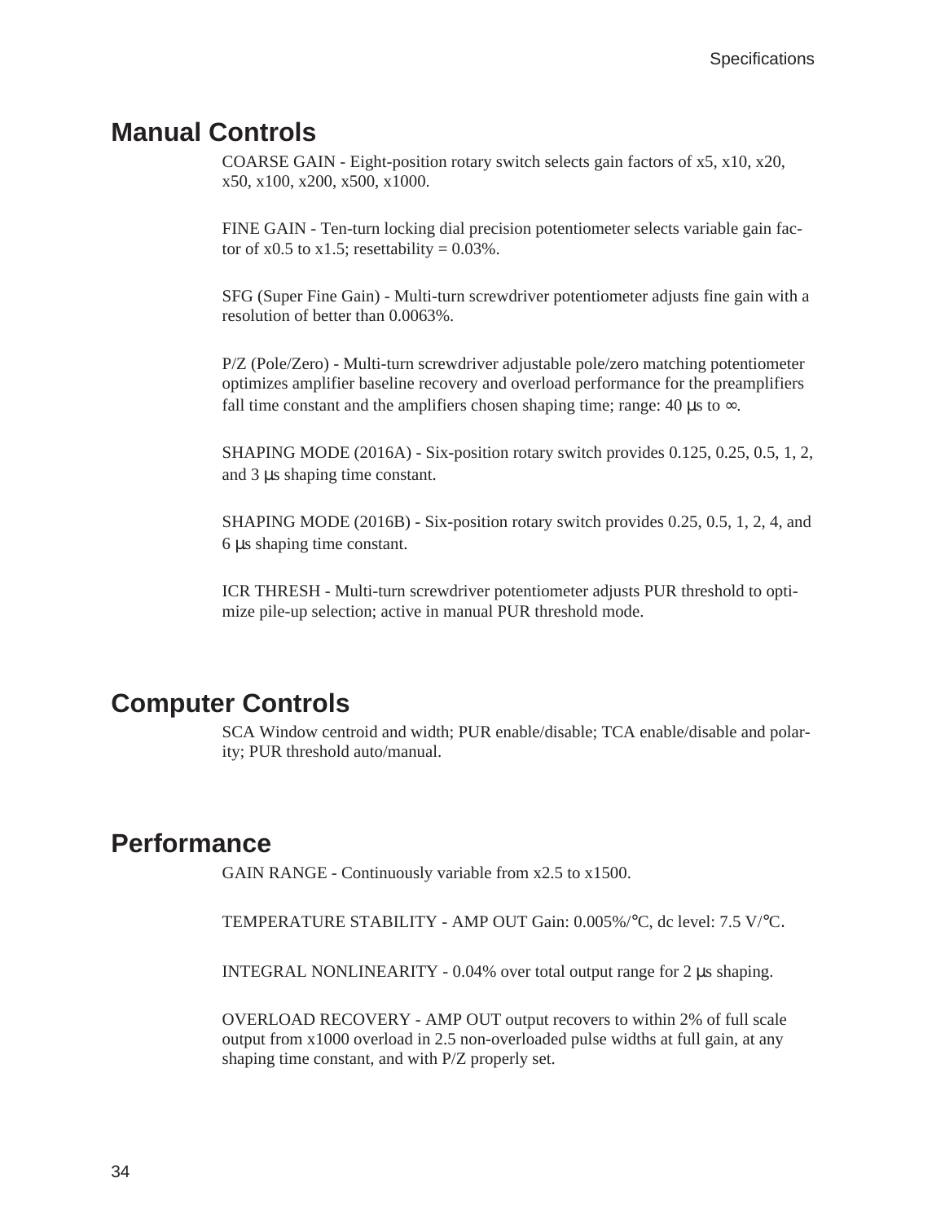## Manual Controls

COARSE GAIN - Eight-position rotary switch selects gain factors of x5, x10, x20, x50, x100, x200, x500, x1000.

FINE GAIN - Ten-turn locking dial precision potentiometer selects variable gain factor of x0.5 to x1.5; resettability = 0.03%.

SFG (Super Fine Gain) - Multi-turn screwdriver potentiometer adjusts fine gain with a resolution of better than 0.0063%.

P/Z (Pole/Zero) - Multi-turn screwdriver adjustable pole/zero matching potentiometer optimizes amplifier baseline recovery and overload performance for the preamplifiers fall time constant and the amplifiers chosen shaping time; range: 40 µs to ∞.

SHAPING MODE (2016A) - Six-position rotary switch provides 0.125, 0.25, 0.5, 1, 2, and 3 µs shaping time constant.

SHAPING MODE (2016B) - Six-position rotary switch provides 0.25, 0.5, 1, 2, 4, and 6 µs shaping time constant.

ICR THRESH - Multi-turn screwdriver potentiometer adjusts PUR threshold to optimize pile-up selection; active in manual PUR threshold mode.

## Computer Controls

SCA Window centroid and width; PUR enable/disable; TCA enable/disable and polarity; PUR threshold auto/manual.

## Performance

GAIN RANGE - Continuously variable from x2.5 to x1500.

TEMPERATURE STABILITY - AMP OUT Gain: 0.005%/°C, dc level: 7.5 V/°C.

INTEGRAL NONLINEARITY - 0.04% over total output range for 2 µs shaping.

OVERLOAD RECOVERY - AMP OUT output recovers to within 2% of full scale output from x1000 overload in 2.5 non-overloaded pulse widths at full gain, at any shaping time constant, and with P/Z properly set.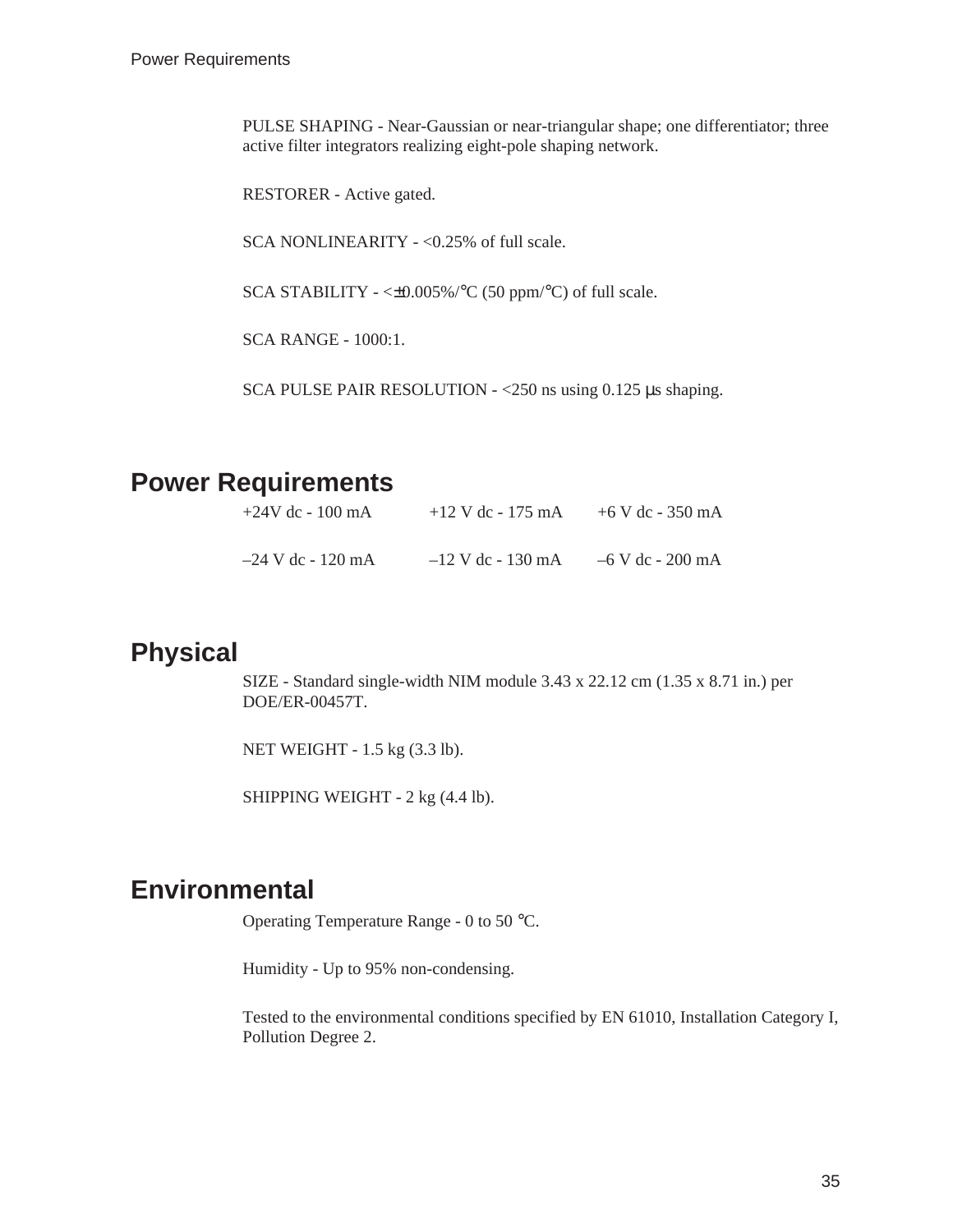PULSE SHAPING - Near-Gaussian or near-triangular shape; one differentiator; three active filter integrators realizing eight-pole shaping network.

RESTORER - Active gated.

SCA NONLINEARITY - <0.25% of full scale.

SCA STABILITY - <±0.005%/°C (50 ppm/°C) of full scale.

SCA RANGE - 1000:1.

SCA PULSE PAIR RESOLUTION - <250 ns using 0.125 µs shaping.

## Power Requirements

| | | |
|---|---|---|
| +24V dc - 100 mA | +12 V dc - 175 mA | +6 V dc - 350 mA |
| –24 V dc - 120 mA | –12 V dc - 130 mA | –6 V dc - 200 mA |

## Physical

SIZE - Standard single-width NIM module 3.43 x 22.12 cm (1.35 x 8.71 in.) per DOE/ER-00457T.

NET WEIGHT - 1.5 kg (3.3 lb).

SHIPPING WEIGHT - 2 kg (4.4 lb).

## Environmental

Operating Temperature Range - 0 to 50 °C.

Humidity - Up to 95% non-condensing.

Tested to the environmental conditions specified by EN 61010, Installation Category I, Pollution Degree 2.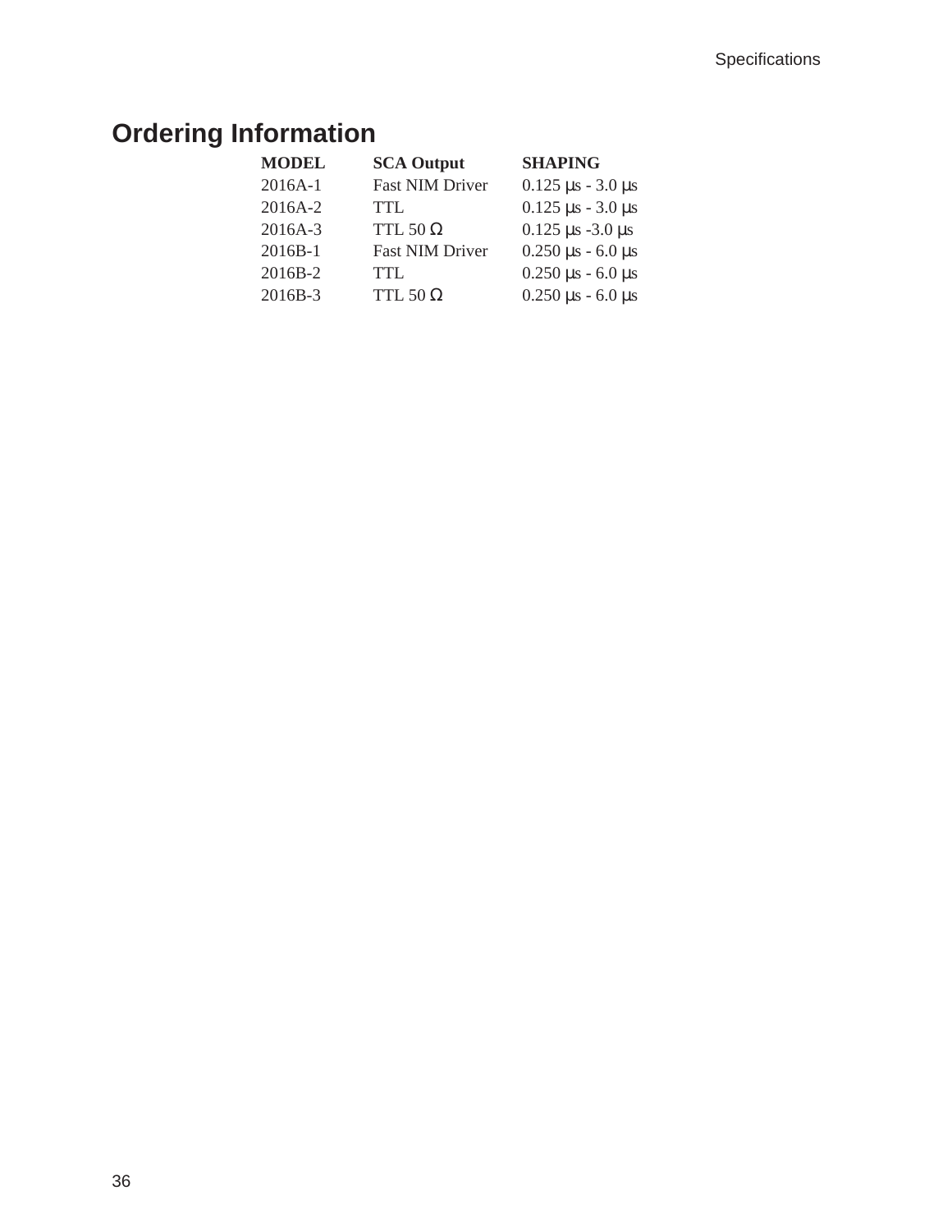## Ordering Information

| MODEL | SCA Output | SHAPING |
|---|---|---|
| 2016A-1 | Fast NIM Driver | 0.125 µs - 3.0 µs |
| 2016A-2 | TTL | 0.125 µs - 3.0 µs |
| 2016A-3 | TTL 50 Ω | 0.125 µs -3.0 µs |
| 2016B-1 | Fast NIM Driver | 0.250 µs - 6.0 µs |
| 2016B-2 | TTL | 0.250 µs - 6.0 µs |
| 2016B-3 | TTL 50 Ω | 0.250 µs - 6.0 µs |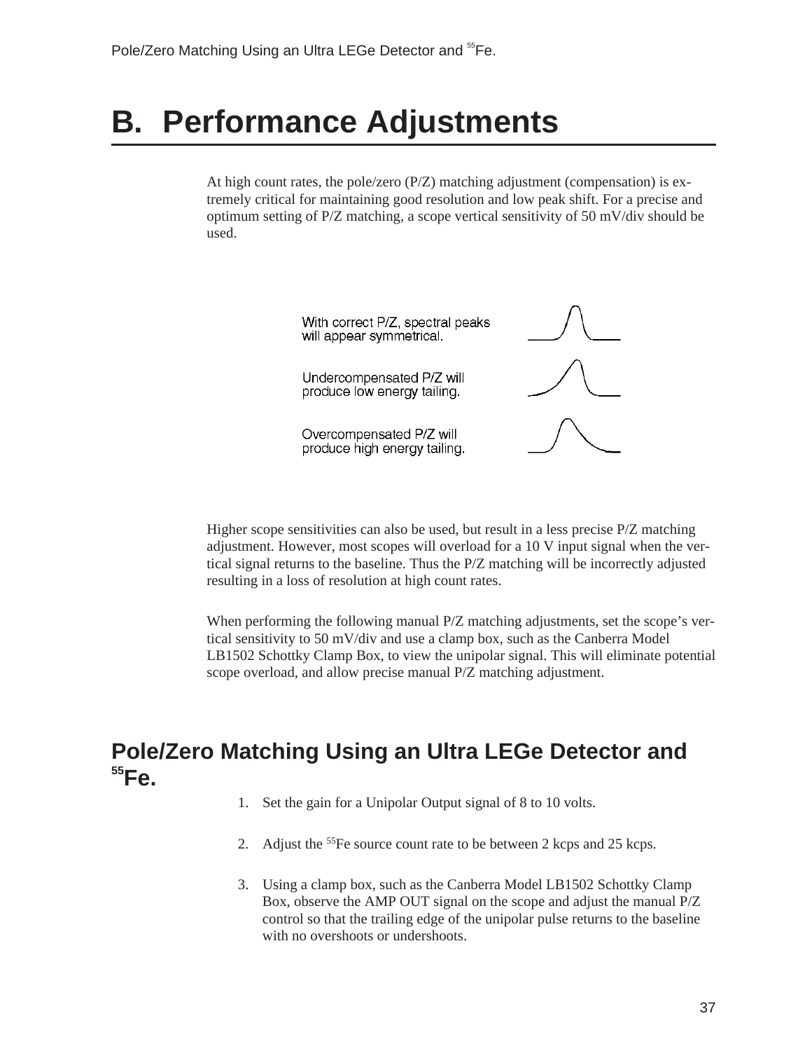# B. Performance Adjustments

At high count rates, the pole/zero (P/Z) matching adjustment (compensation) is extremely critical for maintaining good resolution and low peak shift. For a precise and optimum setting of P/Z matching, a scope vertical sensitivity of 50 mV/div should be used.

With correct P/Z, spectral peaks will appear symmetrical.

Undercompensated P/Z will produce low energy tailing.

Overcompensated P/Z will produce high energy tailing.

Higher scope sensitivities can also be used, but result in a less precise P/Z matching adjustment. However, most scopes will overload for a 10 V input signal when the vertical signal returns to the baseline. Thus the P/Z matching will be incorrectly adjusted resulting in a loss of resolution at high count rates.

When performing the following manual P/Z matching adjustments, set the scope's vertical sensitivity to 50 mV/div and use a clamp box, such as the Canberra Model LB1502 Schottky Clamp Box, to view the unipolar signal. This will eliminate potential scope overload, and allow precise manual P/Z matching adjustment.

## Pole/Zero Matching Using an Ultra LEGe Detector and $^{55}$Fe.

1. Set the gain for a Unipolar Output signal of 8 to 10 volts.
2. Adjust the $^{55}$Fe source count rate to be between 2 kcps and 25 kcps.
3. Using a clamp box, such as the Canberra Model LB1502 Schottky Clamp Box, observe the AMP OUT signal on the scope and adjust the manual P/Z control so that the trailing edge of the unipolar pulse returns to the baseline with no overshoots or undershoots.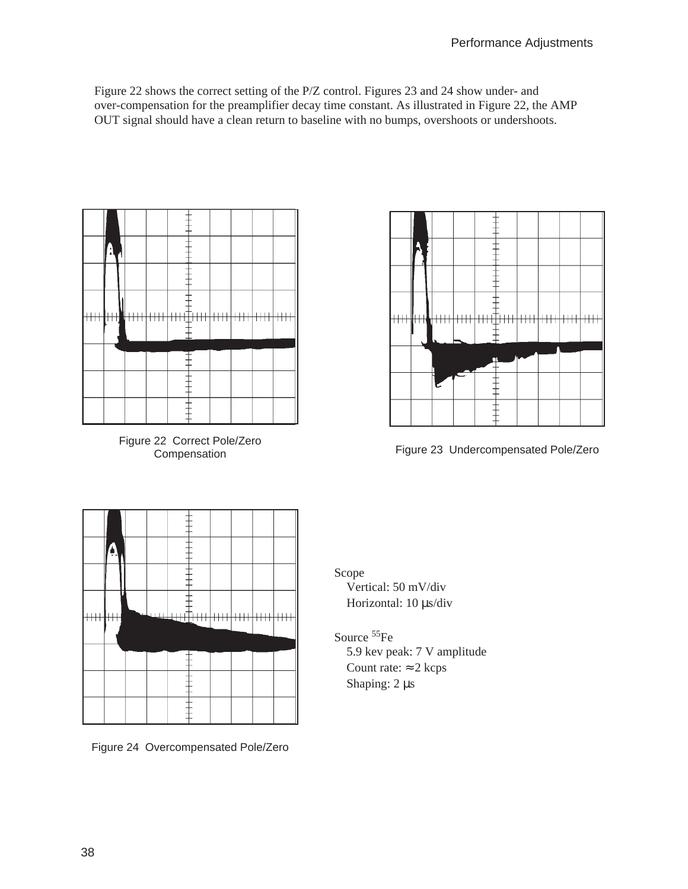Figure 22 shows the correct setting of the P/Z control. Figures 23 and 24 show under- and over-compensation for the preamplifier decay time constant. As illustrated in Figure 22, the AMP OUT signal should have a clean return to baseline with no bumps, overshoots or undershoots.

Figure 22 Correct Pole/Zero Compensation

Figure 23 Undercompensated Pole/Zero

Figure 24 Overcompensated Pole/Zero

Scope
- Vertical: 50 mV/div
- Horizontal: 10 µs/div

Source $^{55}Fe$
- 5.9 kev peak: 7 V amplitude
- Count rate: ≈ 2 kcps
- Shaping: 2 µs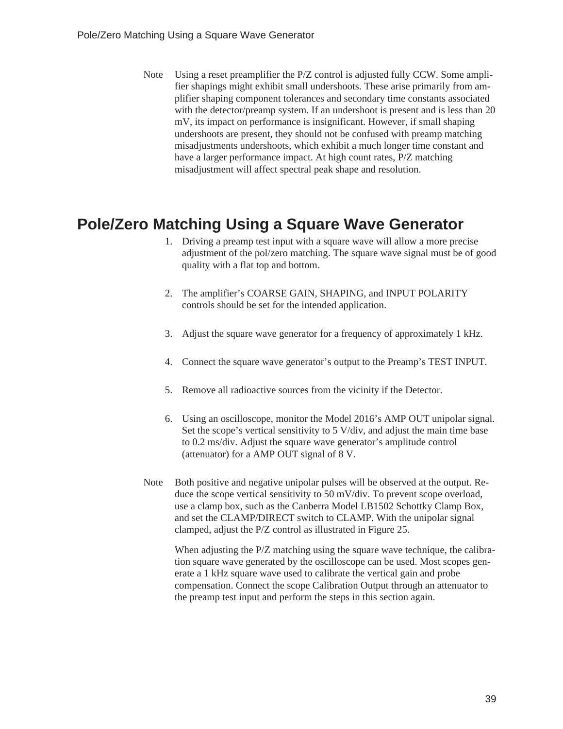Note Using a reset preamplifier the P/Z control is adjusted fully CCW. Some amplifier shapings might exhibit small undershoots. These arise primarily from amplifier shaping component tolerances and secondary time constants associated with the detector/preamp system. If an undershoot is present and is less than 20 mV, its impact on performance is insignificant. However, if small shaping undershoots are present, they should not be confused with preamp matching misadjustments undershoots, which exhibit a much longer time constant and have a larger performance impact. At high count rates, P/Z matching misadjustment will affect spectral peak shape and resolution.

# Pole/Zero Matching Using a Square Wave Generator

1. Driving a preamp test input with a square wave will allow a more precise adjustment of the pol/zero matching. The square wave signal must be of good quality with a flat top and bottom.

2. The amplifier's COARSE GAIN, SHAPING, and INPUT POLARITY controls should be set for the intended application.

3. Adjust the square wave generator for a frequency of approximately 1 kHz.

4. Connect the square wave generator's output to the Preamp's TEST INPUT.

5. Remove all radioactive sources from the vicinity if the Detector.

6. Using an oscilloscope, monitor the Model 2016's AMP OUT unipolar signal. Set the scope's vertical sensitivity to 5 V/div, and adjust the main time base to 0.2 ms/div. Adjust the square wave generator's amplitude control (attenuator) for a AMP OUT signal of 8 V.

Note Both positive and negative unipolar pulses will be observed at the output. Reduce the scope vertical sensitivity to 50 mV/div. To prevent scope overload, use a clamp box, such as the Canberra Model LB1502 Schottky Clamp Box, and set the CLAMP/DIRECT switch to CLAMP. With the unipolar signal clamped, adjust the P/Z control as illustrated in Figure 25.

When adjusting the P/Z matching using the square wave technique, the calibration square wave generated by the oscilloscope can be used. Most scopes generate a 1 kHz square wave used to calibrate the vertical gain and probe compensation. Connect the scope Calibration Output through an attenuator to the preamp test input and perform the steps in this section again.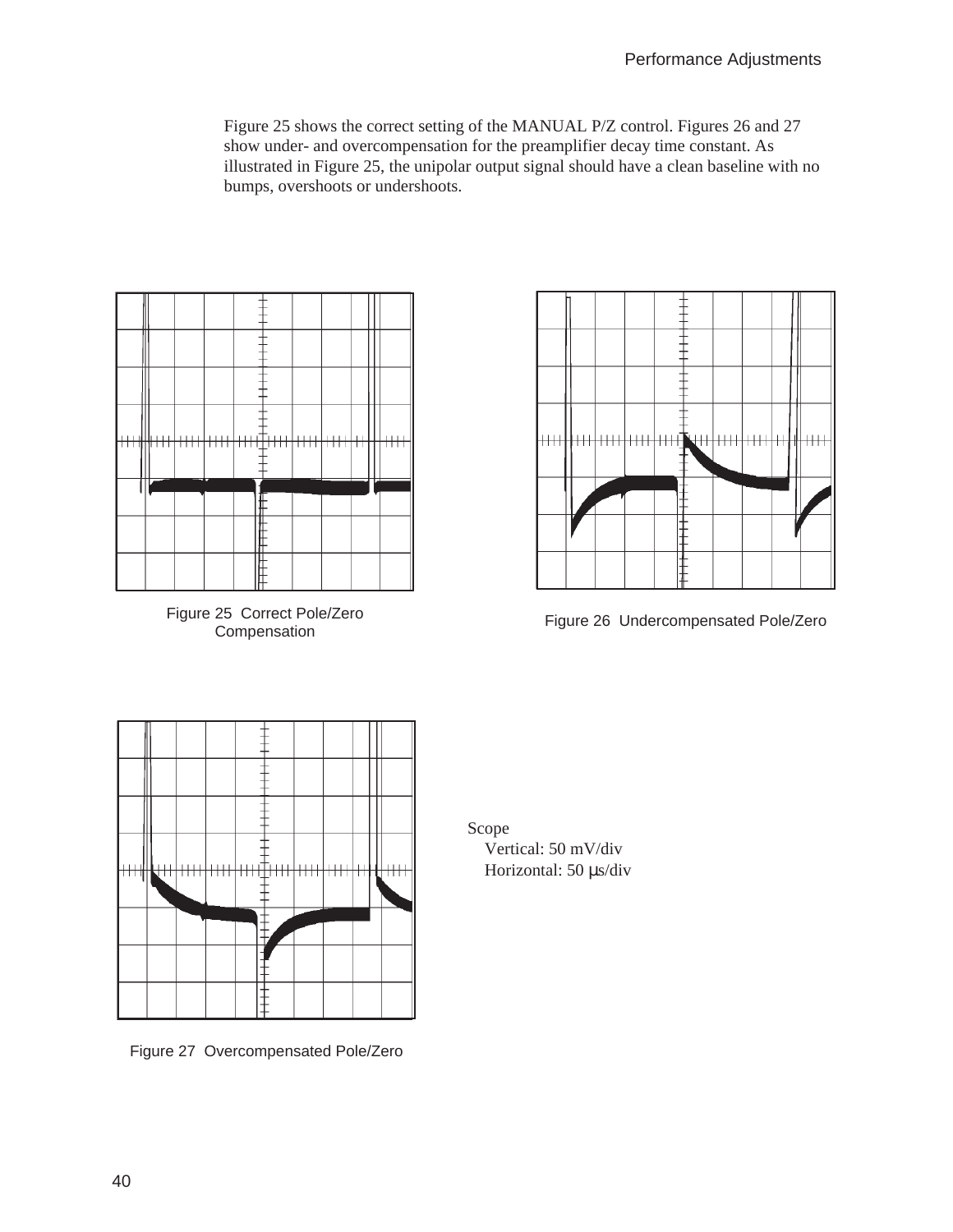Figure 25 shows the correct setting of the MANUAL P/Z control. Figures 26 and 27 show under- and overcompensation for the preamplifier decay time constant. As illustrated in Figure 25, the unipolar output signal should have a clean baseline with no bumps, overshoots or undershoots.

Figure 25 Correct Pole/Zero Compensation

Figure 26 Undercompensated Pole/Zero

Figure 27 Overcompensated Pole/Zero

Scope
Vertical: 50 mV/div
Horizontal: 50 μs/div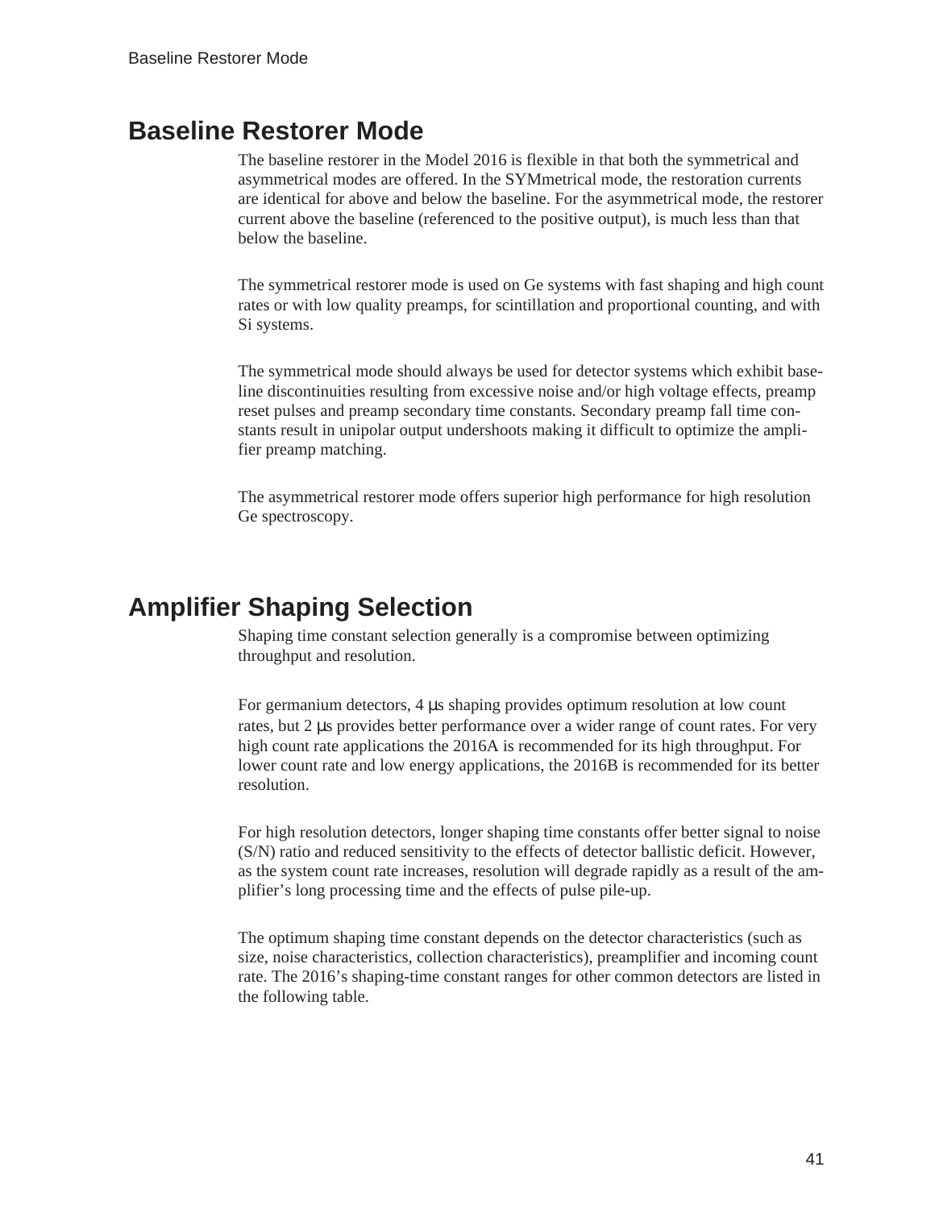## Baseline Restorer Mode

The baseline restorer in the Model 2016 is flexible in that both the symmetrical and asymmetrical modes are offered. In the SYMmetrical mode, the restoration currents are identical for above and below the baseline. For the asymmetrical mode, the restorer current above the baseline (referenced to the positive output), is much less than that below the baseline.

The symmetrical restorer mode is used on Ge systems with fast shaping and high count rates or with low quality preamps, for scintillation and proportional counting, and with Si systems.

The symmetrical mode should always be used for detector systems which exhibit baseline discontinuities resulting from excessive noise and/or high voltage effects, preamp reset pulses and preamp secondary time constants. Secondary preamp fall time constants result in unipolar output undershoots making it difficult to optimize the amplifier preamp matching.

The asymmetrical restorer mode offers superior high performance for high resolution Ge spectroscopy.

## Amplifier Shaping Selection

Shaping time constant selection generally is a compromise between optimizing throughput and resolution.

For germanium detectors, 4 µs shaping provides optimum resolution at low count rates, but 2 µs provides better performance over a wider range of count rates. For very high count rate applications the 2016A is recommended for its high throughput. For lower count rate and low energy applications, the 2016B is recommended for its better resolution.

For high resolution detectors, longer shaping time constants offer better signal to noise (S/N) ratio and reduced sensitivity to the effects of detector ballistic deficit. However, as the system count rate increases, resolution will degrade rapidly as a result of the amplifier's long processing time and the effects of pulse pile-up.

The optimum shaping time constant depends on the detector characteristics (such as size, noise characteristics, collection characteristics), preamplifier and incoming count rate. The 2016's shaping-time constant ranges for other common detectors are listed in the following table.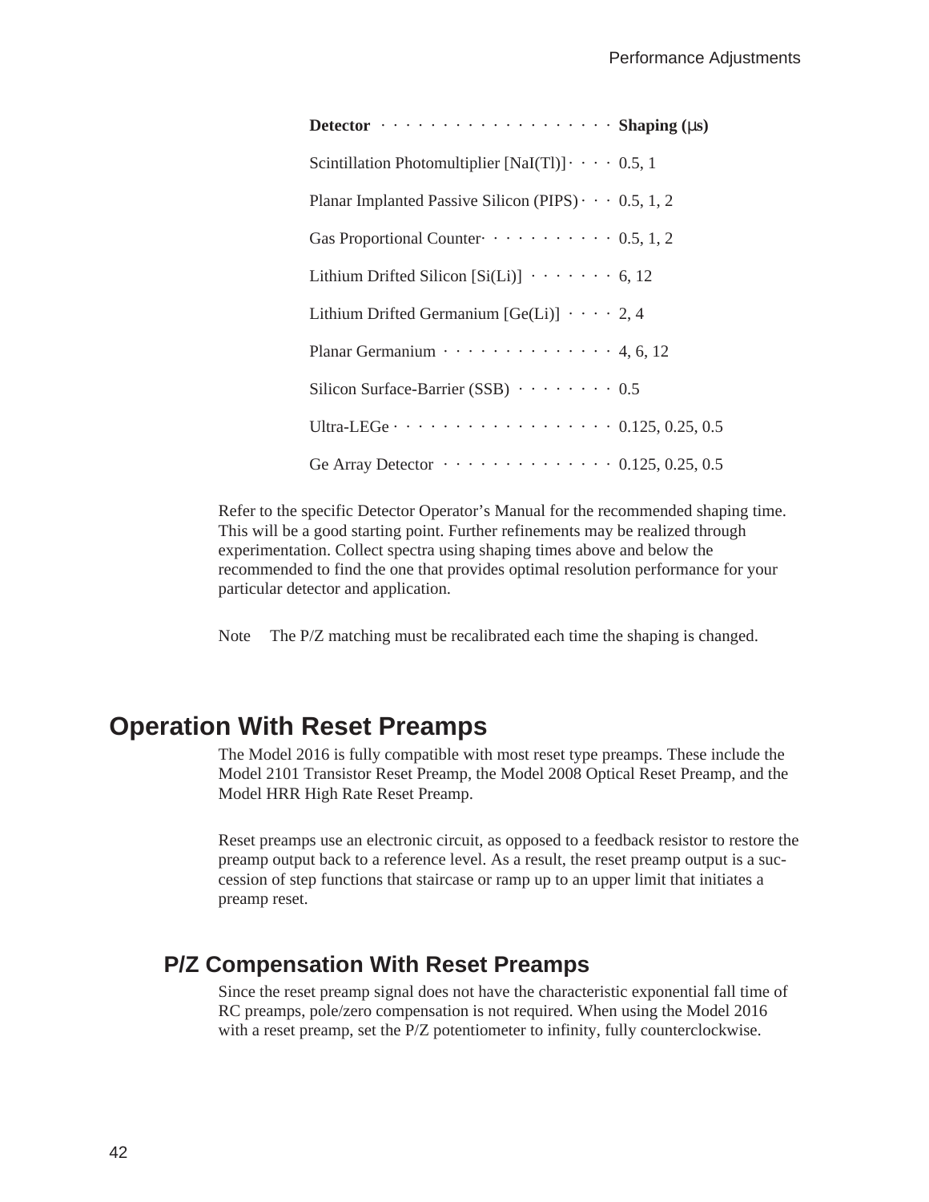| Detector | Shaping (µs) |
| --- | --- |
| Scintillation Photomultiplier [NaI(Tl)] | 0.5, 1 |
| Planar Implanted Passive Silicon (PIPS) | 0.5, 1, 2 |
| Gas Proportional Counter | 0.5, 1, 2 |
| Lithium Drifted Silicon [Si(Li)] | 6, 12 |
| Lithium Drifted Germanium [Ge(Li)] | 2, 4 |
| Planar Germanium | 4, 6, 12 |
| Silicon Surface-Barrier (SSB) | 0.5 |
| Ultra-LEGe | 0.125, 0.25, 0.5 |
| Ge Array Detector | 0.125, 0.25, 0.5 |

Refer to the specific Detector Operator's Manual for the recommended shaping time. This will be a good starting point. Further refinements may be realized through experimentation. Collect spectra using shaping times above and below the recommended to find the one that provides optimal resolution performance for your particular detector and application.

Note The P/Z matching must be recalibrated each time the shaping is changed.

## Operation With Reset Preamps

The Model 2016 is fully compatible with most reset type preamps. These include the Model 2101 Transistor Reset Preamp, the Model 2008 Optical Reset Preamp, and the Model HRR High Rate Reset Preamp.

Reset preamps use an electronic circuit, as opposed to a feedback resistor to restore the preamp output back to a reference level. As a result, the reset preamp output is a succession of step functions that staircase or ramp up to an upper limit that initiates a preamp reset.

### P/Z Compensation With Reset Preamps

Since the reset preamp signal does not have the characteristic exponential fall time of RC preamps, pole/zero compensation is not required. When using the Model 2016 with a reset preamp, set the P/Z potentiometer to infinity, fully counterclockwise.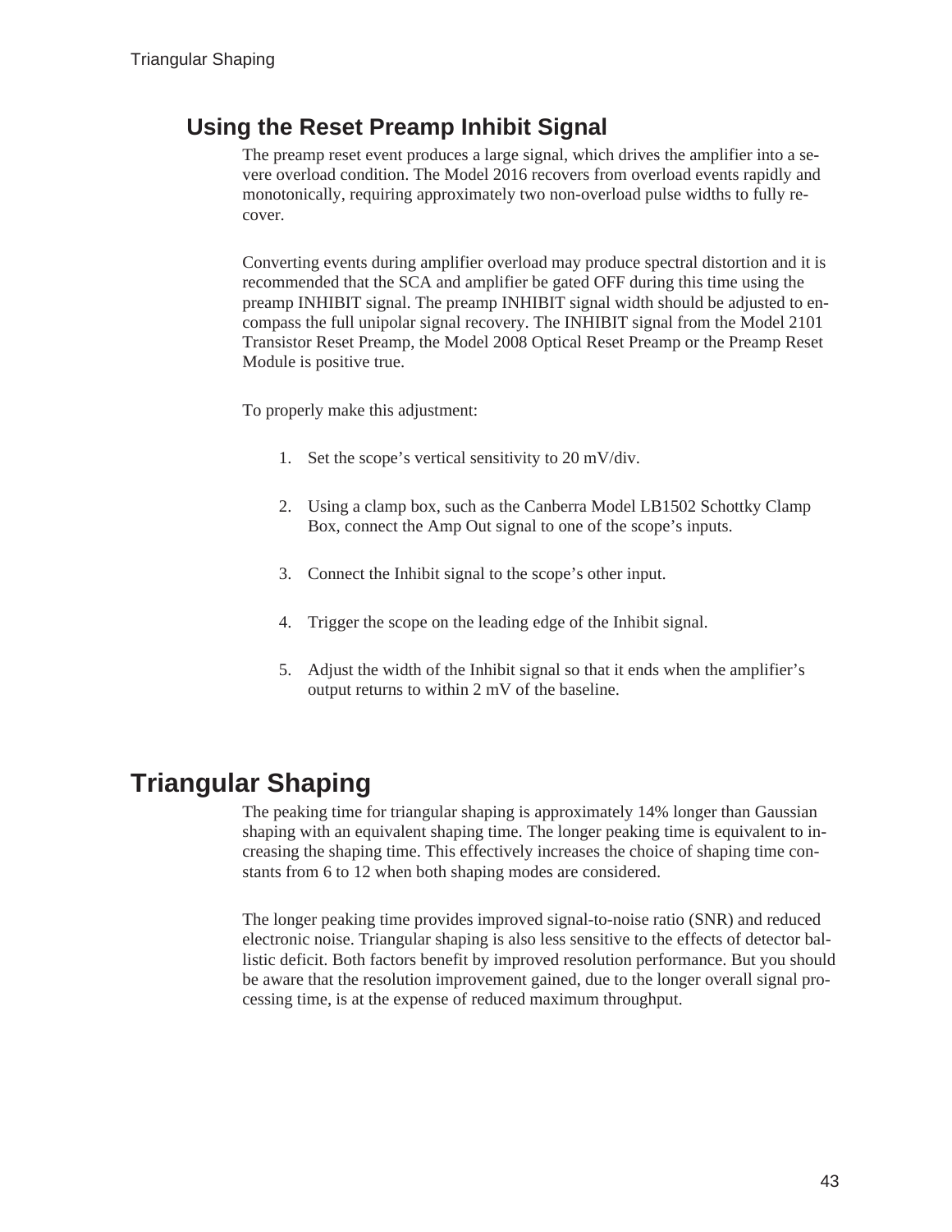## Using the Reset Preamp Inhibit Signal

The preamp reset event produces a large signal, which drives the amplifier into a severe overload condition. The Model 2016 recovers from overload events rapidly and monotonically, requiring approximately two non-overload pulse widths to fully recover.

Converting events during amplifier overload may produce spectral distortion and it is recommended that the SCA and amplifier be gated OFF during this time using the preamp INHIBIT signal. The preamp INHIBIT signal width should be adjusted to encompass the full unipolar signal recovery. The INHIBIT signal from the Model 2101 Transistor Reset Preamp, the Model 2008 Optical Reset Preamp or the Preamp Reset Module is positive true.

To properly make this adjustment:

1. Set the scope's vertical sensitivity to 20 mV/div.
2. Using a clamp box, such as the Canberra Model LB1502 Schottky Clamp Box, connect the Amp Out signal to one of the scope's inputs.
3. Connect the Inhibit signal to the scope's other input.
4. Trigger the scope on the leading edge of the Inhibit signal.
5. Adjust the width of the Inhibit signal so that it ends when the amplifier's output returns to within 2 mV of the baseline.

# Triangular Shaping

The peaking time for triangular shaping is approximately 14% longer than Gaussian shaping with an equivalent shaping time. The longer peaking time is equivalent to increasing the shaping time. This effectively increases the choice of shaping time constants from 6 to 12 when both shaping modes are considered.

The longer peaking time provides improved signal-to-noise ratio (SNR) and reduced electronic noise. Triangular shaping is also less sensitive to the effects of detector ballistic deficit. Both factors benefit by improved resolution performance. But you should be aware that the resolution improvement gained, due to the longer overall signal processing time, is at the expense of reduced maximum throughput.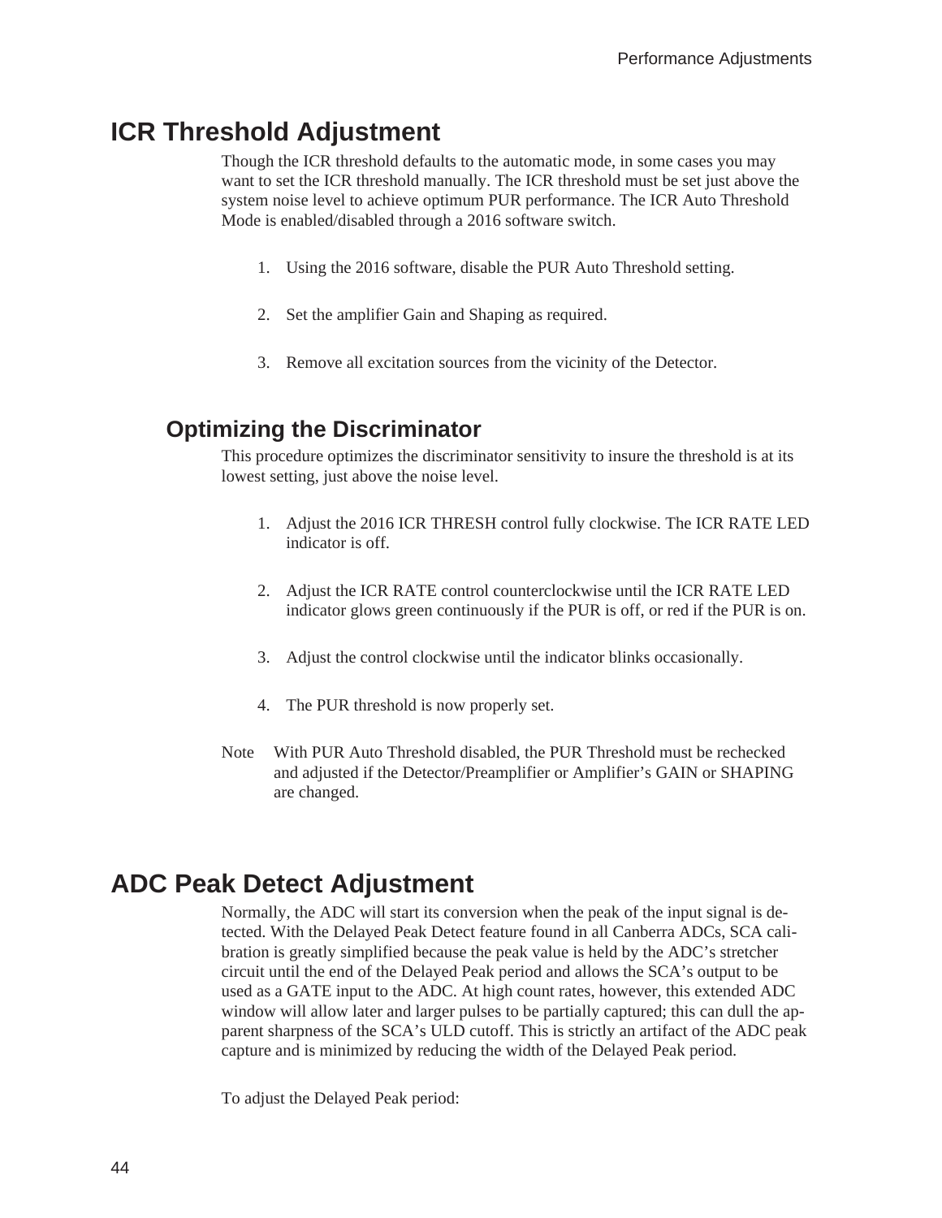# ICR Threshold Adjustment

Though the ICR threshold defaults to the automatic mode, in some cases you may want to set the ICR threshold manually. The ICR threshold must be set just above the system noise level to achieve optimum PUR performance. The ICR Auto Threshold Mode is enabled/disabled through a 2016 software switch.

1. Using the 2016 software, disable the PUR Auto Threshold setting.
2. Set the amplifier Gain and Shaping as required.
3. Remove all excitation sources from the vicinity of the Detector.

## Optimizing the Discriminator

This procedure optimizes the discriminator sensitivity to insure the threshold is at its lowest setting, just above the noise level.

1. Adjust the 2016 ICR THRESH control fully clockwise. The ICR RATE LED indicator is off.
2. Adjust the ICR RATE control counterclockwise until the ICR RATE LED indicator glows green continuously if the PUR is off, or red if the PUR is on.
3. Adjust the control clockwise until the indicator blinks occasionally.
4. The PUR threshold is now properly set.

Note With PUR Auto Threshold disabled, the PUR Threshold must be rechecked and adjusted if the Detector/Preamplifier or Amplifier's GAIN or SHAPING are changed.

# ADC Peak Detect Adjustment

Normally, the ADC will start its conversion when the peak of the input signal is detected. With the Delayed Peak Detect feature found in all Canberra ADCs, SCA calibration is greatly simplified because the peak value is held by the ADC's stretcher circuit until the end of the Delayed Peak period and allows the SCA's output to be used as a GATE input to the ADC. At high count rates, however, this extended ADC window will allow later and larger pulses to be partially captured; this can dull the apparent sharpness of the SCA's ULD cutoff. This is strictly an artifact of the ADC peak capture and is minimized by reducing the width of the Delayed Peak period.

To adjust the Delayed Peak period: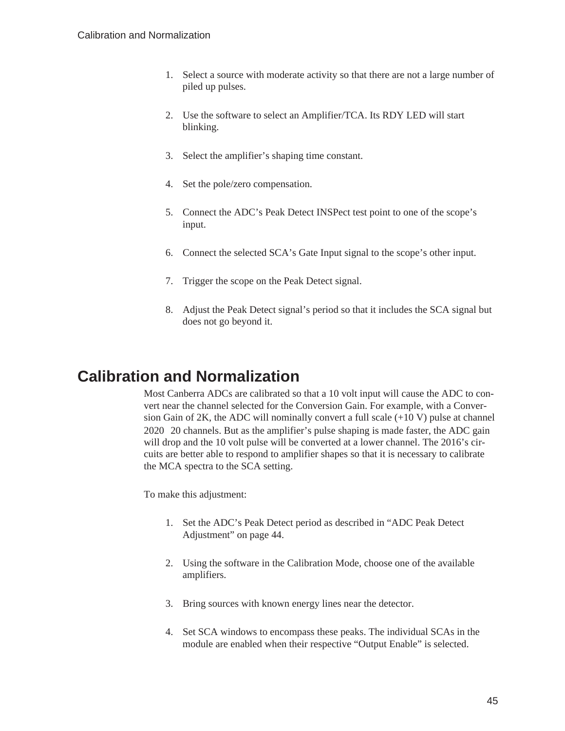1. Select a source with moderate activity so that there are not a large number of piled up pulses.

2. Use the software to select an Amplifier/TCA. Its RDY LED will start blinking.

3. Select the amplifier's shaping time constant.

4. Set the pole/zero compensation.

5. Connect the ADC's Peak Detect INSPect test point to one of the scope's input.

6. Connect the selected SCA's Gate Input signal to the scope's other input.

7. Trigger the scope on the Peak Detect signal.

8. Adjust the Peak Detect signal's period so that it includes the SCA signal but does not go beyond it.

## Calibration and Normalization

Most Canberra ADCs are calibrated so that a 10 volt input will cause the ADC to convert near the channel selected for the Conversion Gain. For example, with a Conversion Gain of 2K, the ADC will nominally convert a full scale (+10 V) pulse at channel 2020 ± 20 channels. But as the amplifier's pulse shaping is made faster, the ADC gain will drop and the 10 volt pulse will be converted at a lower channel. The 2016's circuits are better able to respond to amplifier shapes so that it is necessary to calibrate the MCA spectra to the SCA setting.

To make this adjustment:

1. Set the ADC's Peak Detect period as described in "ADC Peak Detect Adjustment" on page 44.

2. Using the software in the Calibration Mode, choose one of the available amplifiers.

3. Bring sources with known energy lines near the detector.

4. Set SCA windows to encompass these peaks. The individual SCAs in the module are enabled when their respective "Output Enable" is selected.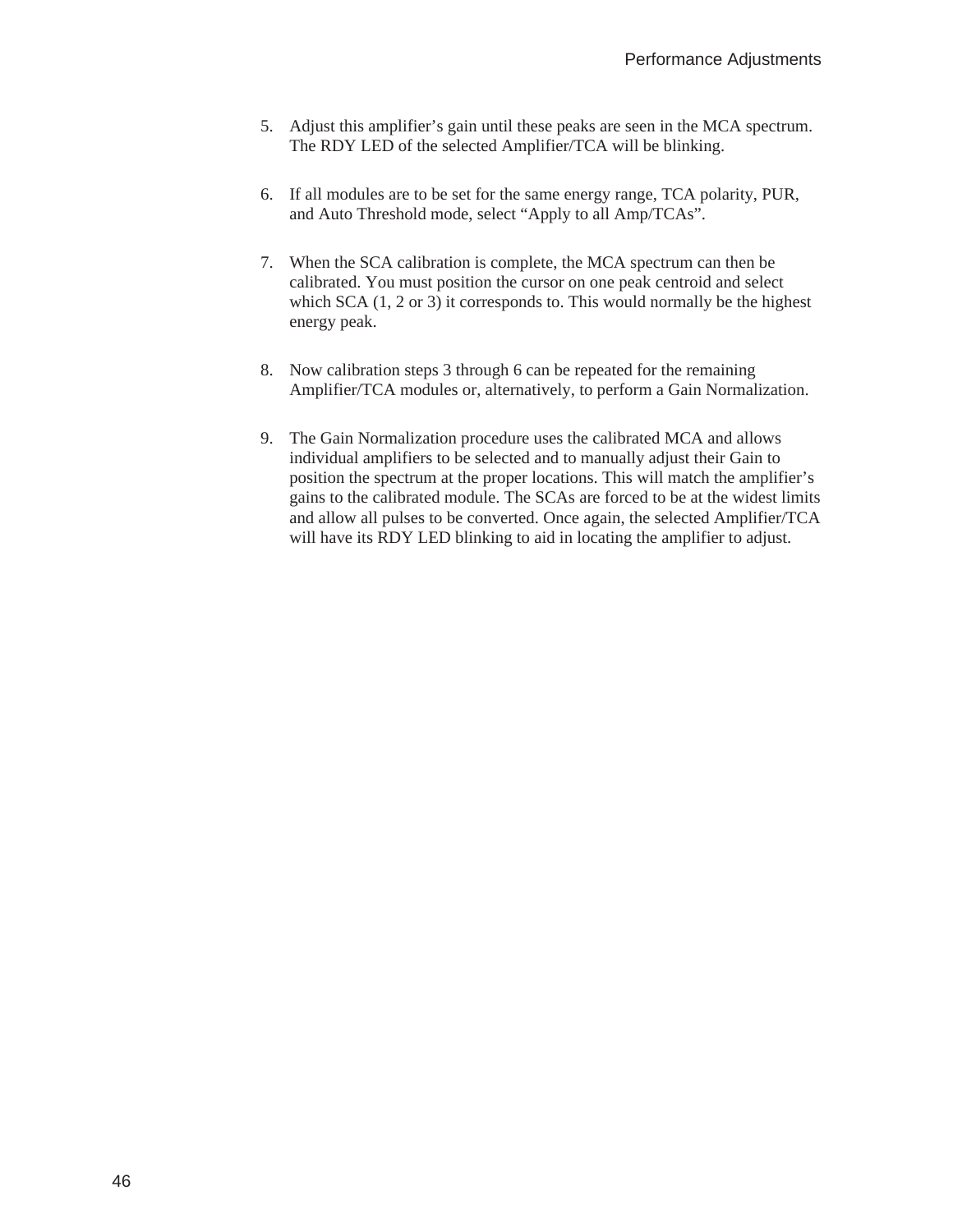5. Adjust this amplifier’s gain until these peaks are seen in the MCA spectrum. The RDY LED of the selected Amplifier/TCA will be blinking.

6. If all modules are to be set for the same energy range, TCA polarity, PUR, and Auto Threshold mode, select “Apply to all Amp/TCAs”.

7. When the SCA calibration is complete, the MCA spectrum can then be calibrated. You must position the cursor on one peak centroid and select which SCA (1, 2 or 3) it corresponds to. This would normally be the highest energy peak.

8. Now calibration steps 3 through 6 can be repeated for the remaining Amplifier/TCA modules or, alternatively, to perform a Gain Normalization.

9. The Gain Normalization procedure uses the calibrated MCA and allows individual amplifiers to be selected and to manually adjust their Gain to position the spectrum at the proper locations. This will match the amplifier’s gains to the calibrated module. The SCAs are forced to be at the widest limits and allow all pulses to be converted. Once again, the selected Amplifier/TCA will have its RDY LED blinking to aid in locating the amplifier to adjust.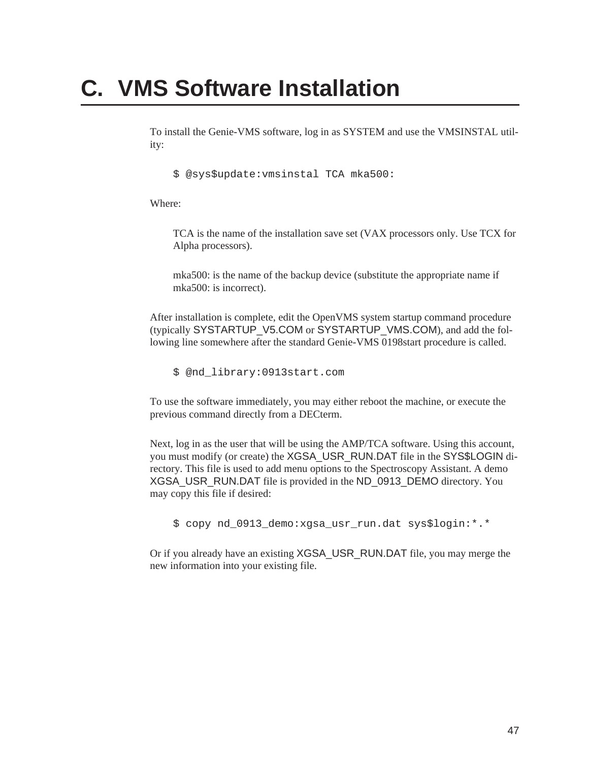# C. VMS Software Installation

To install the Genie-VMS software, log in as SYSTEM and use the VMSINSTAL utility:

```
$ @sys$update:vmsinstal TCA mka500:
```

Where:

TCA is the name of the installation save set (VAX processors only. Use TCX for Alpha processors).

mka500: is the name of the backup device (substitute the appropriate name if mka500: is incorrect).

After installation is complete, edit the OpenVMS system startup command procedure (typically SYSTARTUP_V5.COM or SYSTARTUP_VMS.COM), and add the following line somewhere after the standard Genie-VMS 0198start procedure is called.

```
$ @nd_library:0913start.com
```

To use the software immediately, you may either reboot the machine, or execute the previous command directly from a DECterm.

Next, log in as the user that will be using the AMP/TCA software. Using this account, you must modify (or create) the XGSA_USR_RUN.DAT file in the SYS$LOGIN directory. This file is used to add menu options to the Spectroscopy Assistant. A demo XGSA_USR_RUN.DAT file is provided in the ND_0913_DEMO directory. You may copy this file if desired:

```
$ copy nd_0913_demo:xgsa_usr_run.dat sys$login:*.*
```

Or if you already have an existing XGSA_USR_RUN.DAT file, you may merge the new information into your existing file.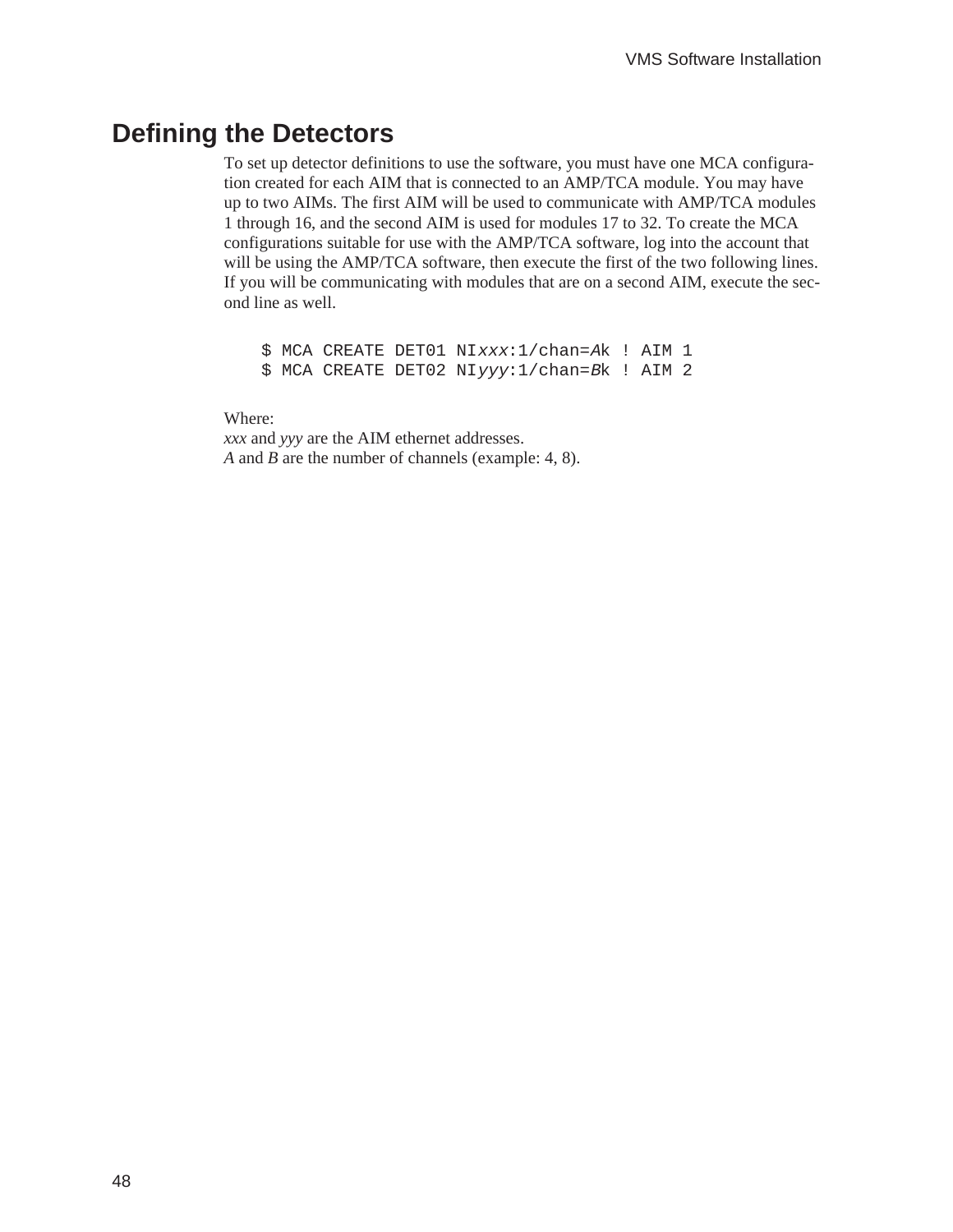## Defining the Detectors

To set up detector definitions to use the software, you must have one MCA configuration created for each AIM that is connected to an AMP/TCA module. You may have up to two AIMs. The first AIM will be used to communicate with AMP/TCA modules 1 through 16, and the second AIM is used for modules 17 to 32. To create the MCA configurations suitable for use with the AMP/TCA software, log into the account that will be using the AMP/TCA software, then execute the first of the two following lines. If you will be communicating with modules that are on a second AIM, execute the second line as well.

```
$ MCA CREATE DET01 NIxxx:1/chan=Ak ! AIM 1
$ MCA CREATE DET02 NIyyy:1/chan=Bk ! AIM 2
```

Where:
*xxx* and *yyy* are the AIM ethernet addresses.
*A* and *B* are the number of channels (example: 4, 8).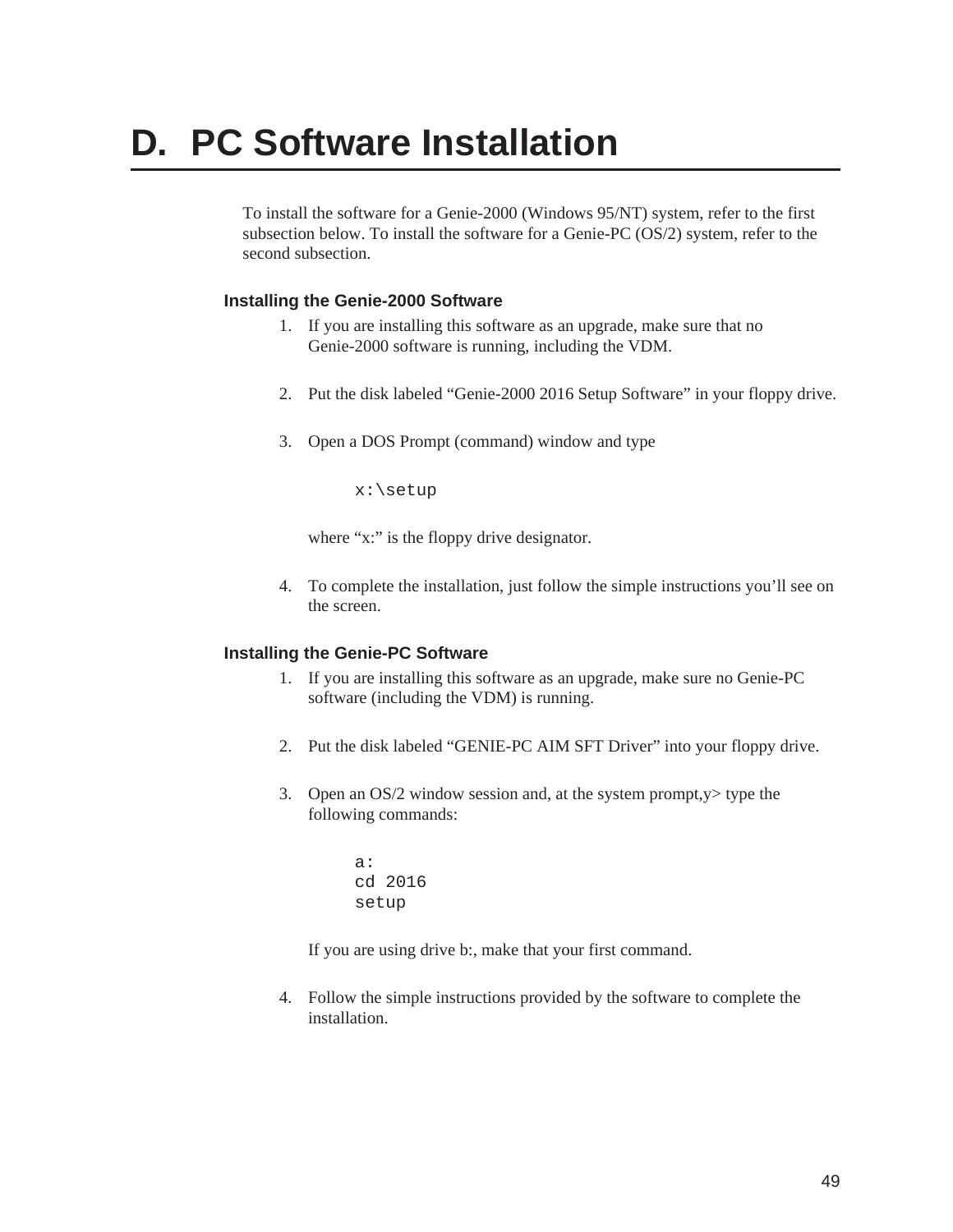# D. PC Software Installation

To install the software for a Genie-2000 (Windows 95/NT) system, refer to the first subsection below. To install the software for a Genie-PC (OS/2) system, refer to the second subsection.

### Installing the Genie-2000 Software

1. If you are installing this software as an upgrade, make sure that no Genie-2000 software is running, including the VDM.

2. Put the disk labeled "Genie-2000 2016 Setup Software" in your floppy drive.

3. Open a DOS Prompt (command) window and type

   ```
   x:\setup
   ```

   where "x:" is the floppy drive designator.

4. To complete the installation, just follow the simple instructions you'll see on the screen.

### Installing the Genie-PC Software

1. If you are installing this software as an upgrade, make sure no Genie-PC software (including the VDM) is running.

2. Put the disk labeled "GENIE-PC AIM SFT Driver" into your floppy drive.

3. Open an OS/2 window session and, at the system prompt,y> type the following commands:

   ```
   a:
   cd 2016
   setup
   ```

   If you are using drive b:, make that your first command.

4. Follow the simple instructions provided by the software to complete the installation.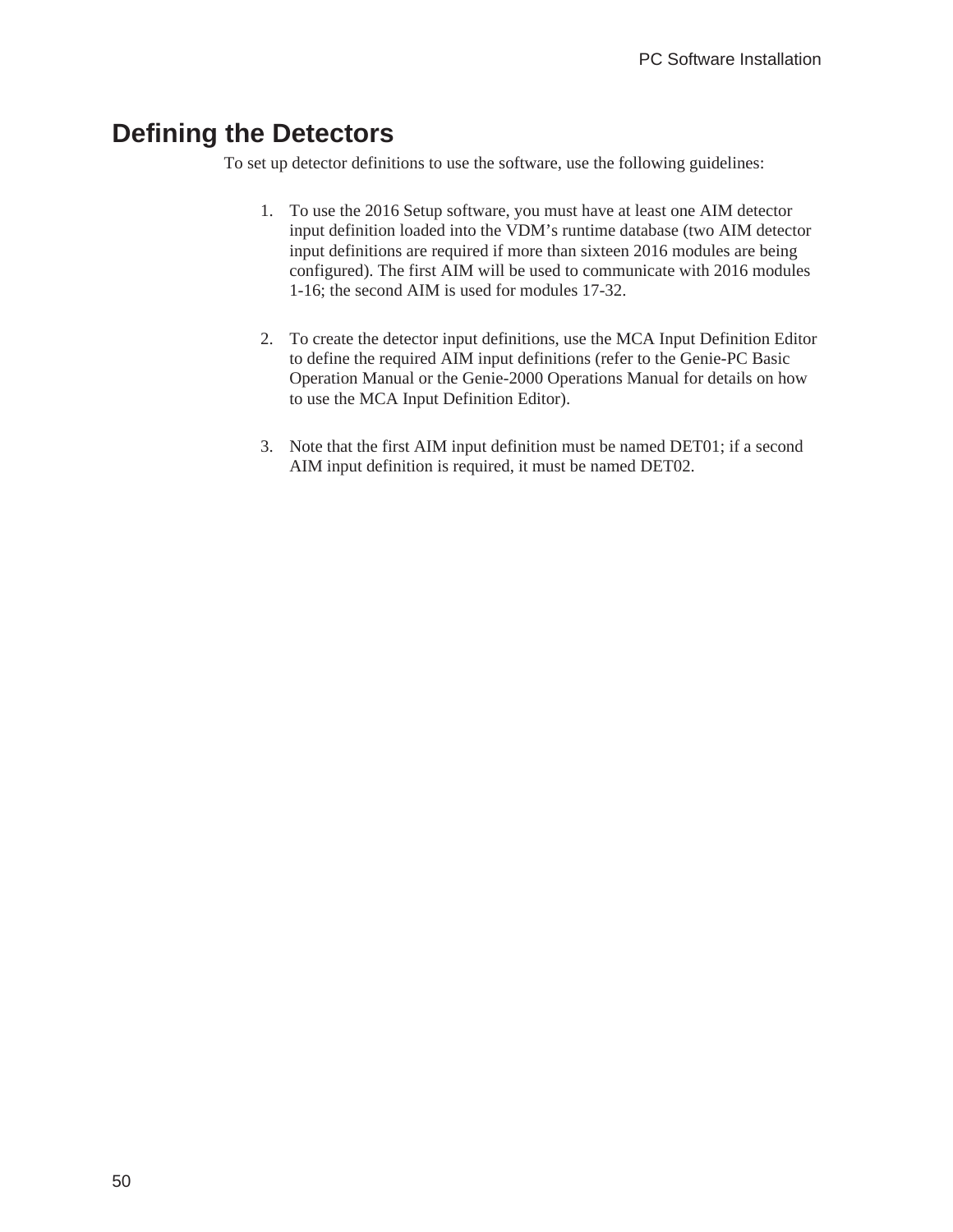## Defining the Detectors

To set up detector definitions to use the software, use the following guidelines:

1. To use the 2016 Setup software, you must have at least one AIM detector input definition loaded into the VDM's runtime database (two AIM detector input definitions are required if more than sixteen 2016 modules are being configured). The first AIM will be used to communicate with 2016 modules 1-16; the second AIM is used for modules 17-32.

2. To create the detector input definitions, use the MCA Input Definition Editor to define the required AIM input definitions (refer to the Genie-PC Basic Operation Manual or the Genie-2000 Operations Manual for details on how to use the MCA Input Definition Editor).

3. Note that the first AIM input definition must be named DET01; if a second AIM input definition is required, it must be named DET02.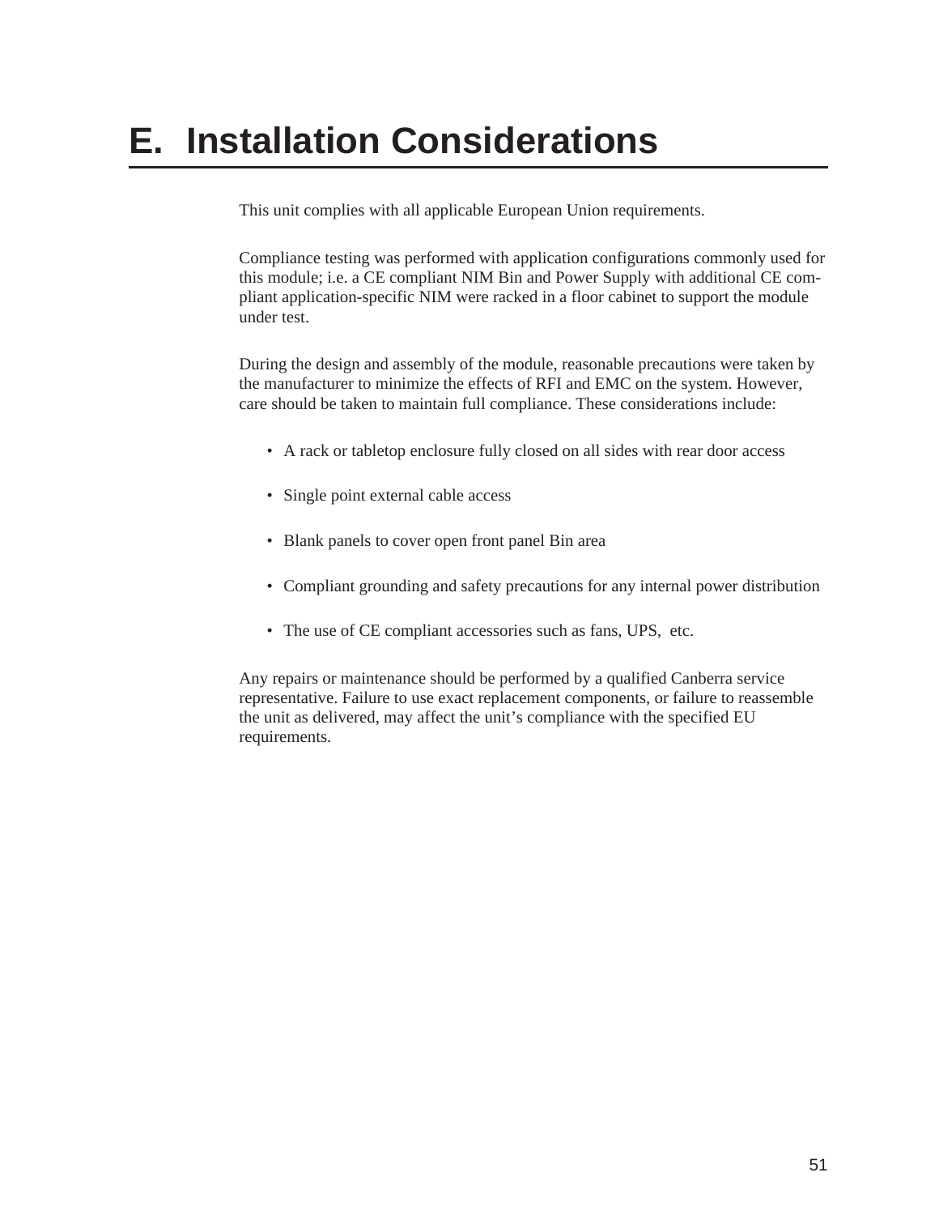# E. Installation Considerations

This unit complies with all applicable European Union requirements.

Compliance testing was performed with application configurations commonly used for this module; i.e. a CE compliant NIM Bin and Power Supply with additional CE compliant application-specific NIM were racked in a floor cabinet to support the module under test.

During the design and assembly of the module, reasonable precautions were taken by the manufacturer to minimize the effects of RFI and EMC on the system. However, care should be taken to maintain full compliance. These considerations include:

- A rack or tabletop enclosure fully closed on all sides with rear door access
- Single point external cable access
- Blank panels to cover open front panel Bin area
- Compliant grounding and safety precautions for any internal power distribution
- The use of CE compliant accessories such as fans, UPS, etc.

Any repairs or maintenance should be performed by a qualified Canberra service representative. Failure to use exact replacement components, or failure to reassemble the unit as delivered, may affect the unit's compliance with the specified EU requirements.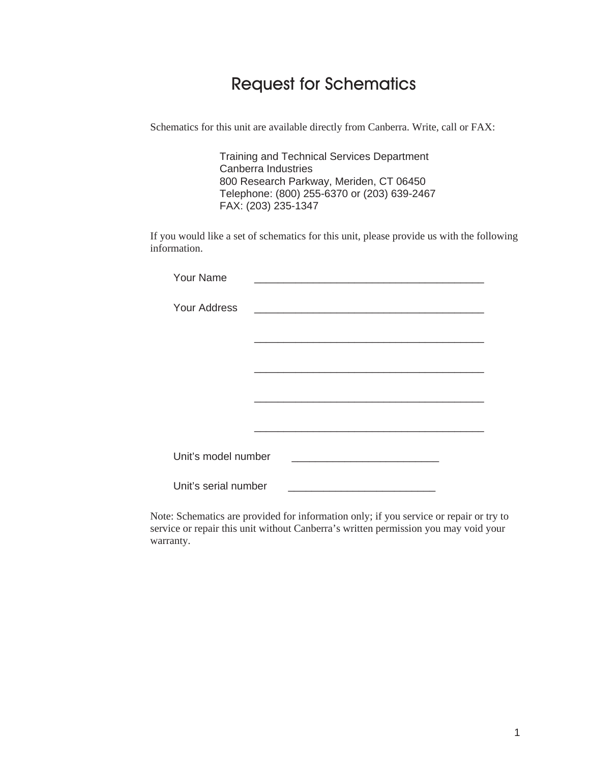# Request for Schematics

Schematics for this unit are available directly from Canberra. Write, call or FAX:

> Training and Technical Services Department
> Canberra Industries
> 800 Research Parkway, Meriden, CT 06450
> Telephone: (800) 255-6370 or (203) 639-2467
> FAX: (203) 235-1347

If you would like a set of schematics for this unit, please provide us with the following information.

Your Name ________________________________________

Your Address ________________________________________

________________________________________

________________________________________

________________________________________

________________________________________

Unit's model number _________________________

Unit's serial number _________________________

Note: Schematics are provided for information only; if you service or repair or try to service or repair this unit without Canberra's written permission you may void your warranty.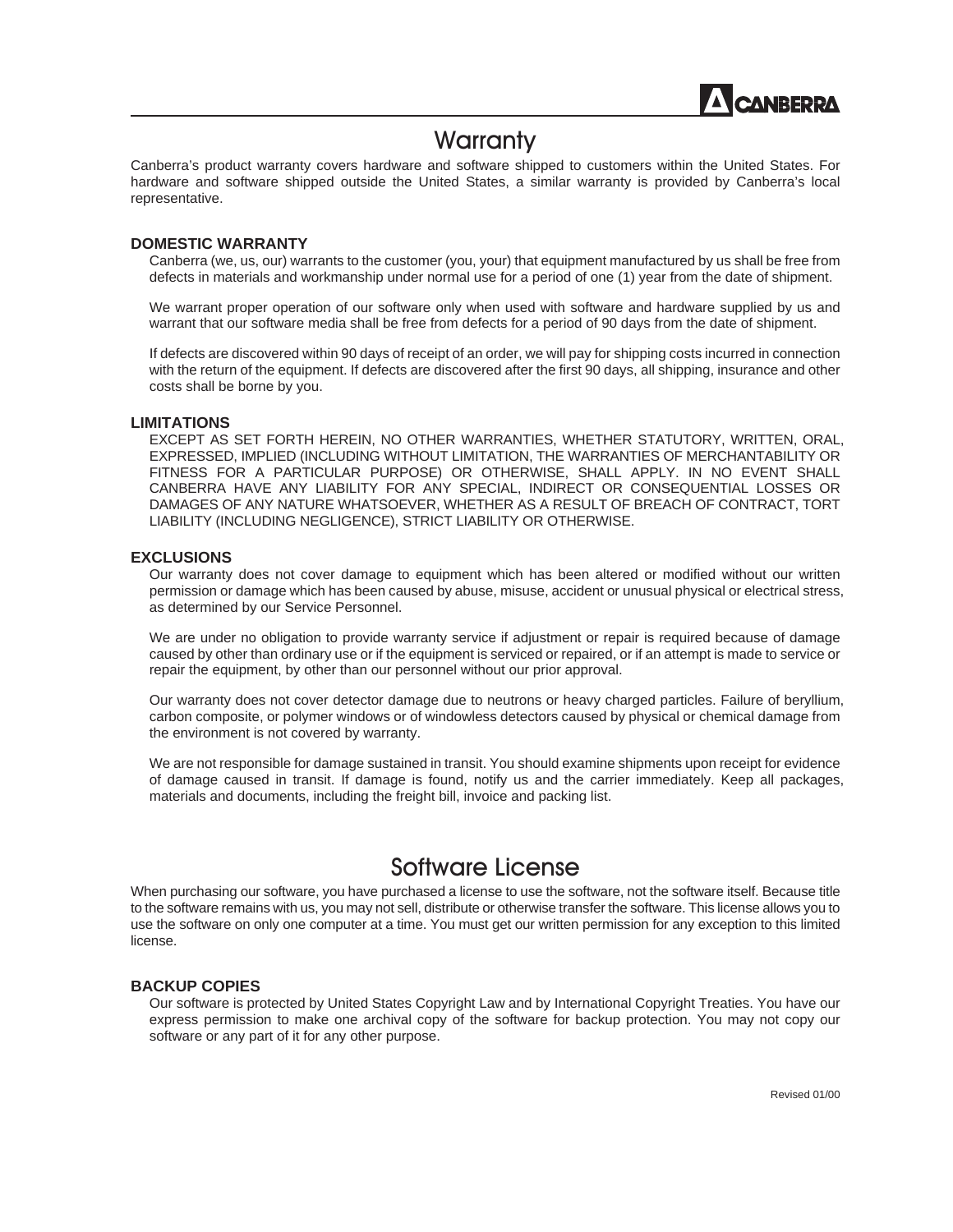# Warranty

Canberra's product warranty covers hardware and software shipped to customers within the United States. For hardware and software shipped outside the United States, a similar warranty is provided by Canberra's local representative.

### DOMESTIC WARRANTY

Canberra (we, us, our) warrants to the customer (you, your) that equipment manufactured by us shall be free from defects in materials and workmanship under normal use for a period of one (1) year from the date of shipment.

We warrant proper operation of our software only when used with software and hardware supplied by us and warrant that our software media shall be free from defects for a period of 90 days from the date of shipment.

If defects are discovered within 90 days of receipt of an order, we will pay for shipping costs incurred in connection with the return of the equipment. If defects are discovered after the first 90 days, all shipping, insurance and other costs shall be borne by you.

### LIMITATIONS

EXCEPT AS SET FORTH HEREIN, NO OTHER WARRANTIES, WHETHER STATUTORY, WRITTEN, ORAL, EXPRESSED, IMPLIED (INCLUDING WITHOUT LIMITATION, THE WARRANTIES OF MERCHANTABILITY OR FITNESS FOR A PARTICULAR PURPOSE) OR OTHERWISE, SHALL APPLY. IN NO EVENT SHALL CANBERRA HAVE ANY LIABILITY FOR ANY SPECIAL, INDIRECT OR CONSEQUENTIAL LOSSES OR DAMAGES OF ANY NATURE WHATSOEVER, WHETHER AS A RESULT OF BREACH OF CONTRACT, TORT LIABILITY (INCLUDING NEGLIGENCE), STRICT LIABILITY OR OTHERWISE.

### EXCLUSIONS

Our warranty does not cover damage to equipment which has been altered or modified without our written permission or damage which has been caused by abuse, misuse, accident or unusual physical or electrical stress, as determined by our Service Personnel.

We are under no obligation to provide warranty service if adjustment or repair is required because of damage caused by other than ordinary use or if the equipment is serviced or repaired, or if an attempt is made to service or repair the equipment, by other than our personnel without our prior approval.

Our warranty does not cover detector damage due to neutrons or heavy charged particles. Failure of beryllium, carbon composite, or polymer windows or of windowless detectors caused by physical or chemical damage from the environment is not covered by warranty.

We are not responsible for damage sustained in transit. You should examine shipments upon receipt for evidence of damage caused in transit. If damage is found, notify us and the carrier immediately. Keep all packages, materials and documents, including the freight bill, invoice and packing list.

# Software License

When purchasing our software, you have purchased a license to use the software, not the software itself. Because title to the software remains with us, you may not sell, distribute or otherwise transfer the software. This license allows you to use the software on only one computer at a time. You must get our written permission for any exception to this limited license.

### BACKUP COPIES

Our software is protected by United States Copyright Law and by International Copyright Treaties. You have our express permission to make one archival copy of the software for backup protection. You may not copy our software or any part of it for any other purpose.

Revised 01/00